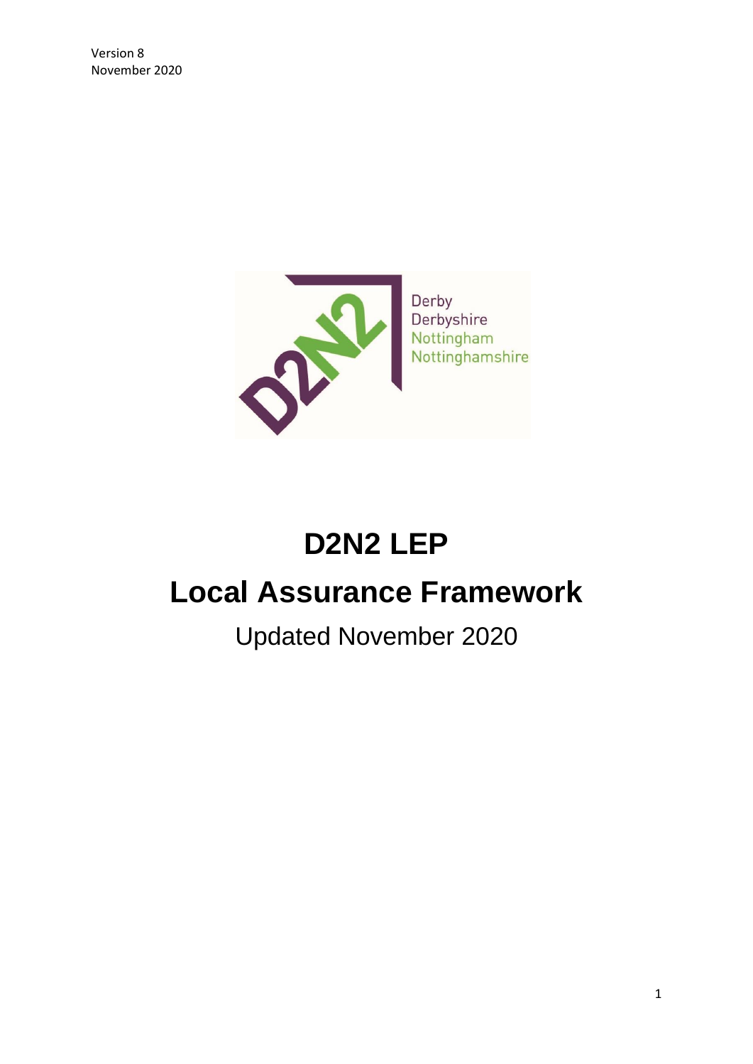Version 8
November 2020

Derby
Derbyshire
Nottingham
Nottinghamshire

# D2N2 LEP

# Local Assurance Framework

Updated November 2020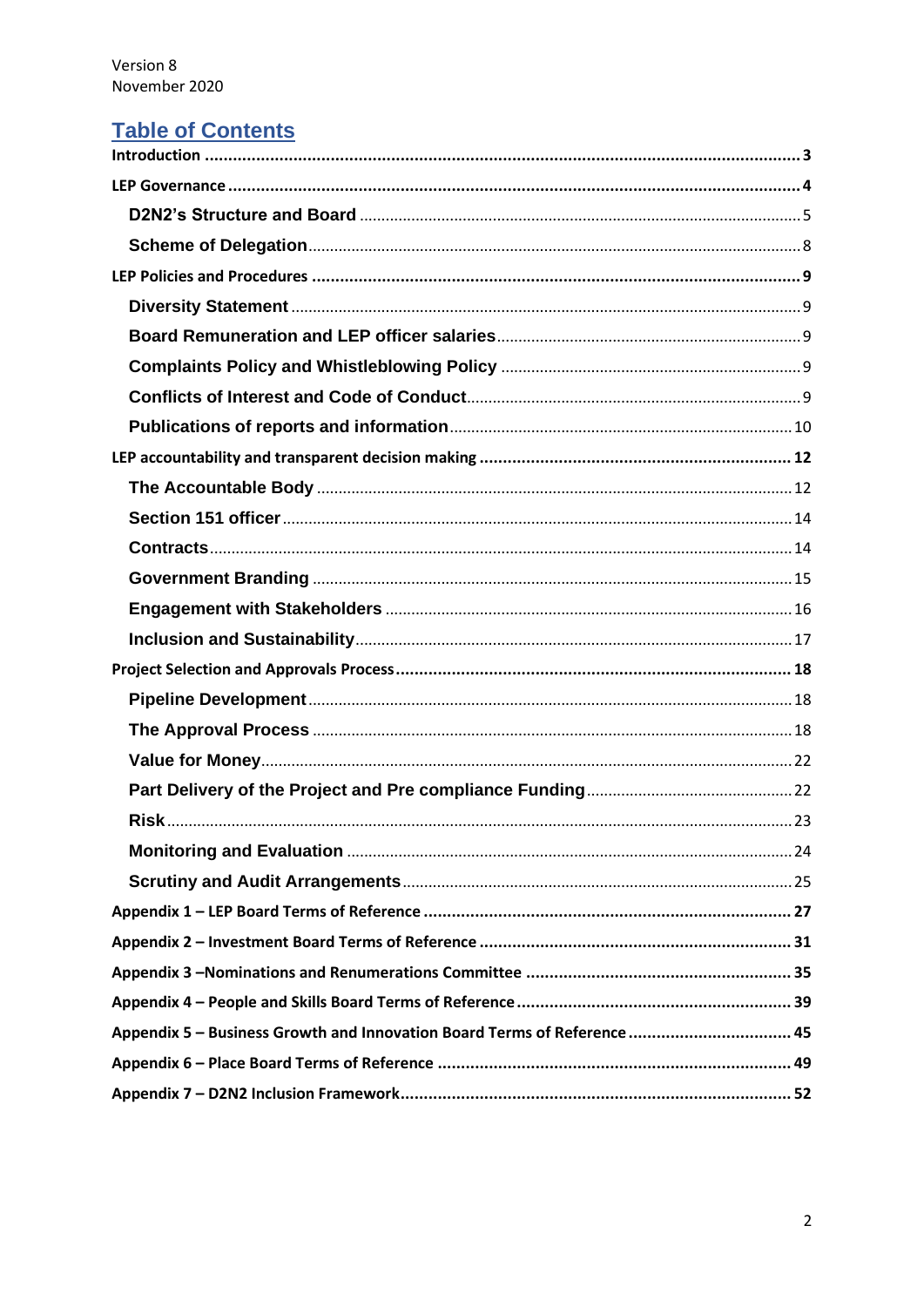Version 8
November 2020

# Table of Contents

- Introduction ... 3
- LEP Governance ... 4
  - D2N2's Structure and Board ... 5
  - Scheme of Delegation ... 8
- LEP Policies and Procedures ... 9
  - Diversity Statement ... 9
  - Board Remuneration and LEP officer salaries ... 9
  - Complaints Policy and Whistleblowing Policy ... 9
  - Conflicts of Interest and Code of Conduct ... 9
  - Publications of reports and information ... 10
- LEP accountability and transparent decision making ... 12
  - The Accountable Body ... 12
  - Section 151 officer ... 14
  - Contracts ... 14
  - Government Branding ... 15
  - Engagement with Stakeholders ... 16
  - Inclusion and Sustainability ... 17
- Project Selection and Approvals Process ... 18
  - Pipeline Development ... 18
  - The Approval Process ... 18
  - Value for Money ... 22
  - Part Delivery of the Project and Pre compliance Funding ... 22
  - Risk ... 23
  - Monitoring and Evaluation ... 24
  - Scrutiny and Audit Arrangements ... 25
- Appendix 1 – LEP Board Terms of Reference ... 27
- Appendix 2 – Investment Board Terms of Reference ... 31
- Appendix 3 –Nominations and Renumerations Committee ... 35
- Appendix 4 – People and Skills Board Terms of Reference ... 39
- Appendix 5 – Business Growth and Innovation Board Terms of Reference ... 45
- Appendix 6 – Place Board Terms of Reference ... 49
- Appendix 7 – D2N2 Inclusion Framework ... 52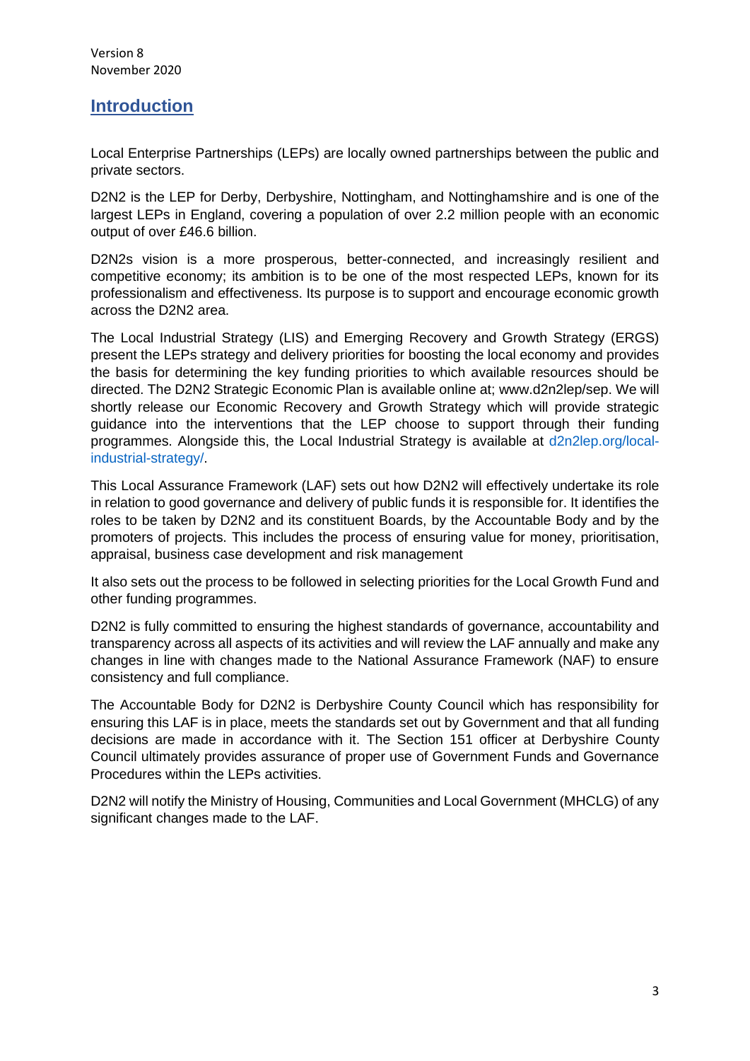Version 8
November 2020

## Introduction

Local Enterprise Partnerships (LEPs) are locally owned partnerships between the public and private sectors.

D2N2 is the LEP for Derby, Derbyshire, Nottingham, and Nottinghamshire and is one of the largest LEPs in England, covering a population of over 2.2 million people with an economic output of over £46.6 billion.

D2N2s vision is a more prosperous, better-connected, and increasingly resilient and competitive economy; its ambition is to be one of the most respected LEPs, known for its professionalism and effectiveness. Its purpose is to support and encourage economic growth across the D2N2 area.

The Local Industrial Strategy (LIS) and Emerging Recovery and Growth Strategy (ERGS) present the LEPs strategy and delivery priorities for boosting the local economy and provides the basis for determining the key funding priorities to which available resources should be directed. The D2N2 Strategic Economic Plan is available online at; www.d2n2lep/sep. We will shortly release our Economic Recovery and Growth Strategy which will provide strategic guidance into the interventions that the LEP choose to support through their funding programmes. Alongside this, the Local Industrial Strategy is available at d2n2lep.org/local-industrial-strategy/.

This Local Assurance Framework (LAF) sets out how D2N2 will effectively undertake its role in relation to good governance and delivery of public funds it is responsible for. It identifies the roles to be taken by D2N2 and its constituent Boards, by the Accountable Body and by the promoters of projects. This includes the process of ensuring value for money, prioritisation, appraisal, business case development and risk management

It also sets out the process to be followed in selecting priorities for the Local Growth Fund and other funding programmes.

D2N2 is fully committed to ensuring the highest standards of governance, accountability and transparency across all aspects of its activities and will review the LAF annually and make any changes in line with changes made to the National Assurance Framework (NAF) to ensure consistency and full compliance.

The Accountable Body for D2N2 is Derbyshire County Council which has responsibility for ensuring this LAF is in place, meets the standards set out by Government and that all funding decisions are made in accordance with it. The Section 151 officer at Derbyshire County Council ultimately provides assurance of proper use of Government Funds and Governance Procedures within the LEPs activities.

D2N2 will notify the Ministry of Housing, Communities and Local Government (MHCLG) of any significant changes made to the LAF.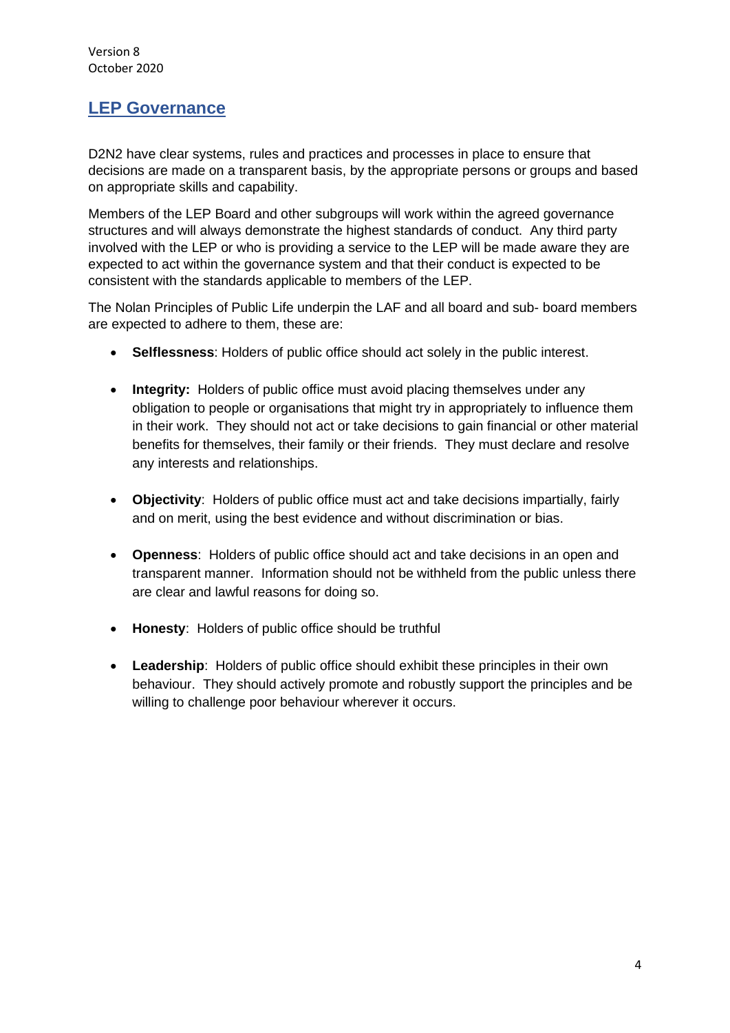Version 8
October 2020

## LEP Governance

D2N2 have clear systems, rules and practices and processes in place to ensure that decisions are made on a transparent basis, by the appropriate persons or groups and based on appropriate skills and capability.

Members of the LEP Board and other subgroups will work within the agreed governance structures and will always demonstrate the highest standards of conduct. Any third party involved with the LEP or who is providing a service to the LEP will be made aware they are expected to act within the governance system and that their conduct is expected to be consistent with the standards applicable to members of the LEP.

The Nolan Principles of Public Life underpin the LAF and all board and sub- board members are expected to adhere to them, these are:

- **Selflessness**: Holders of public office should act solely in the public interest.
- **Integrity:** Holders of public office must avoid placing themselves under any obligation to people or organisations that might try in appropriately to influence them in their work. They should not act or take decisions to gain financial or other material benefits for themselves, their family or their friends. They must declare and resolve any interests and relationships.
- **Objectivity**: Holders of public office must act and take decisions impartially, fairly and on merit, using the best evidence and without discrimination or bias.
- **Openness**: Holders of public office should act and take decisions in an open and transparent manner. Information should not be withheld from the public unless there are clear and lawful reasons for doing so.
- **Honesty**: Holders of public office should be truthful
- **Leadership**: Holders of public office should exhibit these principles in their own behaviour. They should actively promote and robustly support the principles and be willing to challenge poor behaviour wherever it occurs.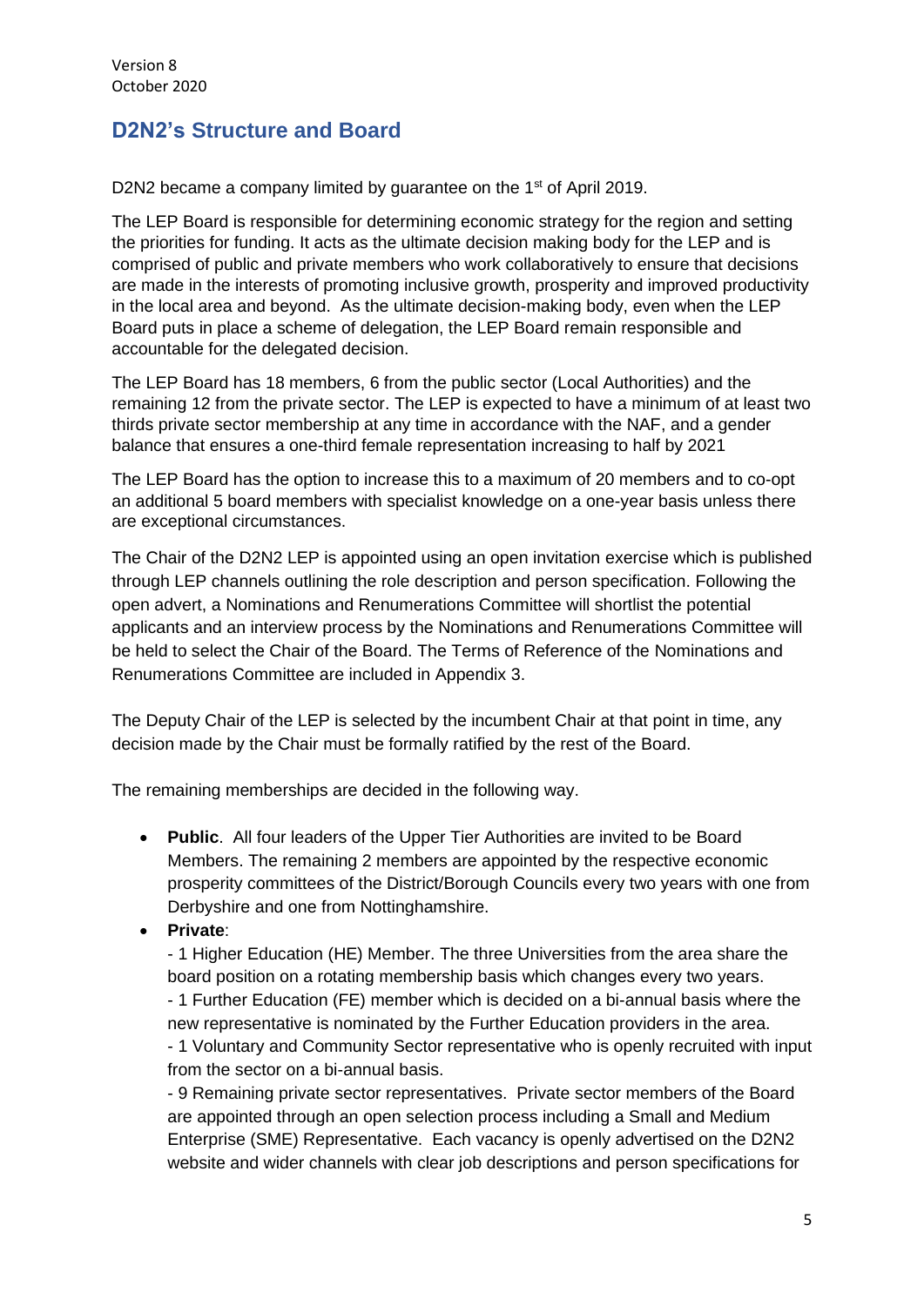Version 8
October 2020

## D2N2's Structure and Board

D2N2 became a company limited by guarantee on the 1st of April 2019.

The LEP Board is responsible for determining economic strategy for the region and setting the priorities for funding. It acts as the ultimate decision making body for the LEP and is comprised of public and private members who work collaboratively to ensure that decisions are made in the interests of promoting inclusive growth, prosperity and improved productivity in the local area and beyond. As the ultimate decision-making body, even when the LEP Board puts in place a scheme of delegation, the LEP Board remain responsible and accountable for the delegated decision.

The LEP Board has 18 members, 6 from the public sector (Local Authorities) and the remaining 12 from the private sector. The LEP is expected to have a minimum of at least two thirds private sector membership at any time in accordance with the NAF, and a gender balance that ensures a one-third female representation increasing to half by 2021

The LEP Board has the option to increase this to a maximum of 20 members and to co-opt an additional 5 board members with specialist knowledge on a one-year basis unless there are exceptional circumstances.

The Chair of the D2N2 LEP is appointed using an open invitation exercise which is published through LEP channels outlining the role description and person specification. Following the open advert, a Nominations and Renumerations Committee will shortlist the potential applicants and an interview process by the Nominations and Renumerations Committee will be held to select the Chair of the Board. The Terms of Reference of the Nominations and Renumerations Committee are included in Appendix 3.

The Deputy Chair of the LEP is selected by the incumbent Chair at that point in time, any decision made by the Chair must be formally ratified by the rest of the Board.

The remaining memberships are decided in the following way.

- **Public**. All four leaders of the Upper Tier Authorities are invited to be Board Members. The remaining 2 members are appointed by the respective economic prosperity committees of the District/Borough Councils every two years with one from Derbyshire and one from Nottinghamshire.
- **Private**:
  - 1 Higher Education (HE) Member. The three Universities from the area share the board position on a rotating membership basis which changes every two years.
  - 1 Further Education (FE) member which is decided on a bi-annual basis where the new representative is nominated by the Further Education providers in the area.
  - 1 Voluntary and Community Sector representative who is openly recruited with input from the sector on a bi-annual basis.
  - 9 Remaining private sector representatives. Private sector members of the Board are appointed through an open selection process including a Small and Medium Enterprise (SME) Representative. Each vacancy is openly advertised on the D2N2 website and wider channels with clear job descriptions and person specifications for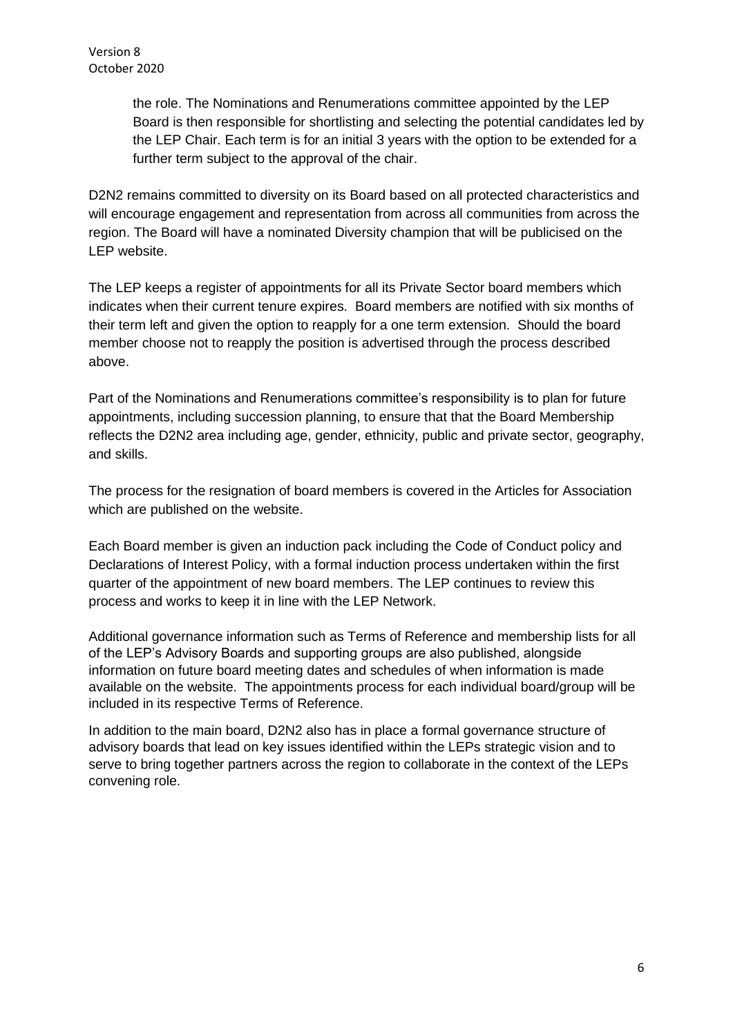the role. The Nominations and Renumerations committee appointed by the LEP Board is then responsible for shortlisting and selecting the potential candidates led by the LEP Chair. Each term is for an initial 3 years with the option to be extended for a further term subject to the approval of the chair.

D2N2 remains committed to diversity on its Board based on all protected characteristics and will encourage engagement and representation from across all communities from across the region. The Board will have a nominated Diversity champion that will be publicised on the LEP website.

The LEP keeps a register of appointments for all its Private Sector board members which indicates when their current tenure expires. Board members are notified with six months of their term left and given the option to reapply for a one term extension. Should the board member choose not to reapply the position is advertised through the process described above.

Part of the Nominations and Renumerations committee's responsibility is to plan for future appointments, including succession planning, to ensure that that the Board Membership reflects the D2N2 area including age, gender, ethnicity, public and private sector, geography, and skills.

The process for the resignation of board members is covered in the Articles for Association which are published on the website.

Each Board member is given an induction pack including the Code of Conduct policy and Declarations of Interest Policy, with a formal induction process undertaken within the first quarter of the appointment of new board members. The LEP continues to review this process and works to keep it in line with the LEP Network.

Additional governance information such as Terms of Reference and membership lists for all of the LEP's Advisory Boards and supporting groups are also published, alongside information on future board meeting dates and schedules of when information is made available on the website. The appointments process for each individual board/group will be included in its respective Terms of Reference.

In addition to the main board, D2N2 also has in place a formal governance structure of advisory boards that lead on key issues identified within the LEPs strategic vision and to serve to bring together partners across the region to collaborate in the context of the LEPs convening role.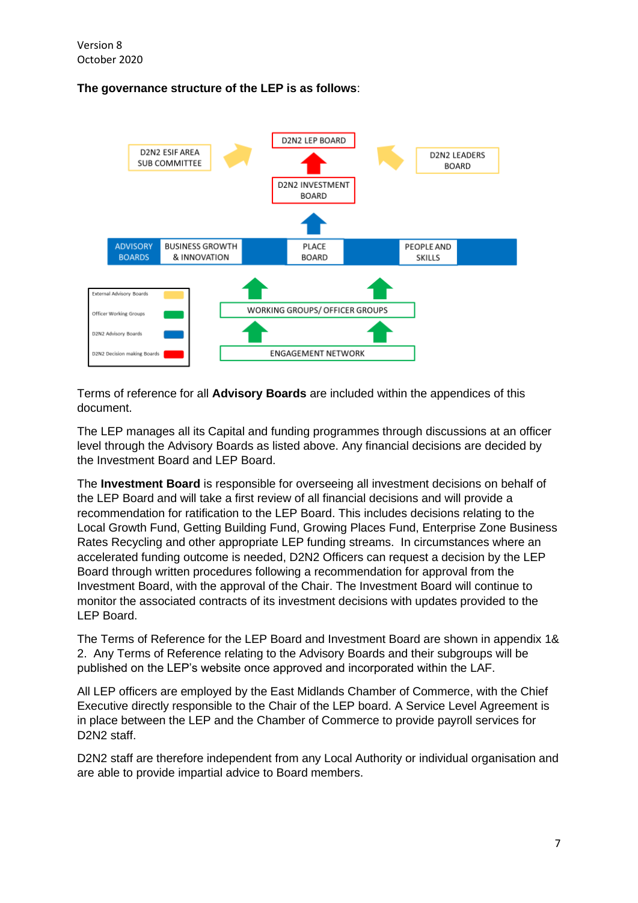Version 8
October 2020

**The governance structure of the LEP is as follows**:

D2N2 ESIF AREA SUB COMMITTEE

D2N2 LEP BOARD

D2N2 LEADERS BOARD

D2N2 INVESTMENT BOARD

ADVISORY BOARDS: BUSINESS GROWTH & INNOVATION | PLACE BOARD | PEOPLE AND SKILLS

WORKING GROUPS/ OFFICER GROUPS

ENGAGEMENT NETWORK

External Advisory Boards
Officer Working Groups
D2N2 Advisory Boards
D2N2 Decision making Boards

Terms of reference for all **Advisory Boards** are included within the appendices of this document.

The LEP manages all its Capital and funding programmes through discussions at an officer level through the Advisory Boards as listed above. Any financial decisions are decided by the Investment Board and LEP Board.

The **Investment Board** is responsible for overseeing all investment decisions on behalf of the LEP Board and will take a first review of all financial decisions and will provide a recommendation for ratification to the LEP Board. This includes decisions relating to the Local Growth Fund, Getting Building Fund, Growing Places Fund, Enterprise Zone Business Rates Recycling and other appropriate LEP funding streams. In circumstances where an accelerated funding outcome is needed, D2N2 Officers can request a decision by the LEP Board through written procedures following a recommendation for approval from the Investment Board, with the approval of the Chair. The Investment Board will continue to monitor the associated contracts of its investment decisions with updates provided to the LEP Board.

The Terms of Reference for the LEP Board and Investment Board are shown in appendix 1& 2. Any Terms of Reference relating to the Advisory Boards and their subgroups will be published on the LEP's website once approved and incorporated within the LAF.

All LEP officers are employed by the East Midlands Chamber of Commerce, with the Chief Executive directly responsible to the Chair of the LEP board. A Service Level Agreement is in place between the LEP and the Chamber of Commerce to provide payroll services for D2N2 staff.

D2N2 staff are therefore independent from any Local Authority or individual organisation and are able to provide impartial advice to Board members.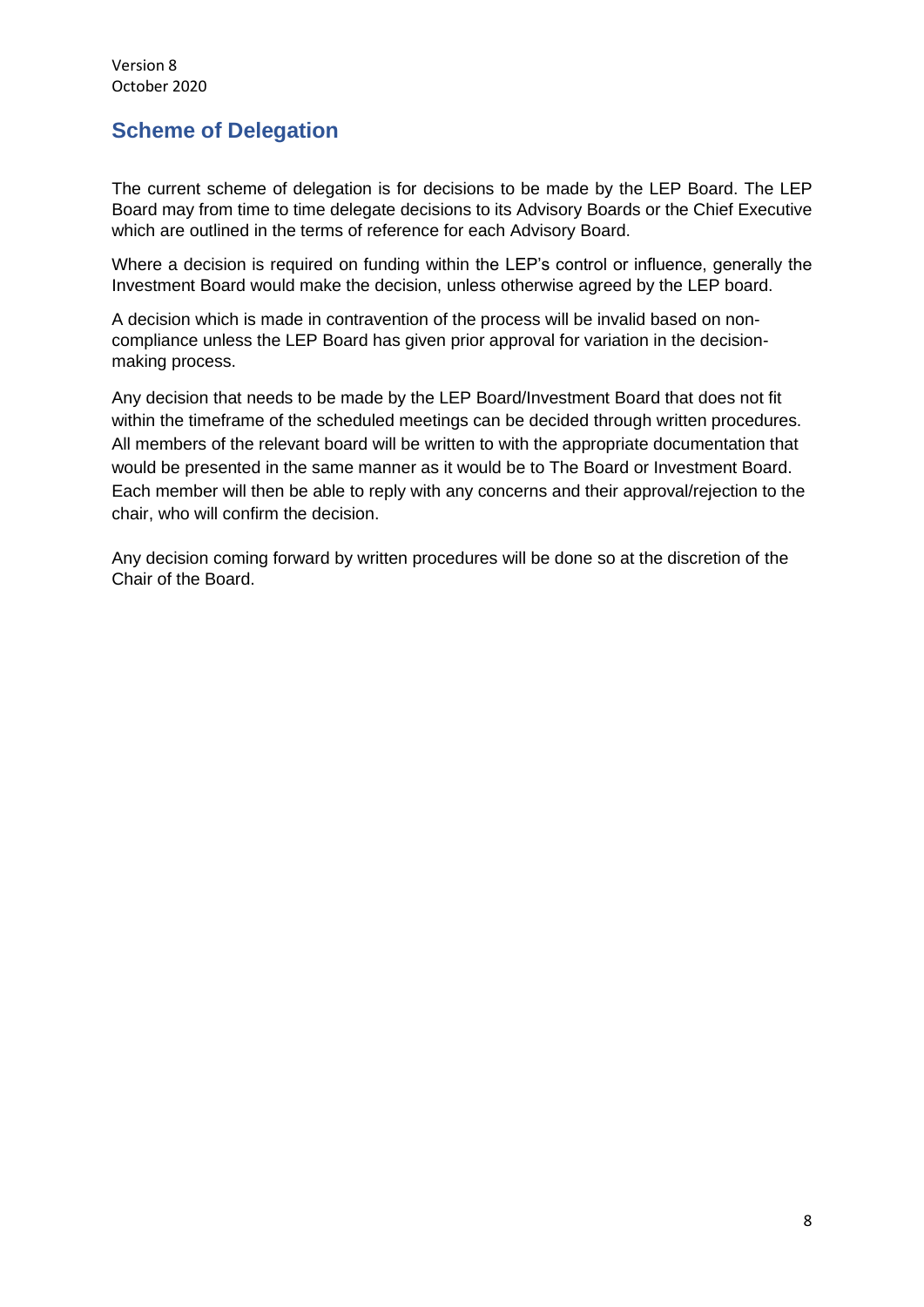## Scheme of Delegation

The current scheme of delegation is for decisions to be made by the LEP Board. The LEP Board may from time to time delegate decisions to its Advisory Boards or the Chief Executive which are outlined in the terms of reference for each Advisory Board.

Where a decision is required on funding within the LEP's control or influence, generally the Investment Board would make the decision, unless otherwise agreed by the LEP board.

A decision which is made in contravention of the process will be invalid based on non-compliance unless the LEP Board has given prior approval for variation in the decision-making process.

Any decision that needs to be made by the LEP Board/Investment Board that does not fit within the timeframe of the scheduled meetings can be decided through written procedures. All members of the relevant board will be written to with the appropriate documentation that would be presented in the same manner as it would be to The Board or Investment Board. Each member will then be able to reply with any concerns and their approval/rejection to the chair, who will confirm the decision.

Any decision coming forward by written procedures will be done so at the discretion of the Chair of the Board.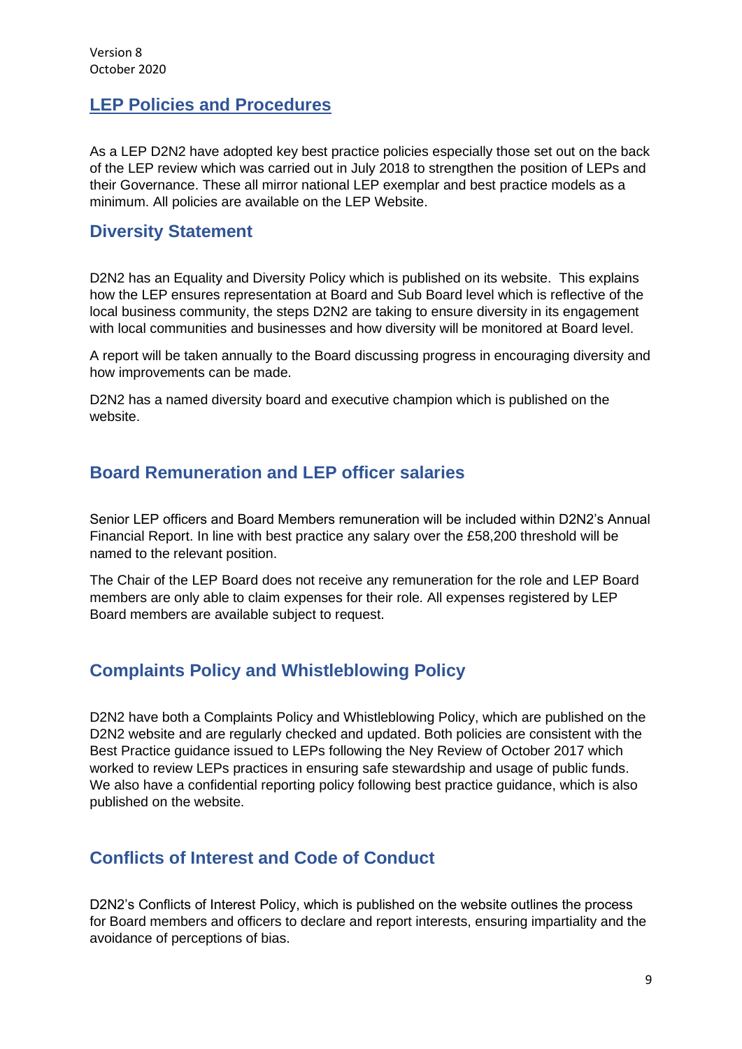## LEP Policies and Procedures

As a LEP D2N2 have adopted key best practice policies especially those set out on the back of the LEP review which was carried out in July 2018 to strengthen the position of LEPs and their Governance. These all mirror national LEP exemplar and best practice models as a minimum. All policies are available on the LEP Website.

## Diversity Statement

D2N2 has an Equality and Diversity Policy which is published on its website. This explains how the LEP ensures representation at Board and Sub Board level which is reflective of the local business community, the steps D2N2 are taking to ensure diversity in its engagement with local communities and businesses and how diversity will be monitored at Board level.

A report will be taken annually to the Board discussing progress in encouraging diversity and how improvements can be made.

D2N2 has a named diversity board and executive champion which is published on the website.

## Board Remuneration and LEP officer salaries

Senior LEP officers and Board Members remuneration will be included within D2N2's Annual Financial Report. In line with best practice any salary over the £58,200 threshold will be named to the relevant position.

The Chair of the LEP Board does not receive any remuneration for the role and LEP Board members are only able to claim expenses for their role. All expenses registered by LEP Board members are available subject to request.

## Complaints Policy and Whistleblowing Policy

D2N2 have both a Complaints Policy and Whistleblowing Policy, which are published on the D2N2 website and are regularly checked and updated. Both policies are consistent with the Best Practice guidance issued to LEPs following the Ney Review of October 2017 which worked to review LEPs practices in ensuring safe stewardship and usage of public funds. We also have a confidential reporting policy following best practice guidance, which is also published on the website.

## Conflicts of Interest and Code of Conduct

D2N2's Conflicts of Interest Policy, which is published on the website outlines the process for Board members and officers to declare and report interests, ensuring impartiality and the avoidance of perceptions of bias.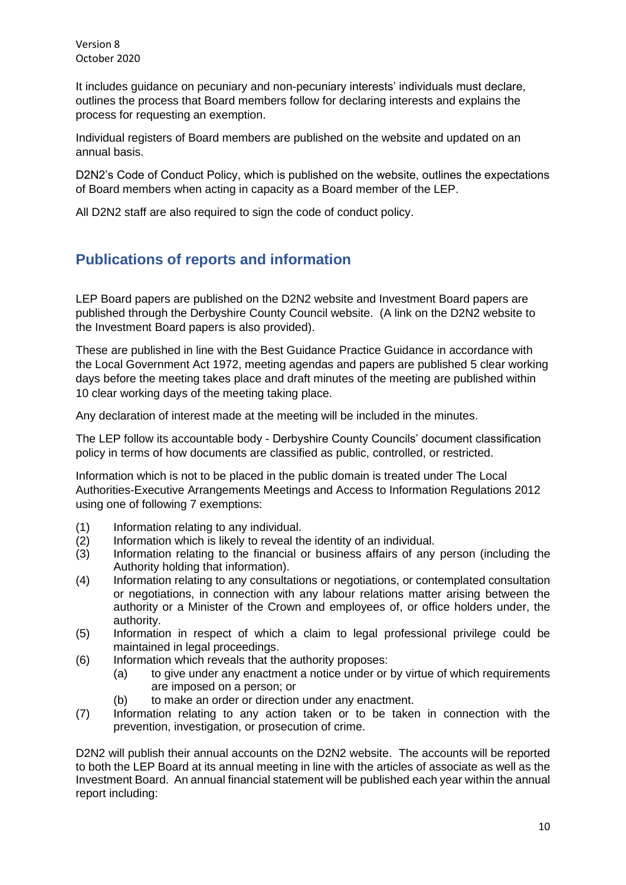It includes guidance on pecuniary and non-pecuniary interests' individuals must declare, outlines the process that Board members follow for declaring interests and explains the process for requesting an exemption.

Individual registers of Board members are published on the website and updated on an annual basis.

D2N2's Code of Conduct Policy, which is published on the website, outlines the expectations of Board members when acting in capacity as a Board member of the LEP.

All D2N2 staff are also required to sign the code of conduct policy.

## Publications of reports and information

LEP Board papers are published on the D2N2 website and Investment Board papers are published through the Derbyshire County Council website. (A link on the D2N2 website to the Investment Board papers is also provided).

These are published in line with the Best Guidance Practice Guidance in accordance with the Local Government Act 1972, meeting agendas and papers are published 5 clear working days before the meeting takes place and draft minutes of the meeting are published within 10 clear working days of the meeting taking place.

Any declaration of interest made at the meeting will be included in the minutes.

The LEP follow its accountable body - Derbyshire County Councils' document classification policy in terms of how documents are classified as public, controlled, or restricted.

Information which is not to be placed in the public domain is treated under The Local Authorities-Executive Arrangements Meetings and Access to Information Regulations 2012 using one of following 7 exemptions:

(1) Information relating to any individual.
(2) Information which is likely to reveal the identity of an individual.
(3) Information relating to the financial or business affairs of any person (including the Authority holding that information).
(4) Information relating to any consultations or negotiations, or contemplated consultation or negotiations, in connection with any labour relations matter arising between the authority or a Minister of the Crown and employees of, or office holders under, the authority.
(5) Information in respect of which a claim to legal professional privilege could be maintained in legal proceedings.
(6) Information which reveals that the authority proposes:
    (a) to give under any enactment a notice under or by virtue of which requirements are imposed on a person; or
    (b) to make an order or direction under any enactment.
(7) Information relating to any action taken or to be taken in connection with the prevention, investigation, or prosecution of crime.

D2N2 will publish their annual accounts on the D2N2 website. The accounts will be reported to both the LEP Board at its annual meeting in line with the articles of associate as well as the Investment Board. An annual financial statement will be published each year within the annual report including: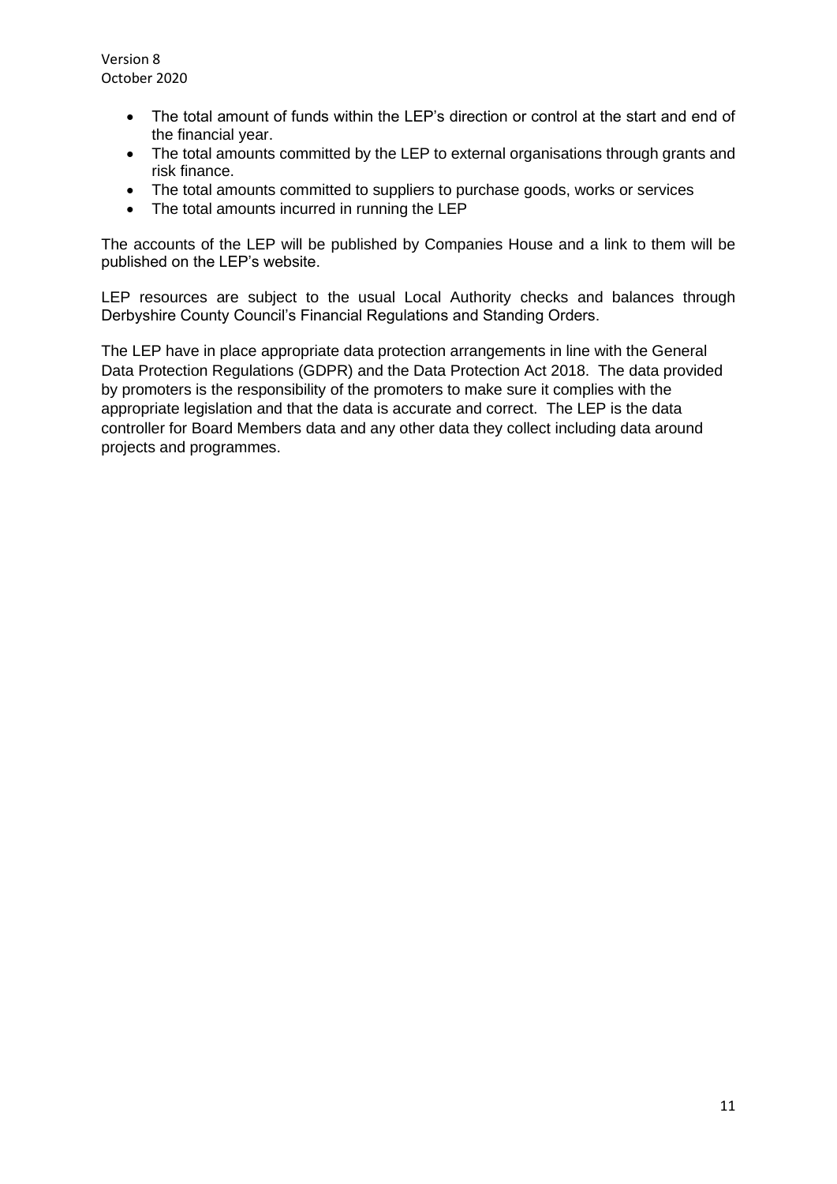- The total amount of funds within the LEP's direction or control at the start and end of the financial year.
- The total amounts committed by the LEP to external organisations through grants and risk finance.
- The total amounts committed to suppliers to purchase goods, works or services
- The total amounts incurred in running the LEP

The accounts of the LEP will be published by Companies House and a link to them will be published on the LEP's website.

LEP resources are subject to the usual Local Authority checks and balances through Derbyshire County Council's Financial Regulations and Standing Orders.

The LEP have in place appropriate data protection arrangements in line with the General Data Protection Regulations (GDPR) and the Data Protection Act 2018. The data provided by promoters is the responsibility of the promoters to make sure it complies with the appropriate legislation and that the data is accurate and correct. The LEP is the data controller for Board Members data and any other data they collect including data around projects and programmes.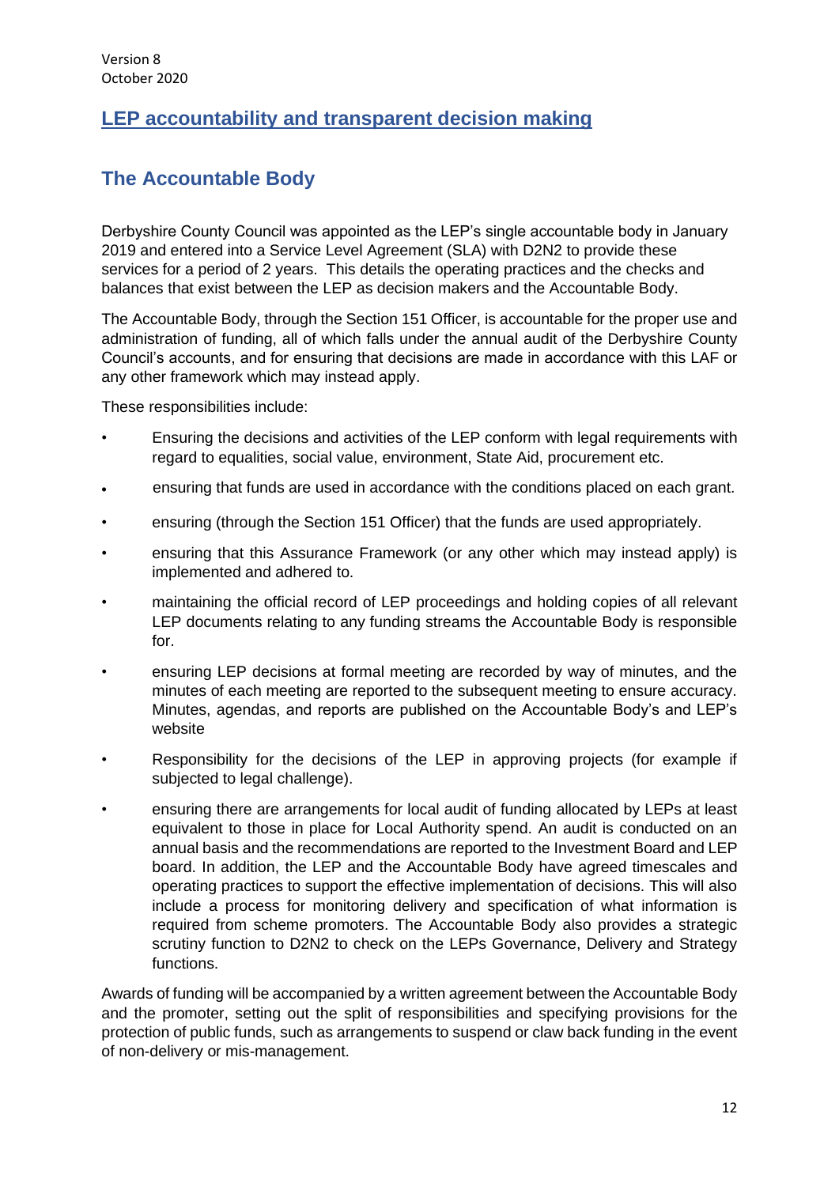## LEP accountability and transparent decision making

## The Accountable Body

Derbyshire County Council was appointed as the LEP's single accountable body in January 2019 and entered into a Service Level Agreement (SLA) with D2N2 to provide these services for a period of 2 years. This details the operating practices and the checks and balances that exist between the LEP as decision makers and the Accountable Body.

The Accountable Body, through the Section 151 Officer, is accountable for the proper use and administration of funding, all of which falls under the annual audit of the Derbyshire County Council's accounts, and for ensuring that decisions are made in accordance with this LAF or any other framework which may instead apply.

These responsibilities include:

- Ensuring the decisions and activities of the LEP conform with legal requirements with regard to equalities, social value, environment, State Aid, procurement etc.
- ensuring that funds are used in accordance with the conditions placed on each grant.
- ensuring (through the Section 151 Officer) that the funds are used appropriately.
- ensuring that this Assurance Framework (or any other which may instead apply) is implemented and adhered to.
- maintaining the official record of LEP proceedings and holding copies of all relevant LEP documents relating to any funding streams the Accountable Body is responsible for.
- ensuring LEP decisions at formal meeting are recorded by way of minutes, and the minutes of each meeting are reported to the subsequent meeting to ensure accuracy. Minutes, agendas, and reports are published on the Accountable Body's and LEP's website
- Responsibility for the decisions of the LEP in approving projects (for example if subjected to legal challenge).
- ensuring there are arrangements for local audit of funding allocated by LEPs at least equivalent to those in place for Local Authority spend. An audit is conducted on an annual basis and the recommendations are reported to the Investment Board and LEP board. In addition, the LEP and the Accountable Body have agreed timescales and operating practices to support the effective implementation of decisions. This will also include a process for monitoring delivery and specification of what information is required from scheme promoters. The Accountable Body also provides a strategic scrutiny function to D2N2 to check on the LEPs Governance, Delivery and Strategy functions.

Awards of funding will be accompanied by a written agreement between the Accountable Body and the promoter, setting out the split of responsibilities and specifying provisions for the protection of public funds, such as arrangements to suspend or claw back funding in the event of non-delivery or mis-management.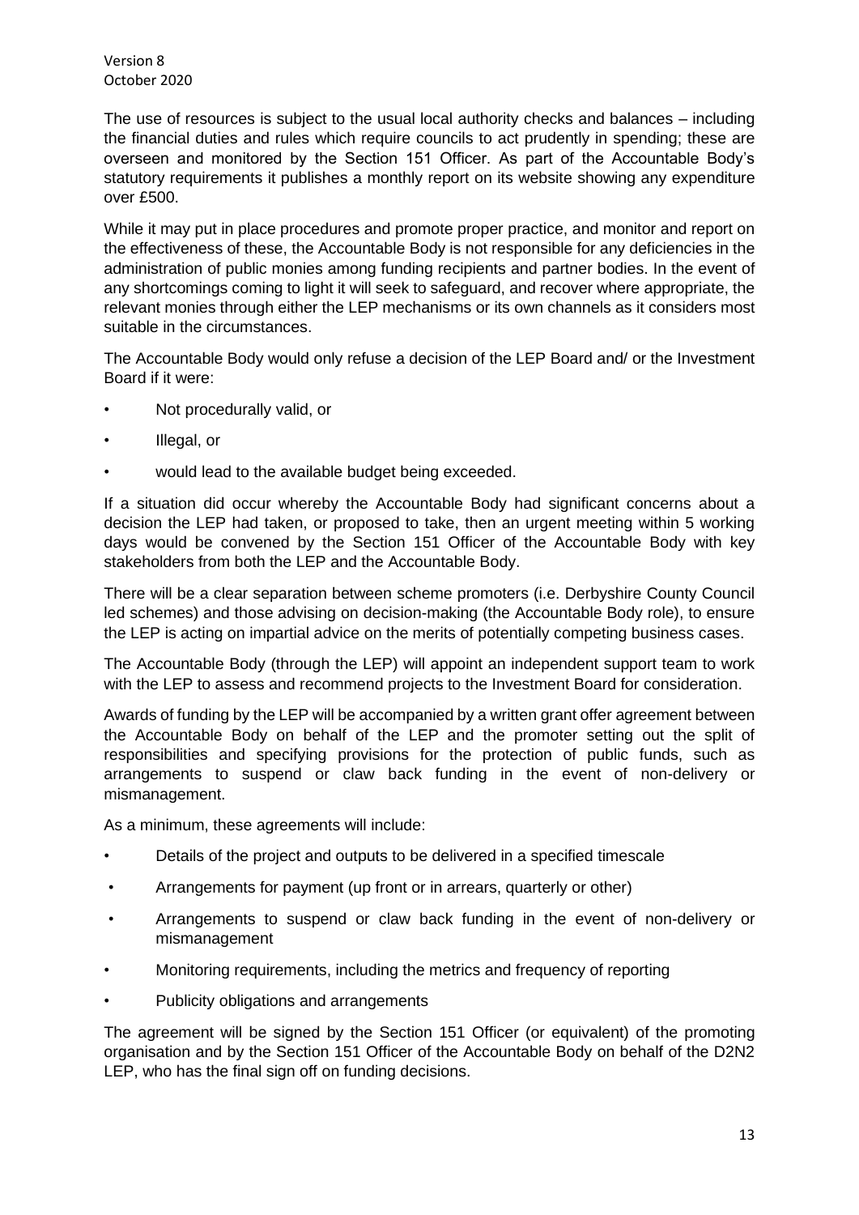The use of resources is subject to the usual local authority checks and balances – including the financial duties and rules which require councils to act prudently in spending; these are overseen and monitored by the Section 151 Officer. As part of the Accountable Body's statutory requirements it publishes a monthly report on its website showing any expenditure over £500.

While it may put in place procedures and promote proper practice, and monitor and report on the effectiveness of these, the Accountable Body is not responsible for any deficiencies in the administration of public monies among funding recipients and partner bodies. In the event of any shortcomings coming to light it will seek to safeguard, and recover where appropriate, the relevant monies through either the LEP mechanisms or its own channels as it considers most suitable in the circumstances.

The Accountable Body would only refuse a decision of the LEP Board and/ or the Investment Board if it were:

- Not procedurally valid, or
- Illegal, or
- would lead to the available budget being exceeded.

If a situation did occur whereby the Accountable Body had significant concerns about a decision the LEP had taken, or proposed to take, then an urgent meeting within 5 working days would be convened by the Section 151 Officer of the Accountable Body with key stakeholders from both the LEP and the Accountable Body.

There will be a clear separation between scheme promoters (i.e. Derbyshire County Council led schemes) and those advising on decision-making (the Accountable Body role), to ensure the LEP is acting on impartial advice on the merits of potentially competing business cases.

The Accountable Body (through the LEP) will appoint an independent support team to work with the LEP to assess and recommend projects to the Investment Board for consideration.

Awards of funding by the LEP will be accompanied by a written grant offer agreement between the Accountable Body on behalf of the LEP and the promoter setting out the split of responsibilities and specifying provisions for the protection of public funds, such as arrangements to suspend or claw back funding in the event of non-delivery or mismanagement.

As a minimum, these agreements will include:

- Details of the project and outputs to be delivered in a specified timescale
- Arrangements for payment (up front or in arrears, quarterly or other)
- Arrangements to suspend or claw back funding in the event of non-delivery or mismanagement
- Monitoring requirements, including the metrics and frequency of reporting
- Publicity obligations and arrangements

The agreement will be signed by the Section 151 Officer (or equivalent) of the promoting organisation and by the Section 151 Officer of the Accountable Body on behalf of the D2N2 LEP, who has the final sign off on funding decisions.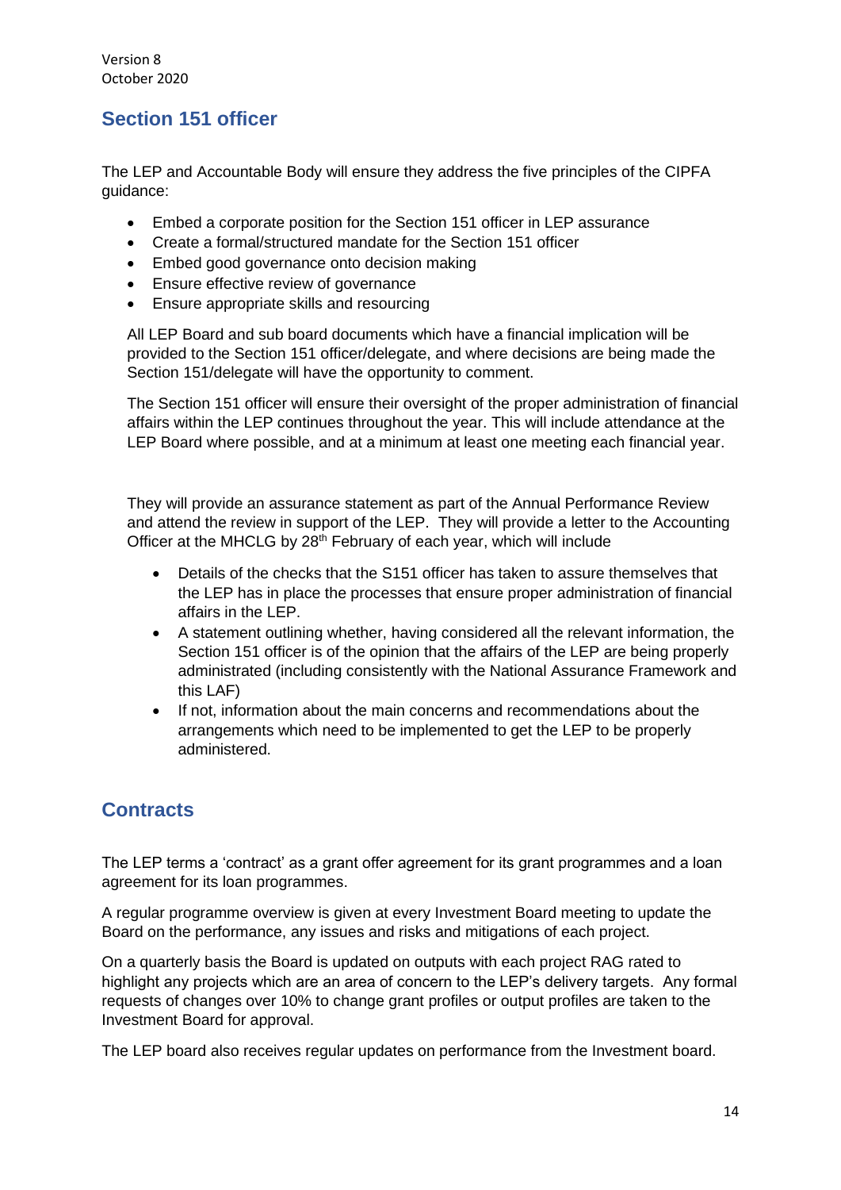## Section 151 officer

The LEP and Accountable Body will ensure they address the five principles of the CIPFA guidance:

- Embed a corporate position for the Section 151 officer in LEP assurance
- Create a formal/structured mandate for the Section 151 officer
- Embed good governance onto decision making
- Ensure effective review of governance
- Ensure appropriate skills and resourcing

All LEP Board and sub board documents which have a financial implication will be provided to the Section 151 officer/delegate, and where decisions are being made the Section 151/delegate will have the opportunity to comment.

The Section 151 officer will ensure their oversight of the proper administration of financial affairs within the LEP continues throughout the year. This will include attendance at the LEP Board where possible, and at a minimum at least one meeting each financial year.

They will provide an assurance statement as part of the Annual Performance Review and attend the review in support of the LEP. They will provide a letter to the Accounting Officer at the MHCLG by 28th February of each year, which will include

- Details of the checks that the S151 officer has taken to assure themselves that the LEP has in place the processes that ensure proper administration of financial affairs in the LEP.
- A statement outlining whether, having considered all the relevant information, the Section 151 officer is of the opinion that the affairs of the LEP are being properly administrated (including consistently with the National Assurance Framework and this LAF)
- If not, information about the main concerns and recommendations about the arrangements which need to be implemented to get the LEP to be properly administered.

## Contracts

The LEP terms a 'contract' as a grant offer agreement for its grant programmes and a loan agreement for its loan programmes.

A regular programme overview is given at every Investment Board meeting to update the Board on the performance, any issues and risks and mitigations of each project.

On a quarterly basis the Board is updated on outputs with each project RAG rated to highlight any projects which are an area of concern to the LEP's delivery targets. Any formal requests of changes over 10% to change grant profiles or output profiles are taken to the Investment Board for approval.

The LEP board also receives regular updates on performance from the Investment board.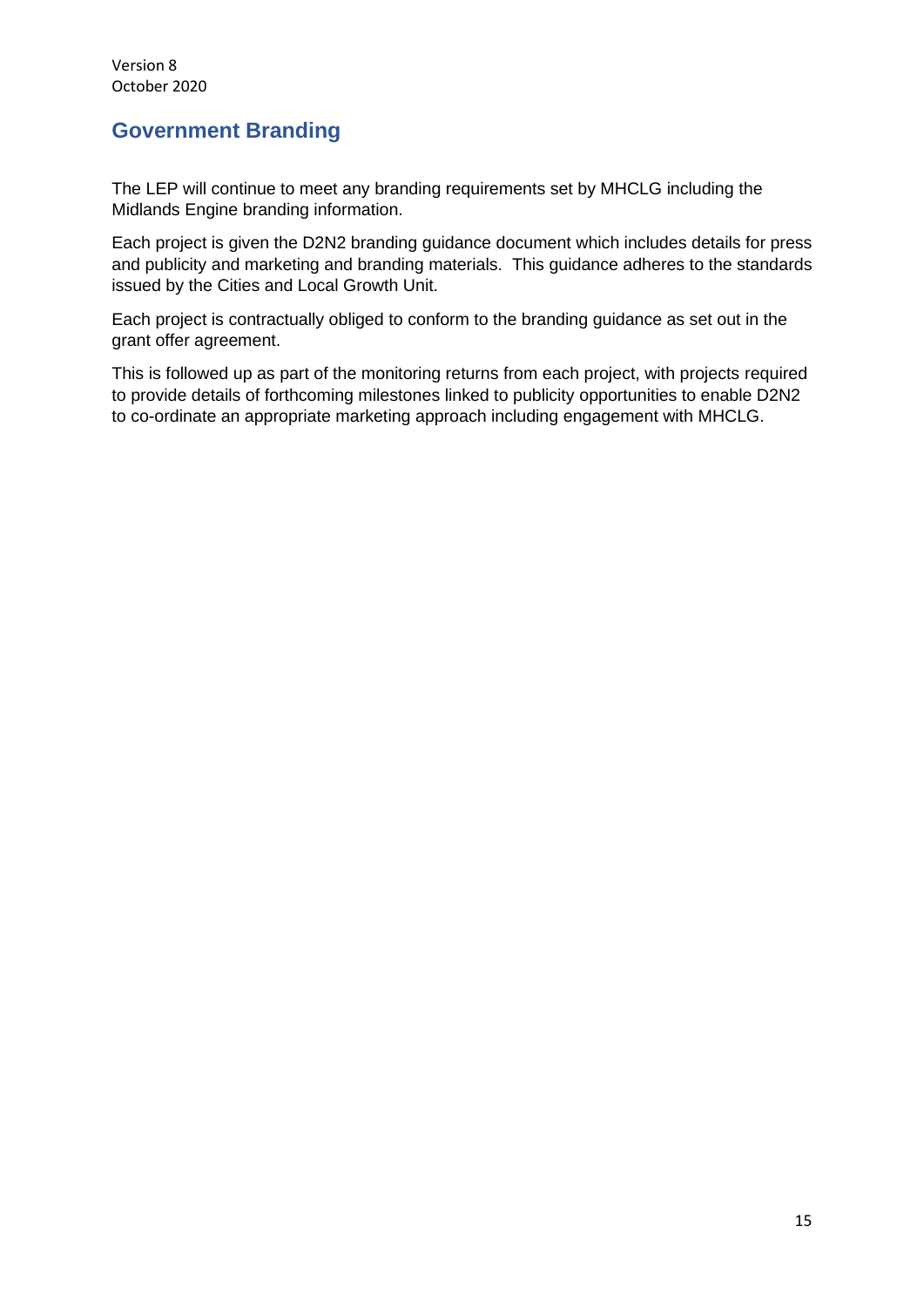## Government Branding

The LEP will continue to meet any branding requirements set by MHCLG including the Midlands Engine branding information.

Each project is given the D2N2 branding guidance document which includes details for press and publicity and marketing and branding materials. This guidance adheres to the standards issued by the Cities and Local Growth Unit.

Each project is contractually obliged to conform to the branding guidance as set out in the grant offer agreement.

This is followed up as part of the monitoring returns from each project, with projects required to provide details of forthcoming milestones linked to publicity opportunities to enable D2N2 to co-ordinate an appropriate marketing approach including engagement with MHCLG.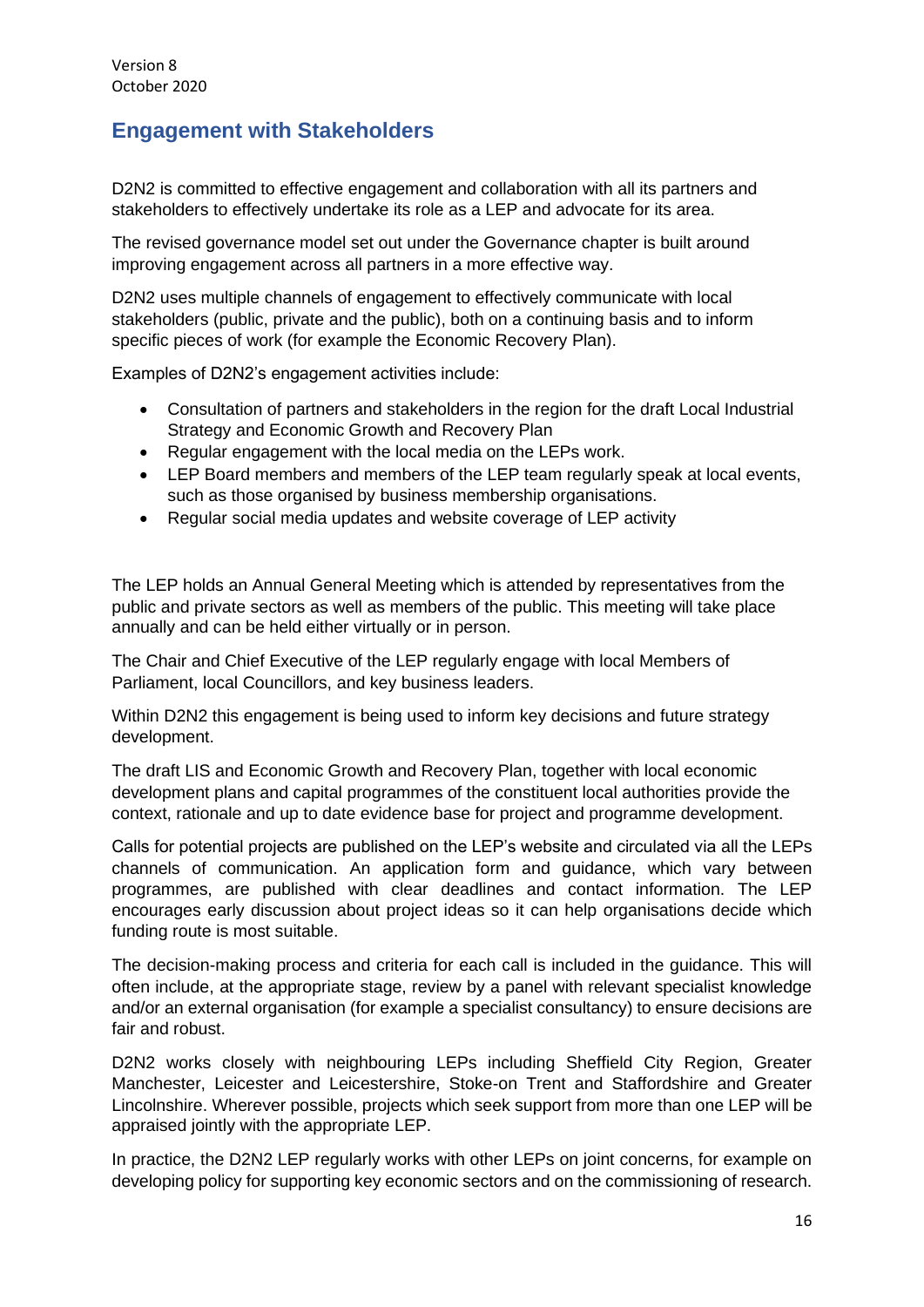## Engagement with Stakeholders

D2N2 is committed to effective engagement and collaboration with all its partners and stakeholders to effectively undertake its role as a LEP and advocate for its area.

The revised governance model set out under the Governance chapter is built around improving engagement across all partners in a more effective way.

D2N2 uses multiple channels of engagement to effectively communicate with local stakeholders (public, private and the public), both on a continuing basis and to inform specific pieces of work (for example the Economic Recovery Plan).

Examples of D2N2's engagement activities include:

- Consultation of partners and stakeholders in the region for the draft Local Industrial Strategy and Economic Growth and Recovery Plan
- Regular engagement with the local media on the LEPs work.
- LEP Board members and members of the LEP team regularly speak at local events, such as those organised by business membership organisations.
- Regular social media updates and website coverage of LEP activity

The LEP holds an Annual General Meeting which is attended by representatives from the public and private sectors as well as members of the public. This meeting will take place annually and can be held either virtually or in person.

The Chair and Chief Executive of the LEP regularly engage with local Members of Parliament, local Councillors, and key business leaders.

Within D2N2 this engagement is being used to inform key decisions and future strategy development.

The draft LIS and Economic Growth and Recovery Plan, together with local economic development plans and capital programmes of the constituent local authorities provide the context, rationale and up to date evidence base for project and programme development.

Calls for potential projects are published on the LEP's website and circulated via all the LEPs channels of communication. An application form and guidance, which vary between programmes, are published with clear deadlines and contact information. The LEP encourages early discussion about project ideas so it can help organisations decide which funding route is most suitable.

The decision-making process and criteria for each call is included in the guidance. This will often include, at the appropriate stage, review by a panel with relevant specialist knowledge and/or an external organisation (for example a specialist consultancy) to ensure decisions are fair and robust.

D2N2 works closely with neighbouring LEPs including Sheffield City Region, Greater Manchester, Leicester and Leicestershire, Stoke-on Trent and Staffordshire and Greater Lincolnshire. Wherever possible, projects which seek support from more than one LEP will be appraised jointly with the appropriate LEP.

In practice, the D2N2 LEP regularly works with other LEPs on joint concerns, for example on developing policy for supporting key economic sectors and on the commissioning of research.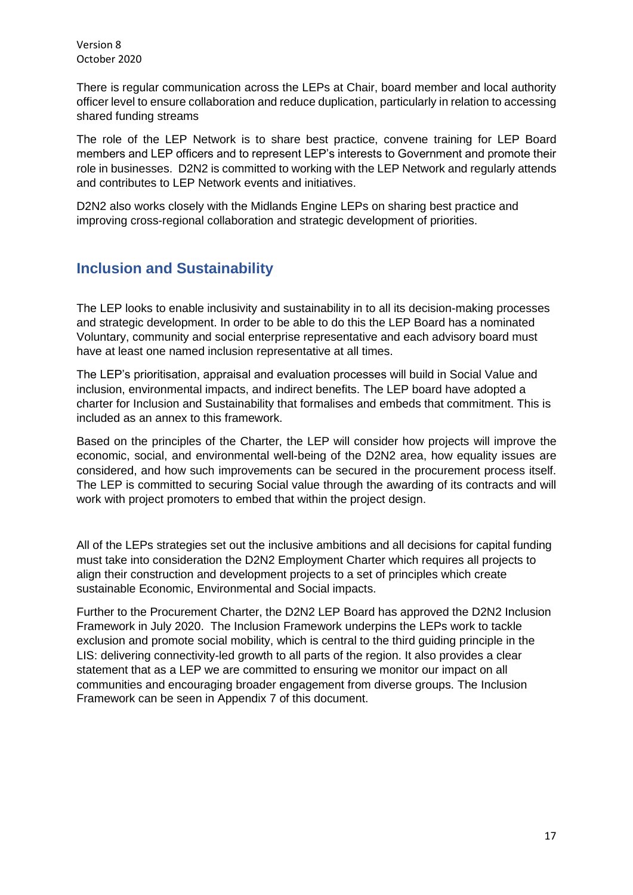There is regular communication across the LEPs at Chair, board member and local authority officer level to ensure collaboration and reduce duplication, particularly in relation to accessing shared funding streams

The role of the LEP Network is to share best practice, convene training for LEP Board members and LEP officers and to represent LEP's interests to Government and promote their role in businesses. D2N2 is committed to working with the LEP Network and regularly attends and contributes to LEP Network events and initiatives.

D2N2 also works closely with the Midlands Engine LEPs on sharing best practice and improving cross-regional collaboration and strategic development of priorities.

## Inclusion and Sustainability

The LEP looks to enable inclusivity and sustainability in to all its decision-making processes and strategic development. In order to be able to do this the LEP Board has a nominated Voluntary, community and social enterprise representative and each advisory board must have at least one named inclusion representative at all times.

The LEP's prioritisation, appraisal and evaluation processes will build in Social Value and inclusion, environmental impacts, and indirect benefits. The LEP board have adopted a charter for Inclusion and Sustainability that formalises and embeds that commitment. This is included as an annex to this framework.

Based on the principles of the Charter, the LEP will consider how projects will improve the economic, social, and environmental well-being of the D2N2 area, how equality issues are considered, and how such improvements can be secured in the procurement process itself. The LEP is committed to securing Social value through the awarding of its contracts and will work with project promoters to embed that within the project design.

All of the LEPs strategies set out the inclusive ambitions and all decisions for capital funding must take into consideration the D2N2 Employment Charter which requires all projects to align their construction and development projects to a set of principles which create sustainable Economic, Environmental and Social impacts.

Further to the Procurement Charter, the D2N2 LEP Board has approved the D2N2 Inclusion Framework in July 2020. The Inclusion Framework underpins the LEPs work to tackle exclusion and promote social mobility, which is central to the third guiding principle in the LIS: delivering connectivity-led growth to all parts of the region. It also provides a clear statement that as a LEP we are committed to ensuring we monitor our impact on all communities and encouraging broader engagement from diverse groups. The Inclusion Framework can be seen in Appendix 7 of this document.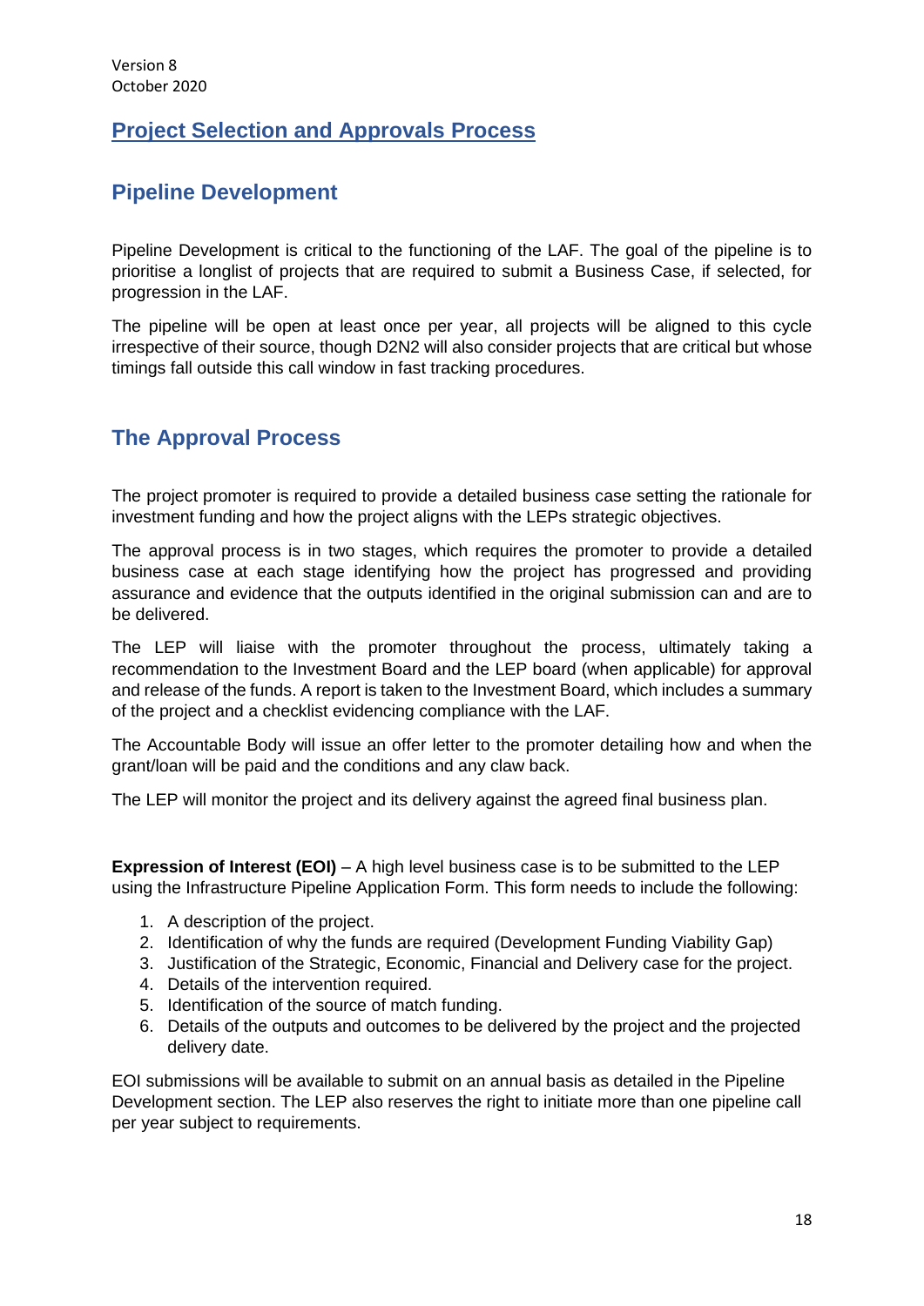Version 8
October 2020

# Project Selection and Approvals Process

## Pipeline Development

Pipeline Development is critical to the functioning of the LAF. The goal of the pipeline is to prioritise a longlist of projects that are required to submit a Business Case, if selected, for progression in the LAF.

The pipeline will be open at least once per year, all projects will be aligned to this cycle irrespective of their source, though D2N2 will also consider projects that are critical but whose timings fall outside this call window in fast tracking procedures.

## The Approval Process

The project promoter is required to provide a detailed business case setting the rationale for investment funding and how the project aligns with the LEPs strategic objectives.

The approval process is in two stages, which requires the promoter to provide a detailed business case at each stage identifying how the project has progressed and providing assurance and evidence that the outputs identified in the original submission can and are to be delivered.

The LEP will liaise with the promoter throughout the process, ultimately taking a recommendation to the Investment Board and the LEP board (when applicable) for approval and release of the funds. A report is taken to the Investment Board, which includes a summary of the project and a checklist evidencing compliance with the LAF.

The Accountable Body will issue an offer letter to the promoter detailing how and when the grant/loan will be paid and the conditions and any claw back.

The LEP will monitor the project and its delivery against the agreed final business plan.

**Expression of Interest (EOI)** – A high level business case is to be submitted to the LEP using the Infrastructure Pipeline Application Form. This form needs to include the following:

1. A description of the project.
2. Identification of why the funds are required (Development Funding Viability Gap)
3. Justification of the Strategic, Economic, Financial and Delivery case for the project.
4. Details of the intervention required.
5. Identification of the source of match funding.
6. Details of the outputs and outcomes to be delivered by the project and the projected delivery date.

EOI submissions will be available to submit on an annual basis as detailed in the Pipeline Development section. The LEP also reserves the right to initiate more than one pipeline call per year subject to requirements.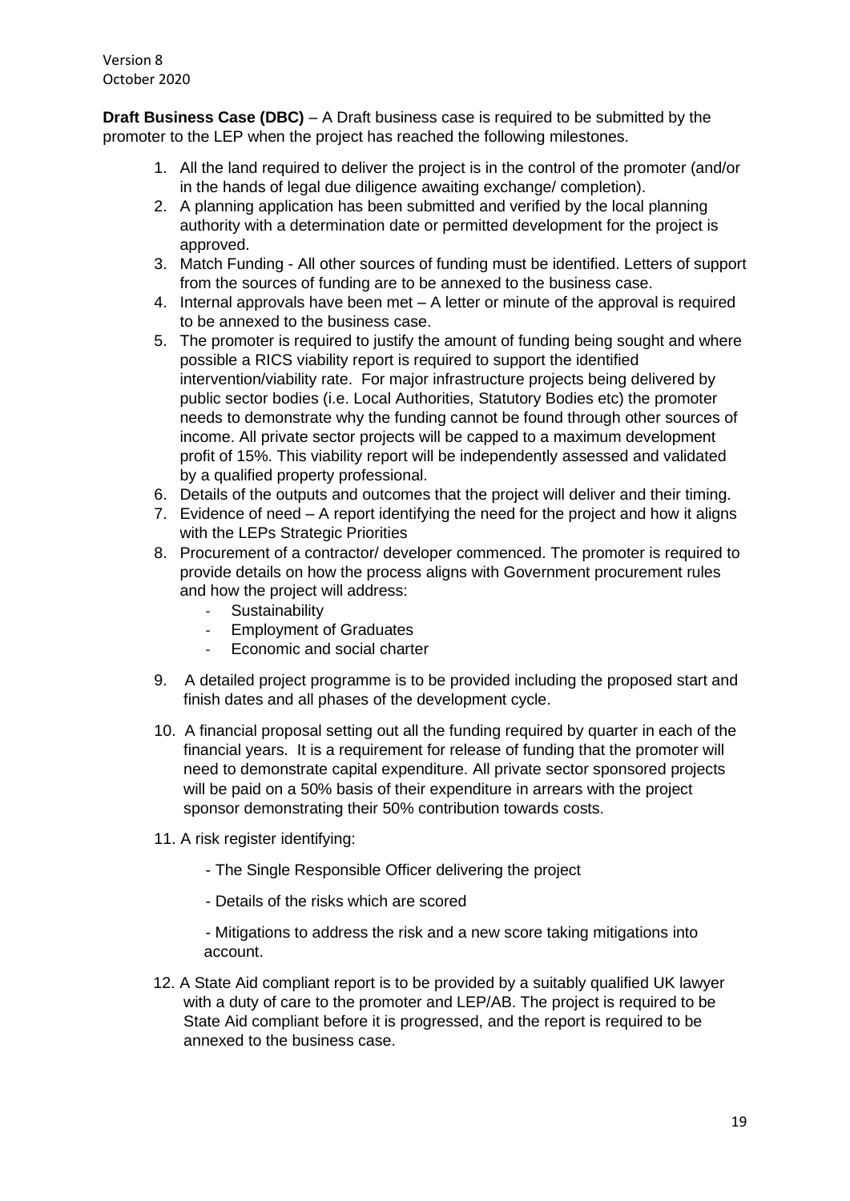**Draft Business Case (DBC)** – A Draft business case is required to be submitted by the promoter to the LEP when the project has reached the following milestones.

1. All the land required to deliver the project is in the control of the promoter (and/or in the hands of legal due diligence awaiting exchange/ completion).
2. A planning application has been submitted and verified by the local planning authority with a determination date or permitted development for the project is approved.
3. Match Funding - All other sources of funding must be identified. Letters of support from the sources of funding are to be annexed to the business case.
4. Internal approvals have been met – A letter or minute of the approval is required to be annexed to the business case.
5. The promoter is required to justify the amount of funding being sought and where possible a RICS viability report is required to support the identified intervention/viability rate. For major infrastructure projects being delivered by public sector bodies (i.e. Local Authorities, Statutory Bodies etc) the promoter needs to demonstrate why the funding cannot be found through other sources of income. All private sector projects will be capped to a maximum development profit of 15%. This viability report will be independently assessed and validated by a qualified property professional.
6. Details of the outputs and outcomes that the project will deliver and their timing.
7. Evidence of need – A report identifying the need for the project and how it aligns with the LEPs Strategic Priorities
8. Procurement of a contractor/ developer commenced. The promoter is required to provide details on how the process aligns with Government procurement rules and how the project will address:
   - Sustainability
   - Employment of Graduates
   - Economic and social charter
9. A detailed project programme is to be provided including the proposed start and finish dates and all phases of the development cycle.
10. A financial proposal setting out all the funding required by quarter in each of the financial years. It is a requirement for release of funding that the promoter will need to demonstrate capital expenditure. All private sector sponsored projects will be paid on a 50% basis of their expenditure in arrears with the project sponsor demonstrating their 50% contribution towards costs.
11. A risk register identifying:
    - The Single Responsible Officer delivering the project
    - Details of the risks which are scored
    - Mitigations to address the risk and a new score taking mitigations into account.
12. A State Aid compliant report is to be provided by a suitably qualified UK lawyer with a duty of care to the promoter and LEP/AB. The project is required to be State Aid compliant before it is progressed, and the report is required to be annexed to the business case.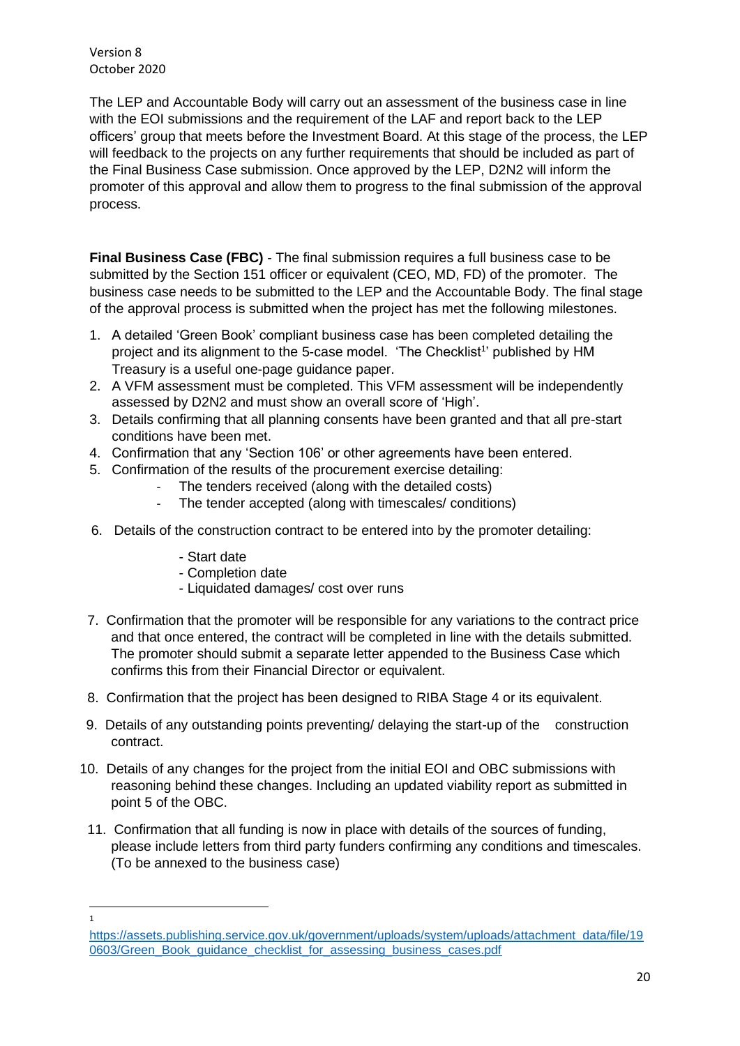The LEP and Accountable Body will carry out an assessment of the business case in line with the EOI submissions and the requirement of the LAF and report back to the LEP officers' group that meets before the Investment Board. At this stage of the process, the LEP will feedback to the projects on any further requirements that should be included as part of the Final Business Case submission. Once approved by the LEP, D2N2 will inform the promoter of this approval and allow them to progress to the final submission of the approval process.

**Final Business Case (FBC)** - The final submission requires a full business case to be submitted by the Section 151 officer or equivalent (CEO, MD, FD) of the promoter. The business case needs to be submitted to the LEP and the Accountable Body. The final stage of the approval process is submitted when the project has met the following milestones.

1. A detailed 'Green Book' compliant business case has been completed detailing the project and its alignment to the 5-case model. 'The Checklist[1]' published by HM Treasury is a useful one-page guidance paper.
2. A VFM assessment must be completed. This VFM assessment will be independently assessed by D2N2 and must show an overall score of 'High'.
3. Details confirming that all planning consents have been granted and that all pre-start conditions have been met.
4. Confirmation that any 'Section 106' or other agreements have been entered.
5. Confirmation of the results of the procurement exercise detailing:
   - The tenders received (along with the detailed costs)
   - The tender accepted (along with timescales/ conditions)
6. Details of the construction contract to be entered into by the promoter detailing:
   - Start date
   - Completion date
   - Liquidated damages/ cost over runs
7. Confirmation that the promoter will be responsible for any variations to the contract price and that once entered, the contract will be completed in line with the details submitted. The promoter should submit a separate letter appended to the Business Case which confirms this from their Financial Director or equivalent.
8. Confirmation that the project has been designed to RIBA Stage 4 or its equivalent.
9. Details of any outstanding points preventing/ delaying the start-up of the construction contract.
10. Details of any changes for the project from the initial EOI and OBC submissions with reasoning behind these changes. Including an updated viability report as submitted in point 5 of the OBC.
11. Confirmation that all funding is now in place with details of the sources of funding, please include letters from third party funders confirming any conditions and timescales. (To be annexed to the business case)

[1] https://assets.publishing.service.gov.uk/government/uploads/system/uploads/attachment_data/file/190603/Green_Book_guidance_checklist_for_assessing_business_cases.pdf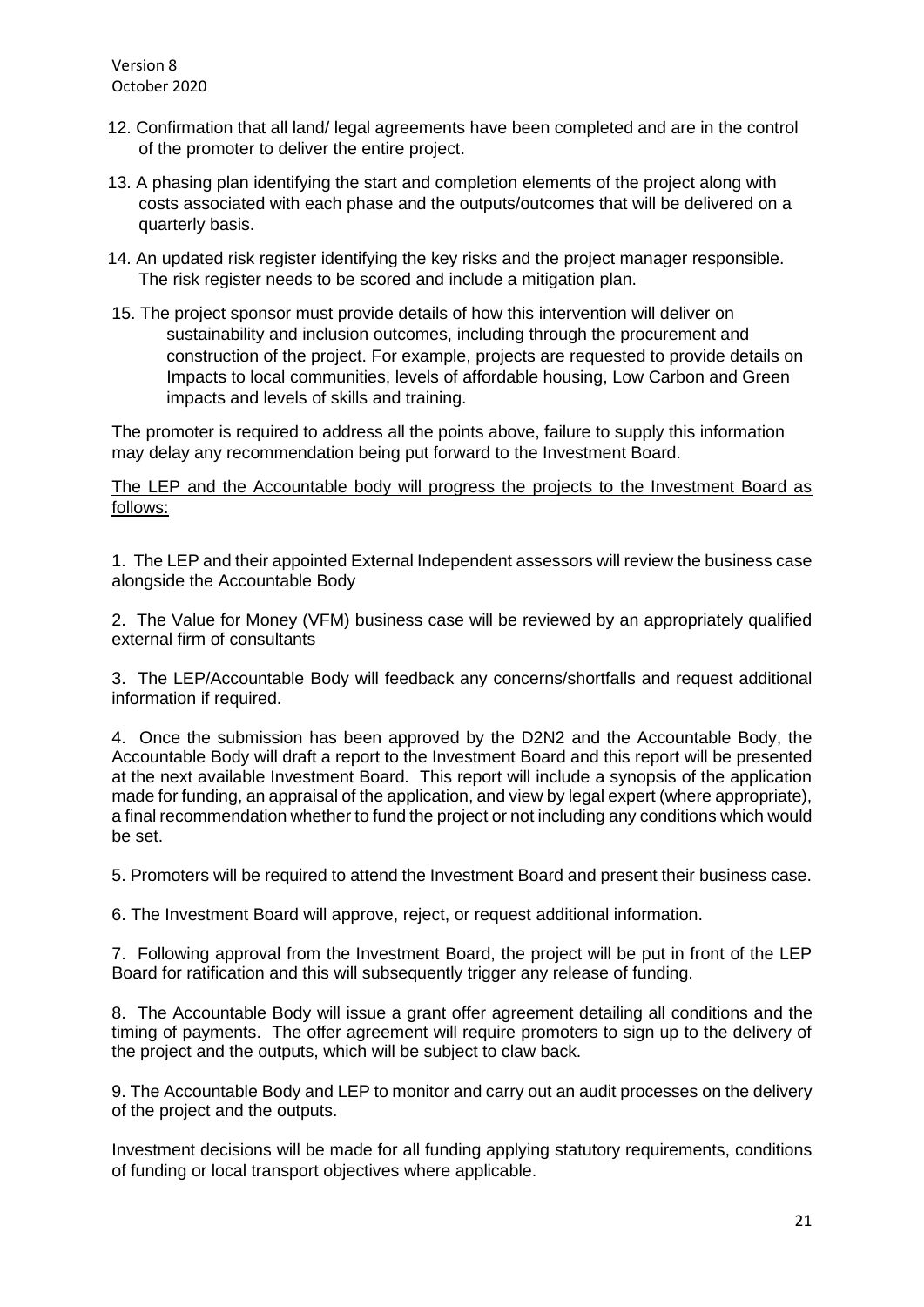12. Confirmation that all land/ legal agreements have been completed and are in the control of the promoter to deliver the entire project.

13. A phasing plan identifying the start and completion elements of the project along with costs associated with each phase and the outputs/outcomes that will be delivered on a quarterly basis.

14. An updated risk register identifying the key risks and the project manager responsible. The risk register needs to be scored and include a mitigation plan.

15. The project sponsor must provide details of how this intervention will deliver on sustainability and inclusion outcomes, including through the procurement and construction of the project. For example, projects are requested to provide details on Impacts to local communities, levels of affordable housing, Low Carbon and Green impacts and levels of skills and training.

The promoter is required to address all the points above, failure to supply this information may delay any recommendation being put forward to the Investment Board.

<u>The LEP and the Accountable body will progress the projects to the Investment Board as follows:</u>

1. The LEP and their appointed External Independent assessors will review the business case alongside the Accountable Body

2. The Value for Money (VFM) business case will be reviewed by an appropriately qualified external firm of consultants

3. The LEP/Accountable Body will feedback any concerns/shortfalls and request additional information if required.

4. Once the submission has been approved by the D2N2 and the Accountable Body, the Accountable Body will draft a report to the Investment Board and this report will be presented at the next available Investment Board. This report will include a synopsis of the application made for funding, an appraisal of the application, and view by legal expert (where appropriate), a final recommendation whether to fund the project or not including any conditions which would be set.

5. Promoters will be required to attend the Investment Board and present their business case.

6. The Investment Board will approve, reject, or request additional information.

7. Following approval from the Investment Board, the project will be put in front of the LEP Board for ratification and this will subsequently trigger any release of funding.

8. The Accountable Body will issue a grant offer agreement detailing all conditions and the timing of payments. The offer agreement will require promoters to sign up to the delivery of the project and the outputs, which will be subject to claw back.

9. The Accountable Body and LEP to monitor and carry out an audit processes on the delivery of the project and the outputs.

Investment decisions will be made for all funding applying statutory requirements, conditions of funding or local transport objectives where applicable.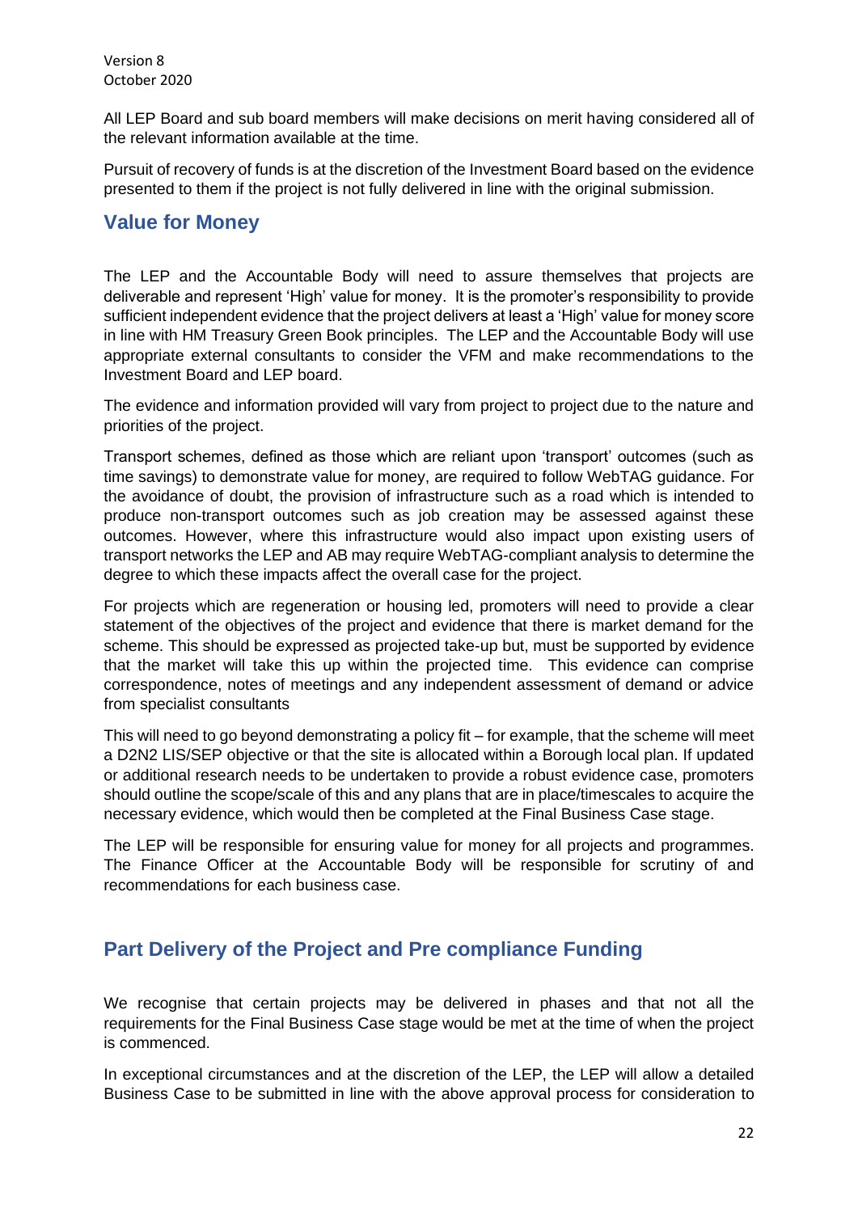All LEP Board and sub board members will make decisions on merit having considered all of the relevant information available at the time.

Pursuit of recovery of funds is at the discretion of the Investment Board based on the evidence presented to them if the project is not fully delivered in line with the original submission.

## Value for Money

The LEP and the Accountable Body will need to assure themselves that projects are deliverable and represent 'High' value for money. It is the promoter's responsibility to provide sufficient independent evidence that the project delivers at least a 'High' value for money score in line with HM Treasury Green Book principles. The LEP and the Accountable Body will use appropriate external consultants to consider the VFM and make recommendations to the Investment Board and LEP board.

The evidence and information provided will vary from project to project due to the nature and priorities of the project.

Transport schemes, defined as those which are reliant upon 'transport' outcomes (such as time savings) to demonstrate value for money, are required to follow WebTAG guidance. For the avoidance of doubt, the provision of infrastructure such as a road which is intended to produce non-transport outcomes such as job creation may be assessed against these outcomes. However, where this infrastructure would also impact upon existing users of transport networks the LEP and AB may require WebTAG-compliant analysis to determine the degree to which these impacts affect the overall case for the project.

For projects which are regeneration or housing led, promoters will need to provide a clear statement of the objectives of the project and evidence that there is market demand for the scheme. This should be expressed as projected take-up but, must be supported by evidence that the market will take this up within the projected time. This evidence can comprise correspondence, notes of meetings and any independent assessment of demand or advice from specialist consultants

This will need to go beyond demonstrating a policy fit – for example, that the scheme will meet a D2N2 LIS/SEP objective or that the site is allocated within a Borough local plan. If updated or additional research needs to be undertaken to provide a robust evidence case, promoters should outline the scope/scale of this and any plans that are in place/timescales to acquire the necessary evidence, which would then be completed at the Final Business Case stage.

The LEP will be responsible for ensuring value for money for all projects and programmes. The Finance Officer at the Accountable Body will be responsible for scrutiny of and recommendations for each business case.

## Part Delivery of the Project and Pre compliance Funding

We recognise that certain projects may be delivered in phases and that not all the requirements for the Final Business Case stage would be met at the time of when the project is commenced.

In exceptional circumstances and at the discretion of the LEP, the LEP will allow a detailed Business Case to be submitted in line with the above approval process for consideration to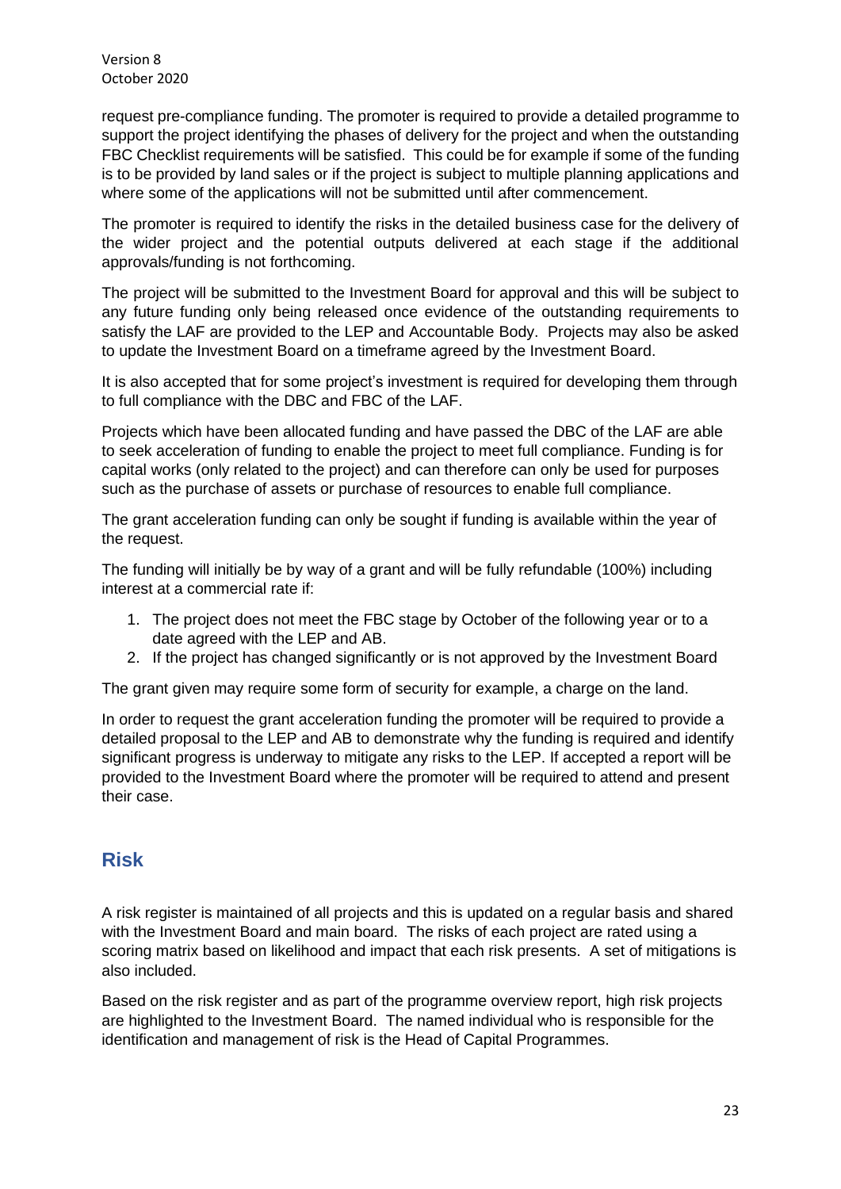request pre-compliance funding. The promoter is required to provide a detailed programme to support the project identifying the phases of delivery for the project and when the outstanding FBC Checklist requirements will be satisfied. This could be for example if some of the funding is to be provided by land sales or if the project is subject to multiple planning applications and where some of the applications will not be submitted until after commencement.

The promoter is required to identify the risks in the detailed business case for the delivery of the wider project and the potential outputs delivered at each stage if the additional approvals/funding is not forthcoming.

The project will be submitted to the Investment Board for approval and this will be subject to any future funding only being released once evidence of the outstanding requirements to satisfy the LAF are provided to the LEP and Accountable Body. Projects may also be asked to update the Investment Board on a timeframe agreed by the Investment Board.

It is also accepted that for some project's investment is required for developing them through to full compliance with the DBC and FBC of the LAF.

Projects which have been allocated funding and have passed the DBC of the LAF are able to seek acceleration of funding to enable the project to meet full compliance. Funding is for capital works (only related to the project) and can therefore can only be used for purposes such as the purchase of assets or purchase of resources to enable full compliance.

The grant acceleration funding can only be sought if funding is available within the year of the request.

The funding will initially be by way of a grant and will be fully refundable (100%) including interest at a commercial rate if:

1. The project does not meet the FBC stage by October of the following year or to a date agreed with the LEP and AB.
2. If the project has changed significantly or is not approved by the Investment Board

The grant given may require some form of security for example, a charge on the land.

In order to request the grant acceleration funding the promoter will be required to provide a detailed proposal to the LEP and AB to demonstrate why the funding is required and identify significant progress is underway to mitigate any risks to the LEP. If accepted a report will be provided to the Investment Board where the promoter will be required to attend and present their case.

## Risk

A risk register is maintained of all projects and this is updated on a regular basis and shared with the Investment Board and main board. The risks of each project are rated using a scoring matrix based on likelihood and impact that each risk presents. A set of mitigations is also included.

Based on the risk register and as part of the programme overview report, high risk projects are highlighted to the Investment Board. The named individual who is responsible for the identification and management of risk is the Head of Capital Programmes.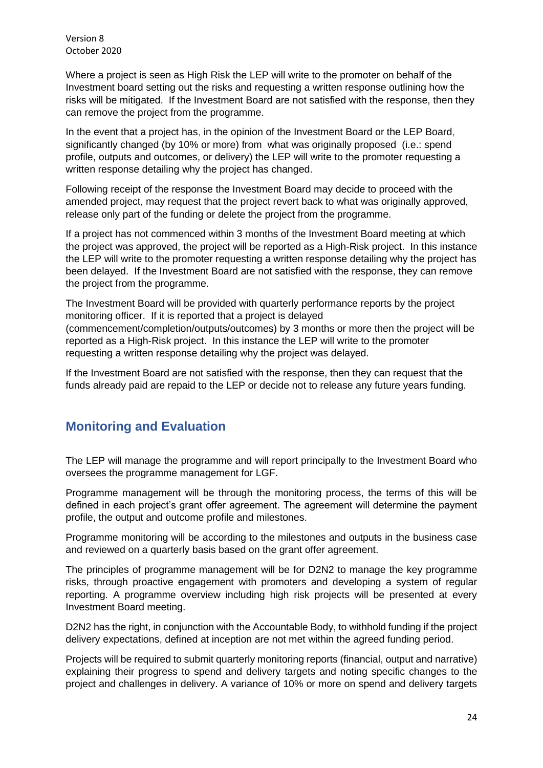Where a project is seen as High Risk the LEP will write to the promoter on behalf of the Investment board setting out the risks and requesting a written response outlining how the risks will be mitigated. If the Investment Board are not satisfied with the response, then they can remove the project from the programme.

In the event that a project has, in the opinion of the Investment Board or the LEP Board, significantly changed (by 10% or more) from what was originally proposed (i.e.: spend profile, outputs and outcomes, or delivery) the LEP will write to the promoter requesting a written response detailing why the project has changed.

Following receipt of the response the Investment Board may decide to proceed with the amended project, may request that the project revert back to what was originally approved, release only part of the funding or delete the project from the programme.

If a project has not commenced within 3 months of the Investment Board meeting at which the project was approved, the project will be reported as a High-Risk project. In this instance the LEP will write to the promoter requesting a written response detailing why the project has been delayed. If the Investment Board are not satisfied with the response, they can remove the project from the programme.

The Investment Board will be provided with quarterly performance reports by the project monitoring officer. If it is reported that a project is delayed (commencement/completion/outputs/outcomes) by 3 months or more then the project will be reported as a High-Risk project. In this instance the LEP will write to the promoter requesting a written response detailing why the project was delayed.

If the Investment Board are not satisfied with the response, then they can request that the funds already paid are repaid to the LEP or decide not to release any future years funding.

## Monitoring and Evaluation

The LEP will manage the programme and will report principally to the Investment Board who oversees the programme management for LGF.

Programme management will be through the monitoring process, the terms of this will be defined in each project's grant offer agreement. The agreement will determine the payment profile, the output and outcome profile and milestones.

Programme monitoring will be according to the milestones and outputs in the business case and reviewed on a quarterly basis based on the grant offer agreement.

The principles of programme management will be for D2N2 to manage the key programme risks, through proactive engagement with promoters and developing a system of regular reporting. A programme overview including high risk projects will be presented at every Investment Board meeting.

D2N2 has the right, in conjunction with the Accountable Body, to withhold funding if the project delivery expectations, defined at inception are not met within the agreed funding period.

Projects will be required to submit quarterly monitoring reports (financial, output and narrative) explaining their progress to spend and delivery targets and noting specific changes to the project and challenges in delivery. A variance of 10% or more on spend and delivery targets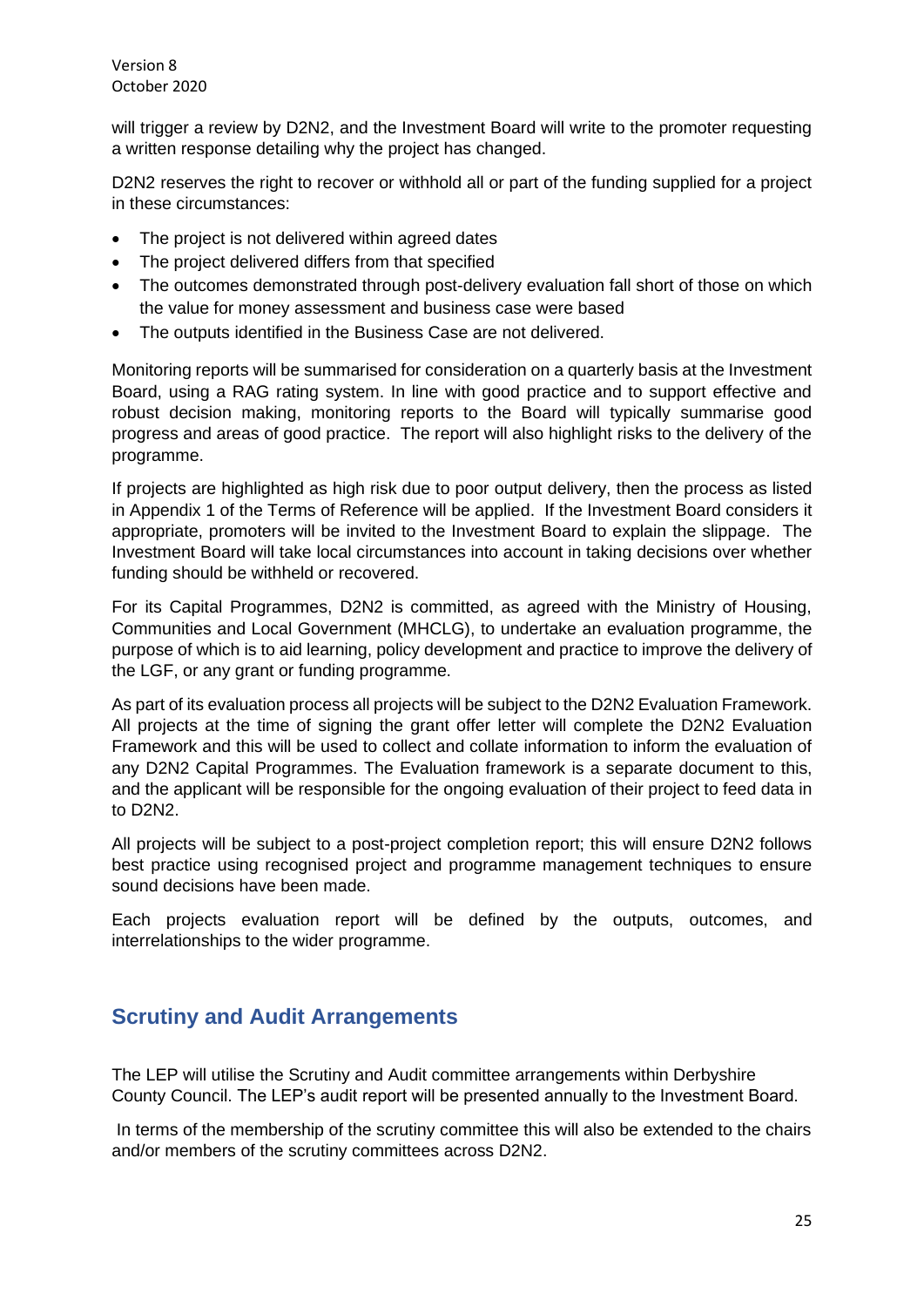will trigger a review by D2N2, and the Investment Board will write to the promoter requesting a written response detailing why the project has changed.

D2N2 reserves the right to recover or withhold all or part of the funding supplied for a project in these circumstances:

- The project is not delivered within agreed dates
- The project delivered differs from that specified
- The outcomes demonstrated through post-delivery evaluation fall short of those on which the value for money assessment and business case were based
- The outputs identified in the Business Case are not delivered.

Monitoring reports will be summarised for consideration on a quarterly basis at the Investment Board, using a RAG rating system. In line with good practice and to support effective and robust decision making, monitoring reports to the Board will typically summarise good progress and areas of good practice. The report will also highlight risks to the delivery of the programme.

If projects are highlighted as high risk due to poor output delivery, then the process as listed in Appendix 1 of the Terms of Reference will be applied. If the Investment Board considers it appropriate, promoters will be invited to the Investment Board to explain the slippage. The Investment Board will take local circumstances into account in taking decisions over whether funding should be withheld or recovered.

For its Capital Programmes, D2N2 is committed, as agreed with the Ministry of Housing, Communities and Local Government (MHCLG), to undertake an evaluation programme, the purpose of which is to aid learning, policy development and practice to improve the delivery of the LGF, or any grant or funding programme.

As part of its evaluation process all projects will be subject to the D2N2 Evaluation Framework. All projects at the time of signing the grant offer letter will complete the D2N2 Evaluation Framework and this will be used to collect and collate information to inform the evaluation of any D2N2 Capital Programmes. The Evaluation framework is a separate document to this, and the applicant will be responsible for the ongoing evaluation of their project to feed data in to D2N2.

All projects will be subject to a post-project completion report; this will ensure D2N2 follows best practice using recognised project and programme management techniques to ensure sound decisions have been made.

Each projects evaluation report will be defined by the outputs, outcomes, and interrelationships to the wider programme.

## Scrutiny and Audit Arrangements

The LEP will utilise the Scrutiny and Audit committee arrangements within Derbyshire County Council. The LEP's audit report will be presented annually to the Investment Board.

In terms of the membership of the scrutiny committee this will also be extended to the chairs and/or members of the scrutiny committees across D2N2.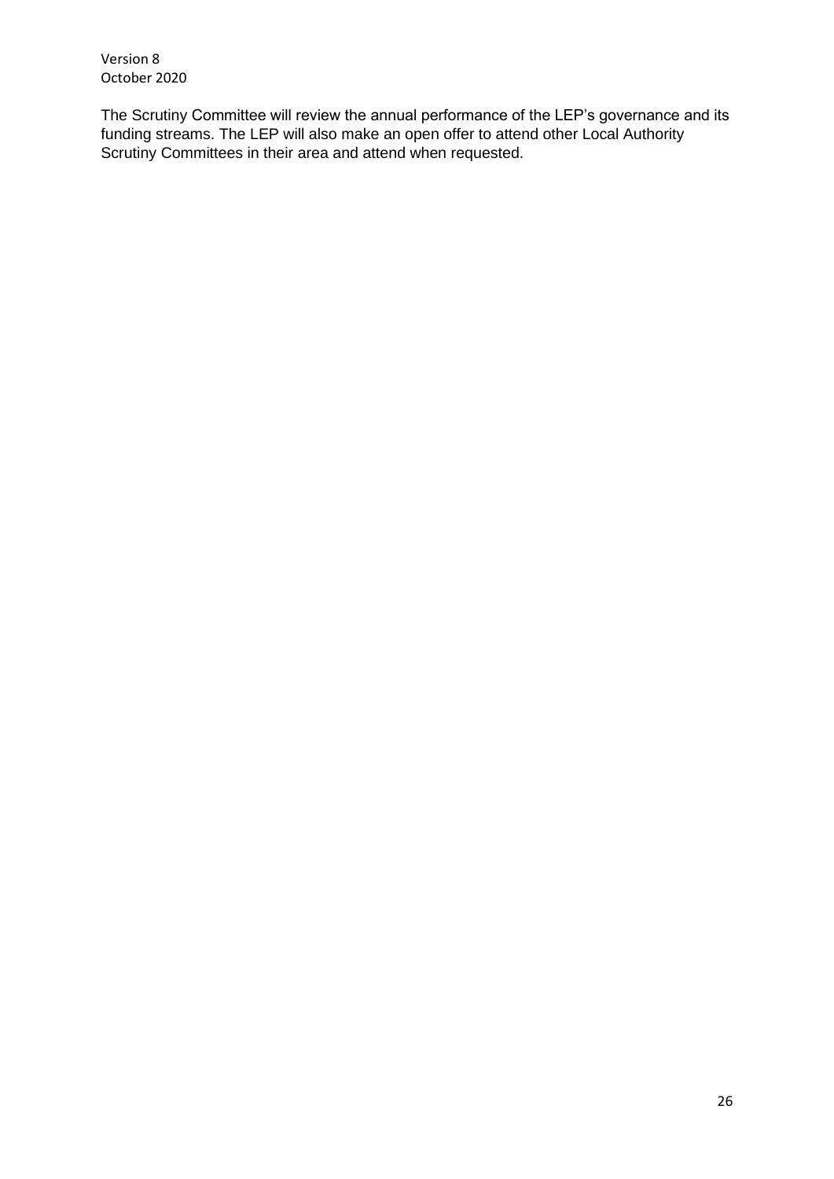The Scrutiny Committee will review the annual performance of the LEP's governance and its funding streams. The LEP will also make an open offer to attend other Local Authority Scrutiny Committees in their area and attend when requested.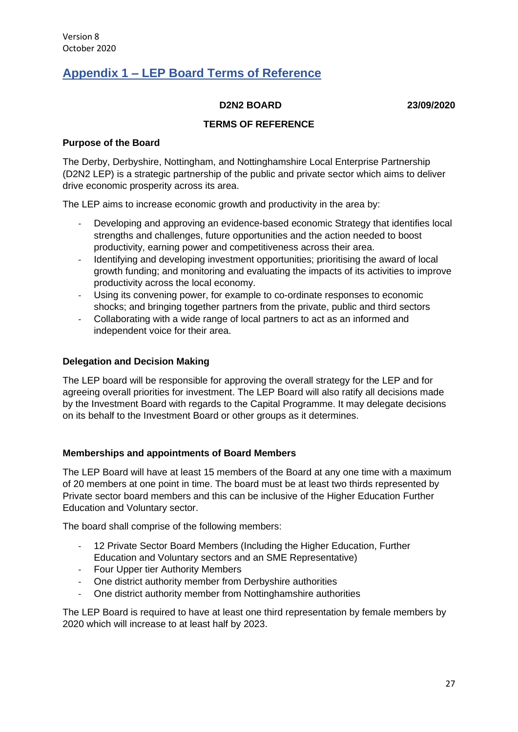Version 8
October 2020

# Appendix 1 – LEP Board Terms of Reference

**D2N2 BOARD** **23/09/2020**

**TERMS OF REFERENCE**

**Purpose of the Board**

The Derby, Derbyshire, Nottingham, and Nottinghamshire Local Enterprise Partnership (D2N2 LEP) is a strategic partnership of the public and private sector which aims to deliver drive economic prosperity across its area.

The LEP aims to increase economic growth and productivity in the area by:

- Developing and approving an evidence-based economic Strategy that identifies local strengths and challenges, future opportunities and the action needed to boost productivity, earning power and competitiveness across their area.
- Identifying and developing investment opportunities; prioritising the award of local growth funding; and monitoring and evaluating the impacts of its activities to improve productivity across the local economy.
- Using its convening power, for example to co-ordinate responses to economic shocks; and bringing together partners from the private, public and third sectors
- Collaborating with a wide range of local partners to act as an informed and independent voice for their area.

**Delegation and Decision Making**

The LEP board will be responsible for approving the overall strategy for the LEP and for agreeing overall priorities for investment. The LEP Board will also ratify all decisions made by the Investment Board with regards to the Capital Programme. It may delegate decisions on its behalf to the Investment Board or other groups as it determines.

**Memberships and appointments of Board Members**

The LEP Board will have at least 15 members of the Board at any one time with a maximum of 20 members at one point in time. The board must be at least two thirds represented by Private sector board members and this can be inclusive of the Higher Education Further Education and Voluntary sector.

The board shall comprise of the following members:

- 12 Private Sector Board Members (Including the Higher Education, Further Education and Voluntary sectors and an SME Representative)
- Four Upper tier Authority Members
- One district authority member from Derbyshire authorities
- One district authority member from Nottinghamshire authorities

The LEP Board is required to have at least one third representation by female members by 2020 which will increase to at least half by 2023.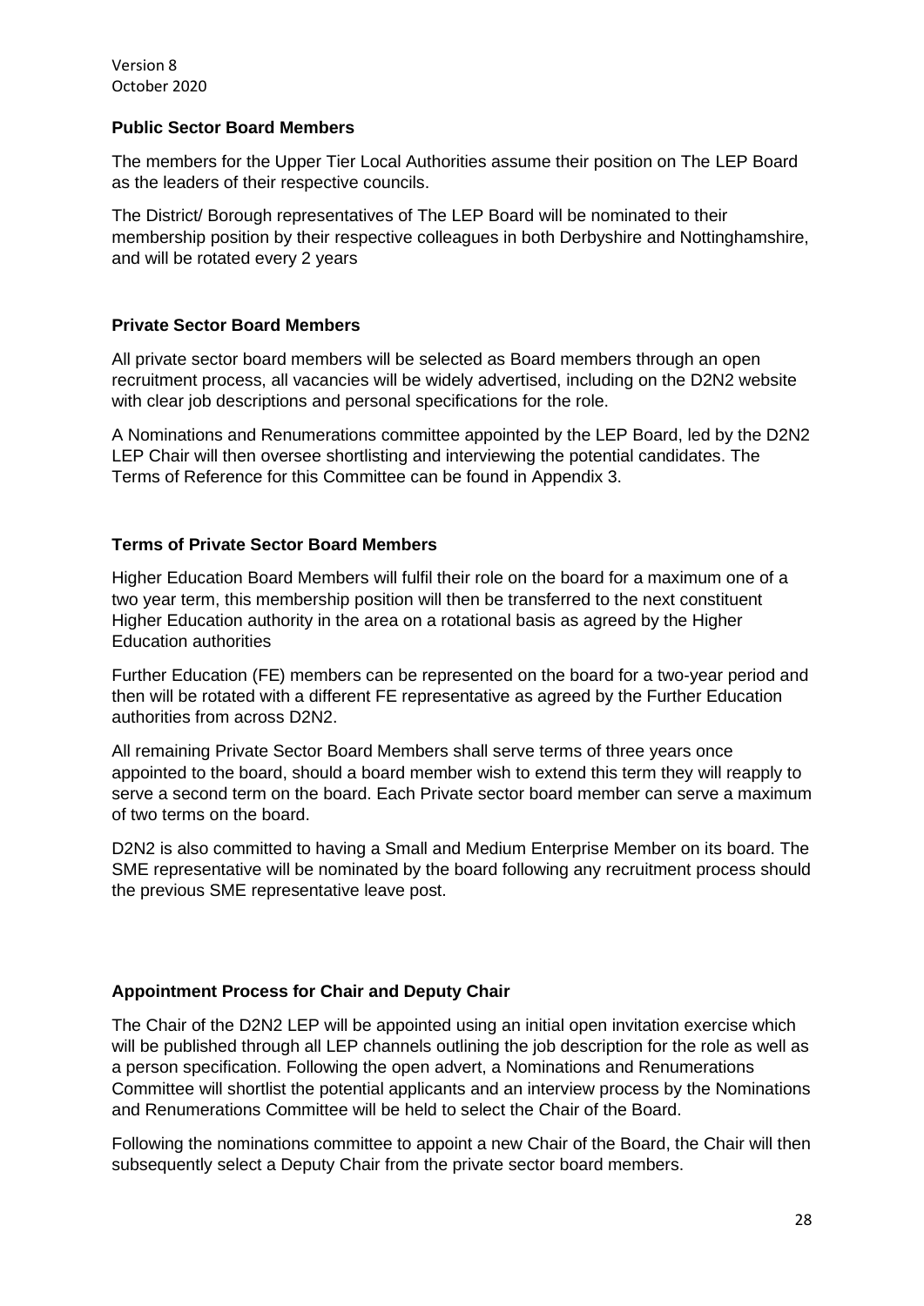**Public Sector Board Members**

The members for the Upper Tier Local Authorities assume their position on The LEP Board as the leaders of their respective councils.

The District/ Borough representatives of The LEP Board will be nominated to their membership position by their respective colleagues in both Derbyshire and Nottinghamshire, and will be rotated every 2 years

**Private Sector Board Members**

All private sector board members will be selected as Board members through an open recruitment process, all vacancies will be widely advertised, including on the D2N2 website with clear job descriptions and personal specifications for the role.

A Nominations and Renumerations committee appointed by the LEP Board, led by the D2N2 LEP Chair will then oversee shortlisting and interviewing the potential candidates. The Terms of Reference for this Committee can be found in Appendix 3.

**Terms of Private Sector Board Members**

Higher Education Board Members will fulfil their role on the board for a maximum one of a two year term, this membership position will then be transferred to the next constituent Higher Education authority in the area on a rotational basis as agreed by the Higher Education authorities

Further Education (FE) members can be represented on the board for a two-year period and then will be rotated with a different FE representative as agreed by the Further Education authorities from across D2N2.

All remaining Private Sector Board Members shall serve terms of three years once appointed to the board, should a board member wish to extend this term they will reapply to serve a second term on the board. Each Private sector board member can serve a maximum of two terms on the board.

D2N2 is also committed to having a Small and Medium Enterprise Member on its board. The SME representative will be nominated by the board following any recruitment process should the previous SME representative leave post.

**Appointment Process for Chair and Deputy Chair**

The Chair of the D2N2 LEP will be appointed using an initial open invitation exercise which will be published through all LEP channels outlining the job description for the role as well as a person specification. Following the open advert, a Nominations and Renumerations Committee will shortlist the potential applicants and an interview process by the Nominations and Renumerations Committee will be held to select the Chair of the Board.

Following the nominations committee to appoint a new Chair of the Board, the Chair will then subsequently select a Deputy Chair from the private sector board members.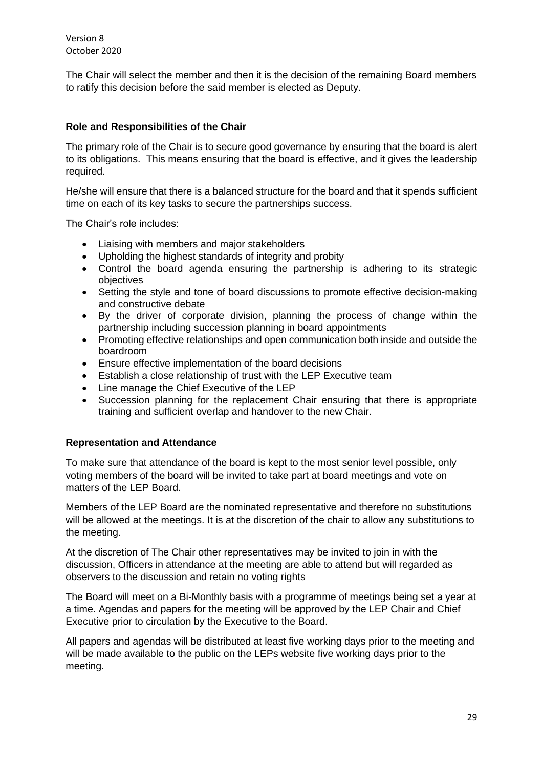The Chair will select the member and then it is the decision of the remaining Board members to ratify this decision before the said member is elected as Deputy.

**Role and Responsibilities of the Chair**

The primary role of the Chair is to secure good governance by ensuring that the board is alert to its obligations. This means ensuring that the board is effective, and it gives the leadership required.

He/she will ensure that there is a balanced structure for the board and that it spends sufficient time on each of its key tasks to secure the partnerships success.

The Chair's role includes:

- Liaising with members and major stakeholders
- Upholding the highest standards of integrity and probity
- Control the board agenda ensuring the partnership is adhering to its strategic objectives
- Setting the style and tone of board discussions to promote effective decision-making and constructive debate
- By the driver of corporate division, planning the process of change within the partnership including succession planning in board appointments
- Promoting effective relationships and open communication both inside and outside the boardroom
- Ensure effective implementation of the board decisions
- Establish a close relationship of trust with the LEP Executive team
- Line manage the Chief Executive of the LEP
- Succession planning for the replacement Chair ensuring that there is appropriate training and sufficient overlap and handover to the new Chair.

**Representation and Attendance**

To make sure that attendance of the board is kept to the most senior level possible, only voting members of the board will be invited to take part at board meetings and vote on matters of the LEP Board.

Members of the LEP Board are the nominated representative and therefore no substitutions will be allowed at the meetings. It is at the discretion of the chair to allow any substitutions to the meeting.

At the discretion of The Chair other representatives may be invited to join in with the discussion, Officers in attendance at the meeting are able to attend but will regarded as observers to the discussion and retain no voting rights

The Board will meet on a Bi-Monthly basis with a programme of meetings being set a year at a time. Agendas and papers for the meeting will be approved by the LEP Chair and Chief Executive prior to circulation by the Executive to the Board.

All papers and agendas will be distributed at least five working days prior to the meeting and will be made available to the public on the LEPs website five working days prior to the meeting.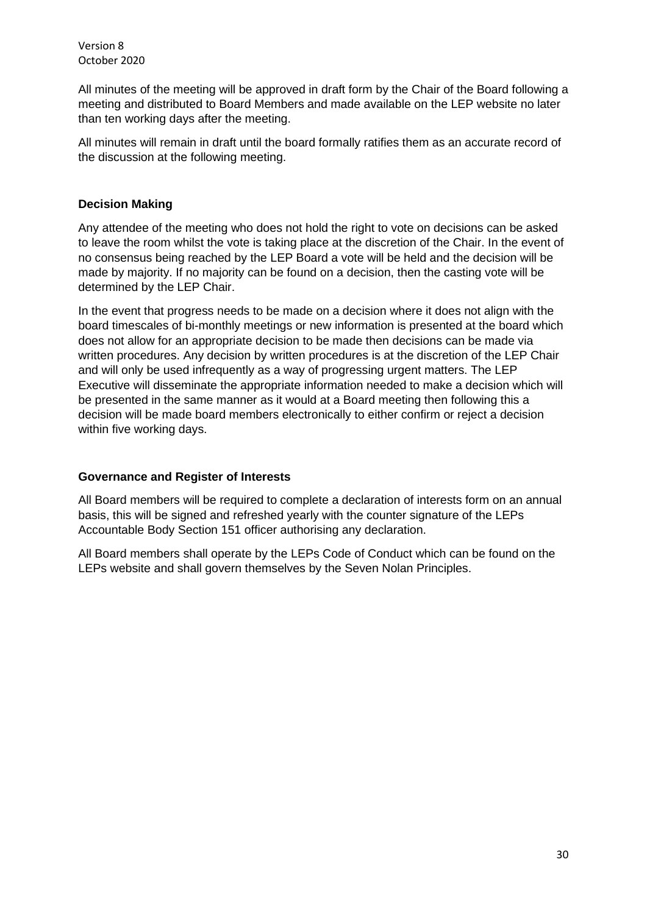All minutes of the meeting will be approved in draft form by the Chair of the Board following a meeting and distributed to Board Members and made available on the LEP website no later than ten working days after the meeting.

All minutes will remain in draft until the board formally ratifies them as an accurate record of the discussion at the following meeting.

**Decision Making**

Any attendee of the meeting who does not hold the right to vote on decisions can be asked to leave the room whilst the vote is taking place at the discretion of the Chair. In the event of no consensus being reached by the LEP Board a vote will be held and the decision will be made by majority. If no majority can be found on a decision, then the casting vote will be determined by the LEP Chair.

In the event that progress needs to be made on a decision where it does not align with the board timescales of bi-monthly meetings or new information is presented at the board which does not allow for an appropriate decision to be made then decisions can be made via written procedures. Any decision by written procedures is at the discretion of the LEP Chair and will only be used infrequently as a way of progressing urgent matters. The LEP Executive will disseminate the appropriate information needed to make a decision which will be presented in the same manner as it would at a Board meeting then following this a decision will be made board members electronically to either confirm or reject a decision within five working days.

**Governance and Register of Interests**

All Board members will be required to complete a declaration of interests form on an annual basis, this will be signed and refreshed yearly with the counter signature of the LEPs Accountable Body Section 151 officer authorising any declaration.

All Board members shall operate by the LEPs Code of Conduct which can be found on the LEPs website and shall govern themselves by the Seven Nolan Principles.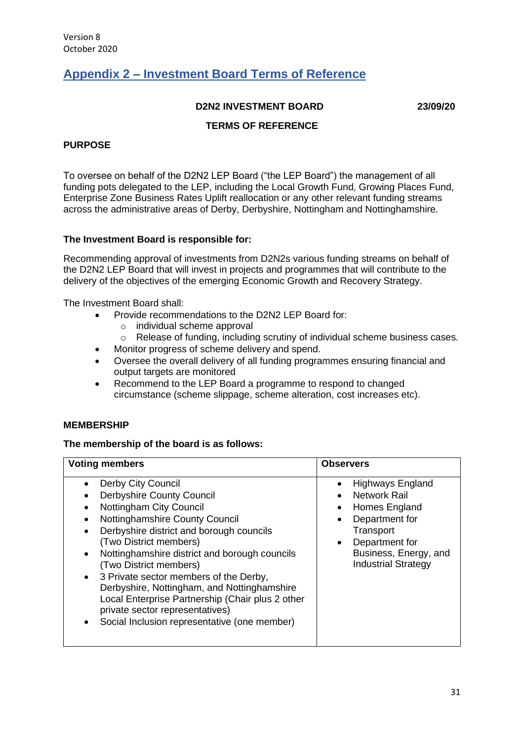Version 8
October 2020

## Appendix 2 – Investment Board Terms of Reference

**D2N2 INVESTMENT BOARD** **23/09/20**

**TERMS OF REFERENCE**

**PURPOSE**

To oversee on behalf of the D2N2 LEP Board ("the LEP Board") the management of all funding pots delegated to the LEP, including the Local Growth Fund, Growing Places Fund, Enterprise Zone Business Rates Uplift reallocation or any other relevant funding streams across the administrative areas of Derby, Derbyshire, Nottingham and Nottinghamshire.

**The Investment Board is responsible for:**

Recommending approval of investments from D2N2s various funding streams on behalf of the D2N2 LEP Board that will invest in projects and programmes that will contribute to the delivery of the objectives of the emerging Economic Growth and Recovery Strategy.

The Investment Board shall:

- Provide recommendations to the D2N2 LEP Board for:
  - individual scheme approval
  - Release of funding, including scrutiny of individual scheme business cases.
- Monitor progress of scheme delivery and spend.
- Oversee the overall delivery of all funding programmes ensuring financial and output targets are monitored
- Recommend to the LEP Board a programme to respond to changed circumstance (scheme slippage, scheme alteration, cost increases etc).

**MEMBERSHIP**

**The membership of the board is as follows:**

| Voting members | Observers |
|---|---|
| • Derby City Council<br>• Derbyshire County Council<br>• Nottingham City Council<br>• Nottinghamshire County Council<br>• Derbyshire district and borough councils (Two District members)<br>• Nottinghamshire district and borough councils (Two District members)<br>• 3 Private sector members of the Derby, Derbyshire, Nottingham, and Nottinghamshire Local Enterprise Partnership (Chair plus 2 other private sector representatives)<br>• Social Inclusion representative (one member) | • Highways England<br>• Network Rail<br>• Homes England<br>• Department for Transport<br>• Department for Business, Energy, and Industrial Strategy |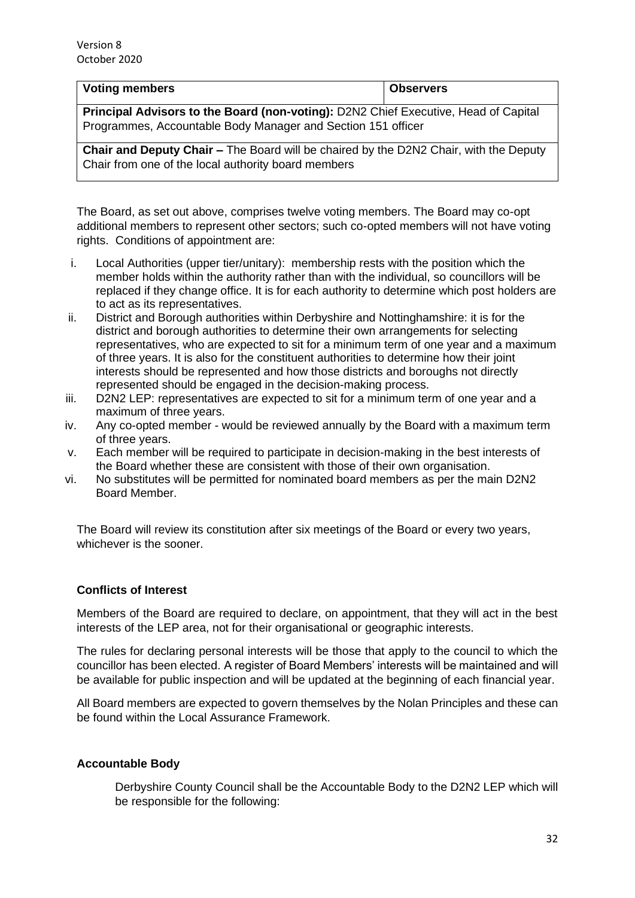| Voting members | Observers |
| --- | --- |
| **Principal Advisors to the Board (non-voting):** D2N2 Chief Executive, Head of Capital Programmes, Accountable Body Manager and Section 151 officer | |
| **Chair and Deputy Chair –** The Board will be chaired by the D2N2 Chair, with the Deputy Chair from one of the local authority board members | |

The Board, as set out above, comprises twelve voting members. The Board may co-opt additional members to represent other sectors; such co-opted members will not have voting rights. Conditions of appointment are:

i. Local Authorities (upper tier/unitary): membership rests with the position which the member holds within the authority rather than with the individual, so councillors will be replaced if they change office. It is for each authority to determine which post holders are to act as its representatives.
ii. District and Borough authorities within Derbyshire and Nottinghamshire: it is for the district and borough authorities to determine their own arrangements for selecting representatives, who are expected to sit for a minimum term of one year and a maximum of three years. It is also for the constituent authorities to determine how their joint interests should be represented and how those districts and boroughs not directly represented should be engaged in the decision-making process.
iii. D2N2 LEP: representatives are expected to sit for a minimum term of one year and a maximum of three years.
iv. Any co-opted member - would be reviewed annually by the Board with a maximum term of three years.
v. Each member will be required to participate in decision-making in the best interests of the Board whether these are consistent with those of their own organisation.
vi. No substitutes will be permitted for nominated board members as per the main D2N2 Board Member.

The Board will review its constitution after six meetings of the Board or every two years, whichever is the sooner.

### Conflicts of Interest

Members of the Board are required to declare, on appointment, that they will act in the best interests of the LEP area, not for their organisational or geographic interests.

The rules for declaring personal interests will be those that apply to the council to which the councillor has been elected. A register of Board Members' interests will be maintained and will be available for public inspection and will be updated at the beginning of each financial year.

All Board members are expected to govern themselves by the Nolan Principles and these can be found within the Local Assurance Framework.

### Accountable Body

Derbyshire County Council shall be the Accountable Body to the D2N2 LEP which will be responsible for the following: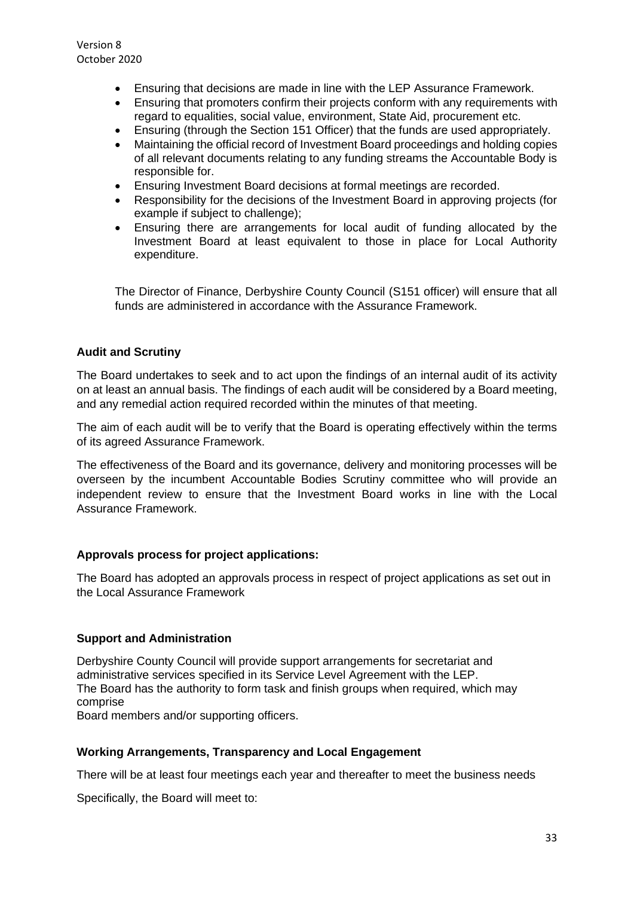- Ensuring that decisions are made in line with the LEP Assurance Framework.
- Ensuring that promoters confirm their projects conform with any requirements with regard to equalities, social value, environment, State Aid, procurement etc.
- Ensuring (through the Section 151 Officer) that the funds are used appropriately.
- Maintaining the official record of Investment Board proceedings and holding copies of all relevant documents relating to any funding streams the Accountable Body is responsible for.
- Ensuring Investment Board decisions at formal meetings are recorded.
- Responsibility for the decisions of the Investment Board in approving projects (for example if subject to challenge);
- Ensuring there are arrangements for local audit of funding allocated by the Investment Board at least equivalent to those in place for Local Authority expenditure.

The Director of Finance, Derbyshire County Council (S151 officer) will ensure that all funds are administered in accordance with the Assurance Framework.

**Audit and Scrutiny**

The Board undertakes to seek and to act upon the findings of an internal audit of its activity on at least an annual basis. The findings of each audit will be considered by a Board meeting, and any remedial action required recorded within the minutes of that meeting.

The aim of each audit will be to verify that the Board is operating effectively within the terms of its agreed Assurance Framework.

The effectiveness of the Board and its governance, delivery and monitoring processes will be overseen by the incumbent Accountable Bodies Scrutiny committee who will provide an independent review to ensure that the Investment Board works in line with the Local Assurance Framework.

**Approvals process for project applications:**

The Board has adopted an approvals process in respect of project applications as set out in the Local Assurance Framework

**Support and Administration**

Derbyshire County Council will provide support arrangements for secretariat and administrative services specified in its Service Level Agreement with the LEP.
The Board has the authority to form task and finish groups when required, which may comprise
Board members and/or supporting officers.

**Working Arrangements, Transparency and Local Engagement**

There will be at least four meetings each year and thereafter to meet the business needs

Specifically, the Board will meet to: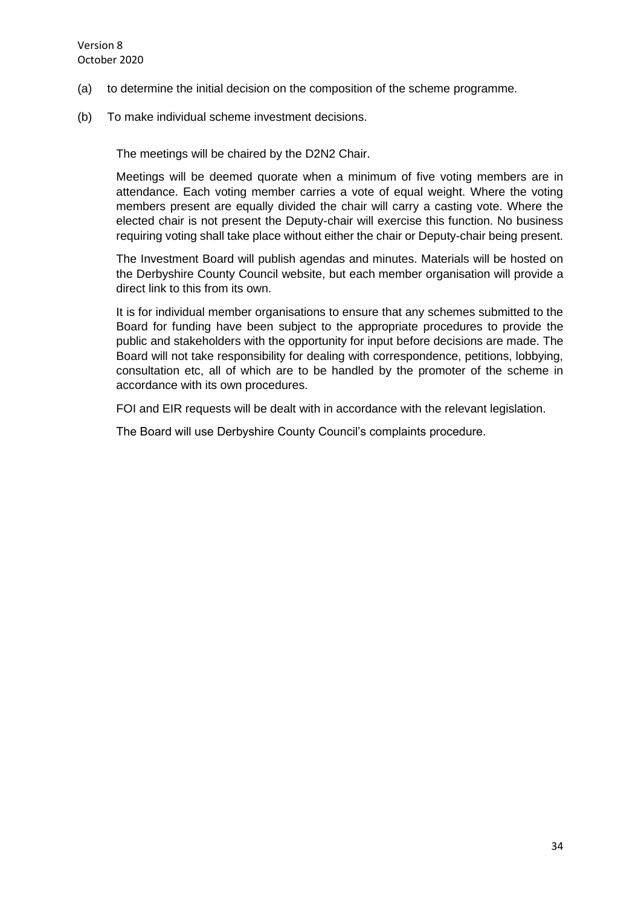(a) to determine the initial decision on the composition of the scheme programme.

(b) To make individual scheme investment decisions.

The meetings will be chaired by the D2N2 Chair.

Meetings will be deemed quorate when a minimum of five voting members are in attendance. Each voting member carries a vote of equal weight. Where the voting members present are equally divided the chair will carry a casting vote. Where the elected chair is not present the Deputy-chair will exercise this function. No business requiring voting shall take place without either the chair or Deputy-chair being present.

The Investment Board will publish agendas and minutes. Materials will be hosted on the Derbyshire County Council website, but each member organisation will provide a direct link to this from its own.

It is for individual member organisations to ensure that any schemes submitted to the Board for funding have been subject to the appropriate procedures to provide the public and stakeholders with the opportunity for input before decisions are made. The Board will not take responsibility for dealing with correspondence, petitions, lobbying, consultation etc, all of which are to be handled by the promoter of the scheme in accordance with its own procedures.

FOI and EIR requests will be dealt with in accordance with the relevant legislation.

The Board will use Derbyshire County Council's complaints procedure.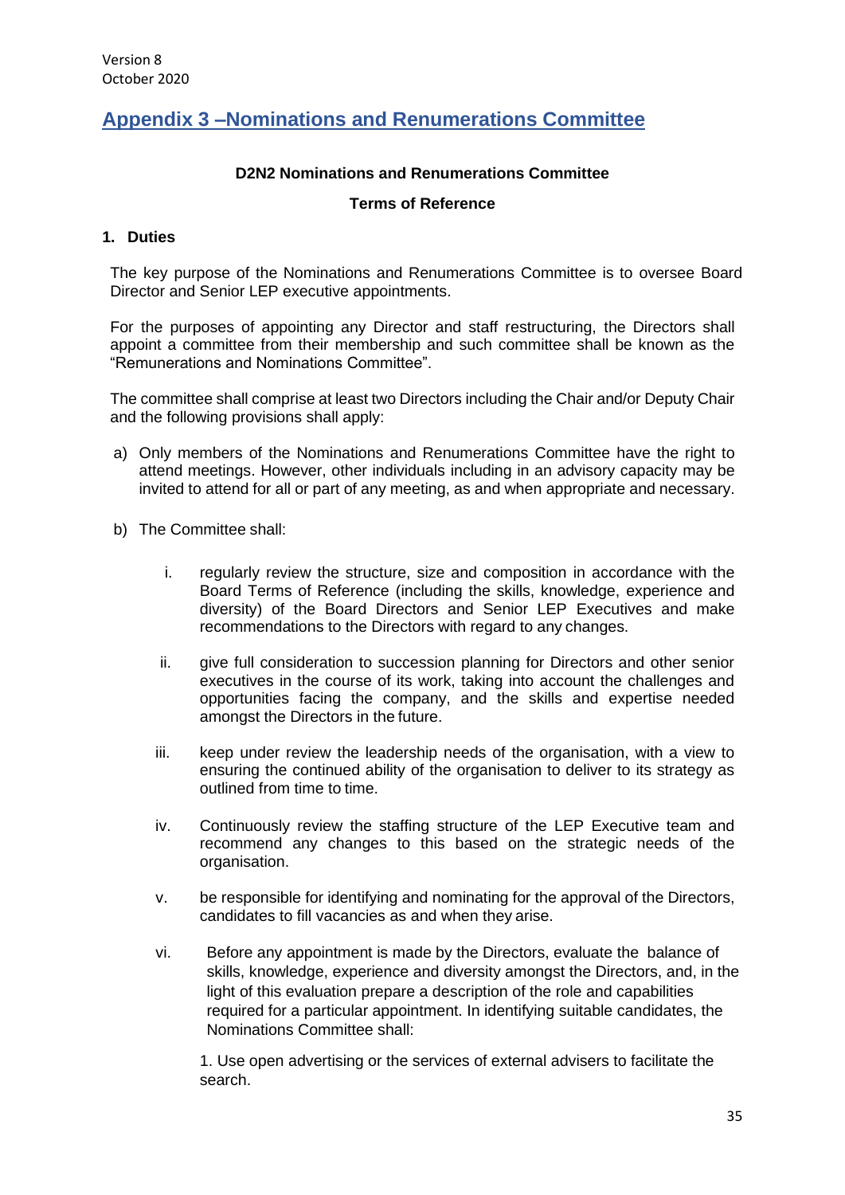Version 8
October 2020

## Appendix 3 –Nominations and Renumerations Committee

**D2N2 Nominations and Renumerations Committee**

**Terms of Reference**

### 1. Duties

The key purpose of the Nominations and Renumerations Committee is to oversee Board Director and Senior LEP executive appointments.

For the purposes of appointing any Director and staff restructuring, the Directors shall appoint a committee from their membership and such committee shall be known as the "Remunerations and Nominations Committee".

The committee shall comprise at least two Directors including the Chair and/or Deputy Chair and the following provisions shall apply:

a) Only members of the Nominations and Renumerations Committee have the right to attend meetings. However, other individuals including in an advisory capacity may be invited to attend for all or part of any meeting, as and when appropriate and necessary.

b) The Committee shall:

   i. regularly review the structure, size and composition in accordance with the Board Terms of Reference (including the skills, knowledge, experience and diversity) of the Board Directors and Senior LEP Executives and make recommendations to the Directors with regard to any changes.

   ii. give full consideration to succession planning for Directors and other senior executives in the course of its work, taking into account the challenges and opportunities facing the company, and the skills and expertise needed amongst the Directors in the future.

   iii. keep under review the leadership needs of the organisation, with a view to ensuring the continued ability of the organisation to deliver to its strategy as outlined from time to time.

   iv. Continuously review the staffing structure of the LEP Executive team and recommend any changes to this based on the strategic needs of the organisation.

   v. be responsible for identifying and nominating for the approval of the Directors, candidates to fill vacancies as and when they arise.

   vi. Before any appointment is made by the Directors, evaluate the balance of skills, knowledge, experience and diversity amongst the Directors, and, in the light of this evaluation prepare a description of the role and capabilities required for a particular appointment. In identifying suitable candidates, the Nominations Committee shall:

      1. Use open advertising or the services of external advisers to facilitate the search.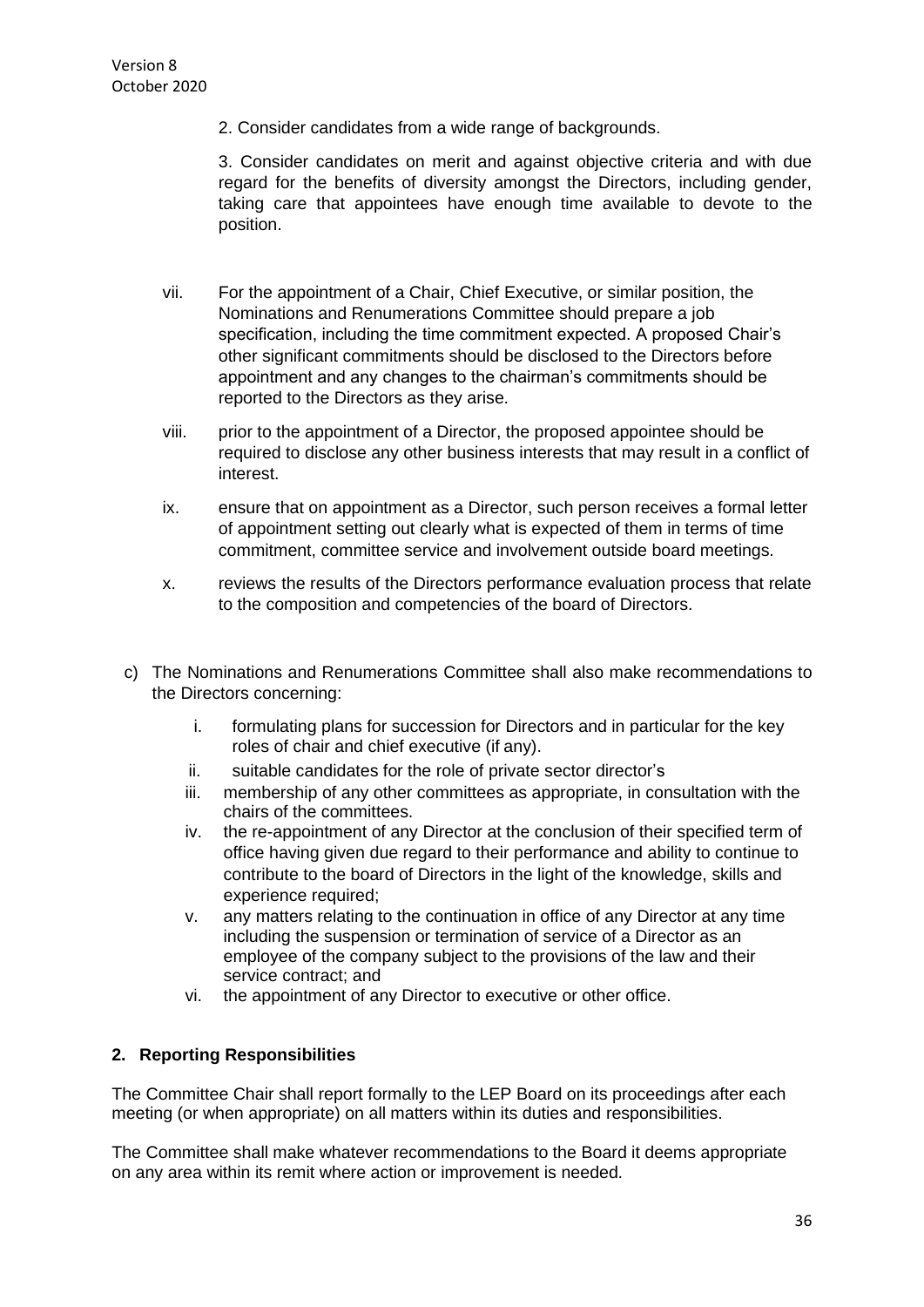2. Consider candidates from a wide range of backgrounds.

3. Consider candidates on merit and against objective criteria and with due regard for the benefits of diversity amongst the Directors, including gender, taking care that appointees have enough time available to devote to the position.

vii. For the appointment of a Chair, Chief Executive, or similar position, the Nominations and Renumerations Committee should prepare a job specification, including the time commitment expected. A proposed Chair's other significant commitments should be disclosed to the Directors before appointment and any changes to the chairman's commitments should be reported to the Directors as they arise.

viii. prior to the appointment of a Director, the proposed appointee should be required to disclose any other business interests that may result in a conflict of interest.

ix. ensure that on appointment as a Director, such person receives a formal letter of appointment setting out clearly what is expected of them in terms of time commitment, committee service and involvement outside board meetings.

x. reviews the results of the Directors performance evaluation process that relate to the composition and competencies of the board of Directors.

c) The Nominations and Renumerations Committee shall also make recommendations to the Directors concerning:

   i. formulating plans for succession for Directors and in particular for the key roles of chair and chief executive (if any).
   ii. suitable candidates for the role of private sector director's
   iii. membership of any other committees as appropriate, in consultation with the chairs of the committees.
   iv. the re-appointment of any Director at the conclusion of their specified term of office having given due regard to their performance and ability to continue to contribute to the board of Directors in the light of the knowledge, skills and experience required;
   v. any matters relating to the continuation in office of any Director at any time including the suspension or termination of service of a Director as an employee of the company subject to the provisions of the law and their service contract; and
   vi. the appointment of any Director to executive or other office.

## 2. Reporting Responsibilities

The Committee Chair shall report formally to the LEP Board on its proceedings after each meeting (or when appropriate) on all matters within its duties and responsibilities.

The Committee shall make whatever recommendations to the Board it deems appropriate on any area within its remit where action or improvement is needed.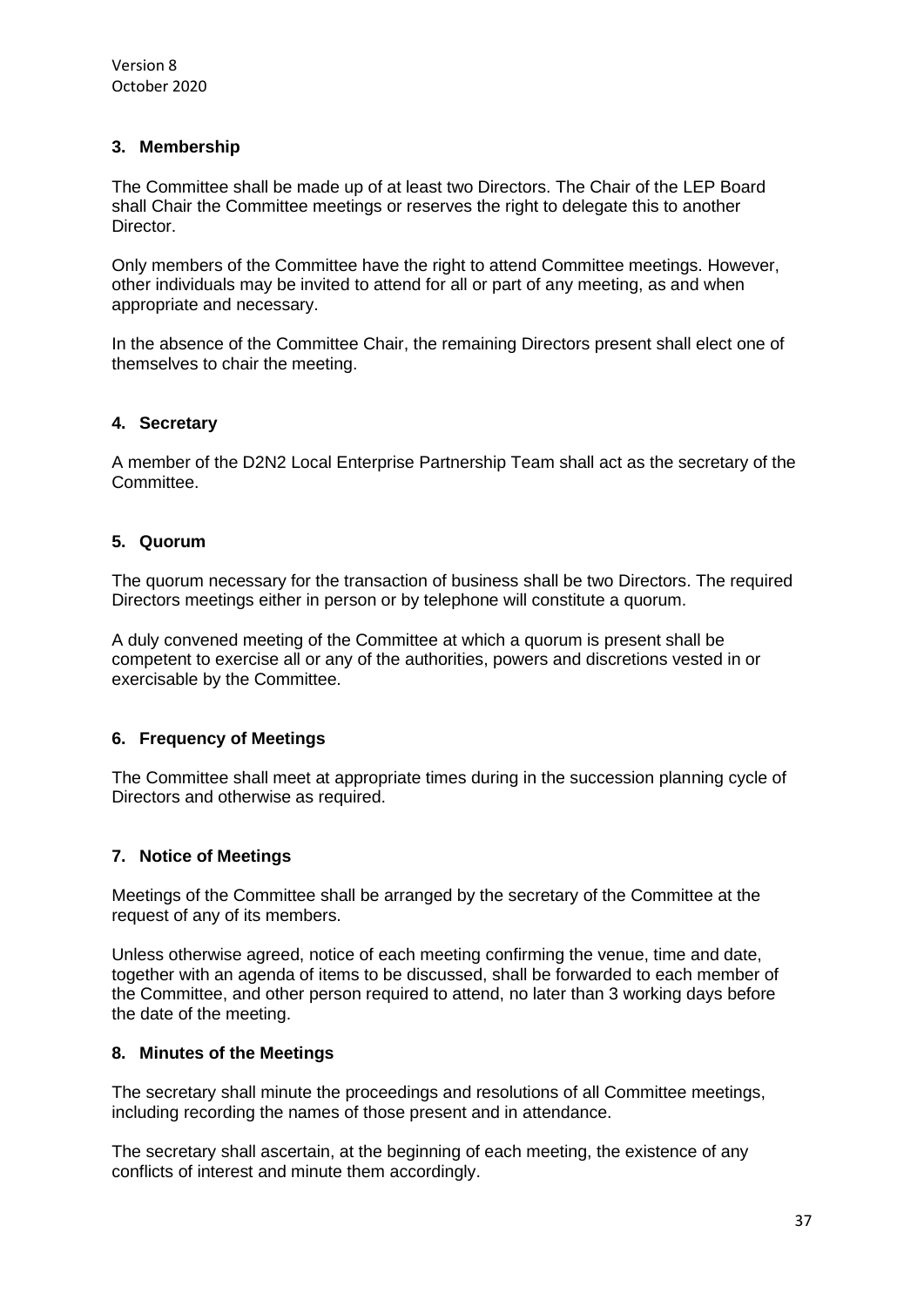## 3. Membership

The Committee shall be made up of at least two Directors. The Chair of the LEP Board shall Chair the Committee meetings or reserves the right to delegate this to another Director.

Only members of the Committee have the right to attend Committee meetings. However, other individuals may be invited to attend for all or part of any meeting, as and when appropriate and necessary.

In the absence of the Committee Chair, the remaining Directors present shall elect one of themselves to chair the meeting.

## 4. Secretary

A member of the D2N2 Local Enterprise Partnership Team shall act as the secretary of the Committee.

## 5. Quorum

The quorum necessary for the transaction of business shall be two Directors. The required Directors meetings either in person or by telephone will constitute a quorum.

A duly convened meeting of the Committee at which a quorum is present shall be competent to exercise all or any of the authorities, powers and discretions vested in or exercisable by the Committee.

## 6. Frequency of Meetings

The Committee shall meet at appropriate times during in the succession planning cycle of Directors and otherwise as required.

## 7. Notice of Meetings

Meetings of the Committee shall be arranged by the secretary of the Committee at the request of any of its members.

Unless otherwise agreed, notice of each meeting confirming the venue, time and date, together with an agenda of items to be discussed, shall be forwarded to each member of the Committee, and other person required to attend, no later than 3 working days before the date of the meeting.

## 8. Minutes of the Meetings

The secretary shall minute the proceedings and resolutions of all Committee meetings, including recording the names of those present and in attendance.

The secretary shall ascertain, at the beginning of each meeting, the existence of any conflicts of interest and minute them accordingly.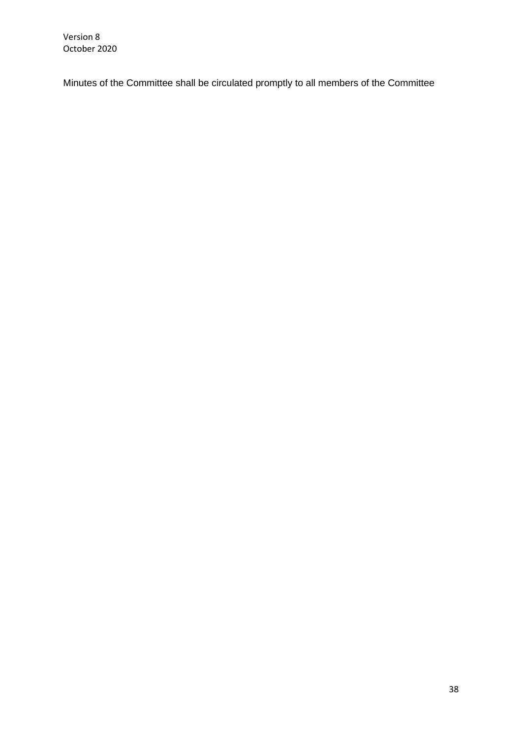Minutes of the Committee shall be circulated promptly to all members of the Committee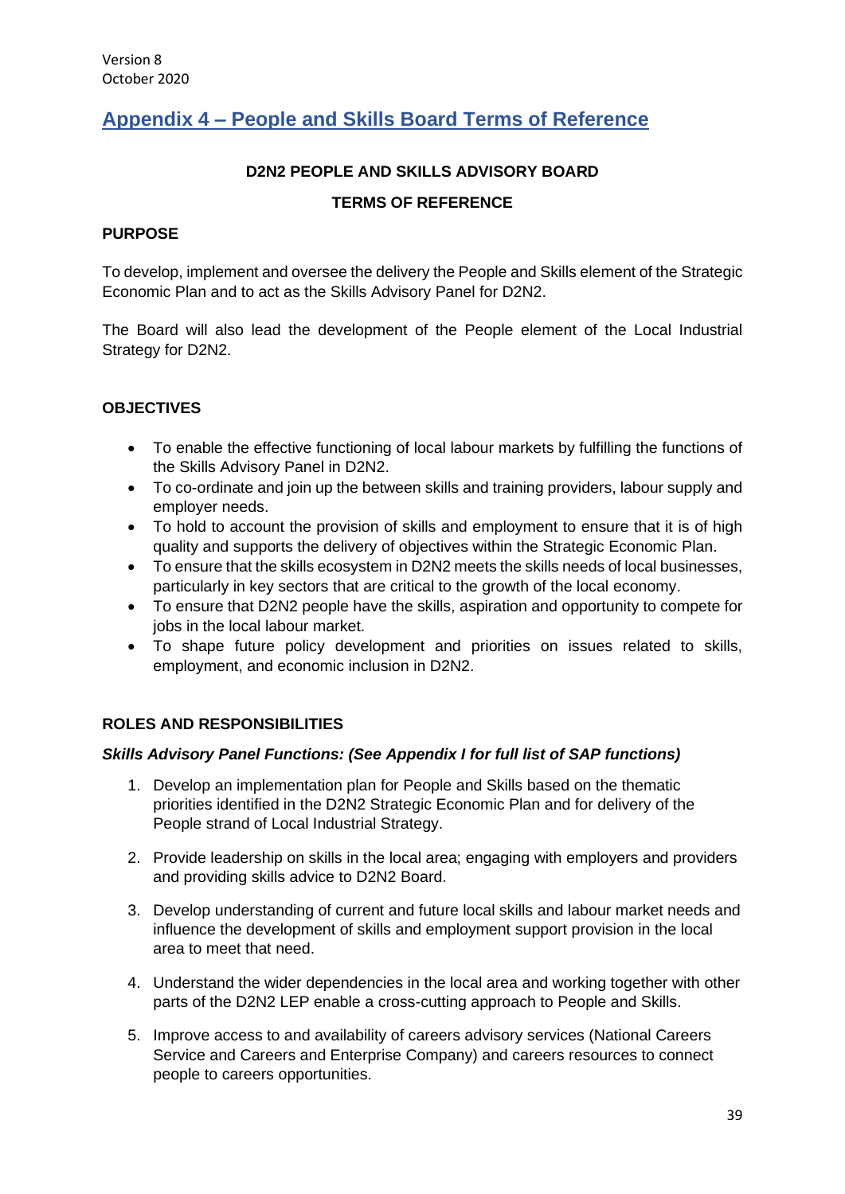Version 8
October 2020

## Appendix 4 – People and Skills Board Terms of Reference

**D2N2 PEOPLE AND SKILLS ADVISORY BOARD**

**TERMS OF REFERENCE**

**PURPOSE**

To develop, implement and oversee the delivery the People and Skills element of the Strategic Economic Plan and to act as the Skills Advisory Panel for D2N2.

The Board will also lead the development of the People element of the Local Industrial Strategy for D2N2.

**OBJECTIVES**

- To enable the effective functioning of local labour markets by fulfilling the functions of the Skills Advisory Panel in D2N2.
- To co-ordinate and join up the between skills and training providers, labour supply and employer needs.
- To hold to account the provision of skills and employment to ensure that it is of high quality and supports the delivery of objectives within the Strategic Economic Plan.
- To ensure that the skills ecosystem in D2N2 meets the skills needs of local businesses, particularly in key sectors that are critical to the growth of the local economy.
- To ensure that D2N2 people have the skills, aspiration and opportunity to compete for jobs in the local labour market.
- To shape future policy development and priorities on issues related to skills, employment, and economic inclusion in D2N2.

**ROLES AND RESPONSIBILITIES**

***Skills Advisory Panel Functions: (See Appendix I for full list of SAP functions)***

1. Develop an implementation plan for People and Skills based on the thematic priorities identified in the D2N2 Strategic Economic Plan and for delivery of the People strand of Local Industrial Strategy.

2. Provide leadership on skills in the local area; engaging with employers and providers and providing skills advice to D2N2 Board.

3. Develop understanding of current and future local skills and labour market needs and influence the development of skills and employment support provision in the local area to meet that need.

4. Understand the wider dependencies in the local area and working together with other parts of the D2N2 LEP enable a cross-cutting approach to People and Skills.

5. Improve access to and availability of careers advisory services (National Careers Service and Careers and Enterprise Company) and careers resources to connect people to careers opportunities.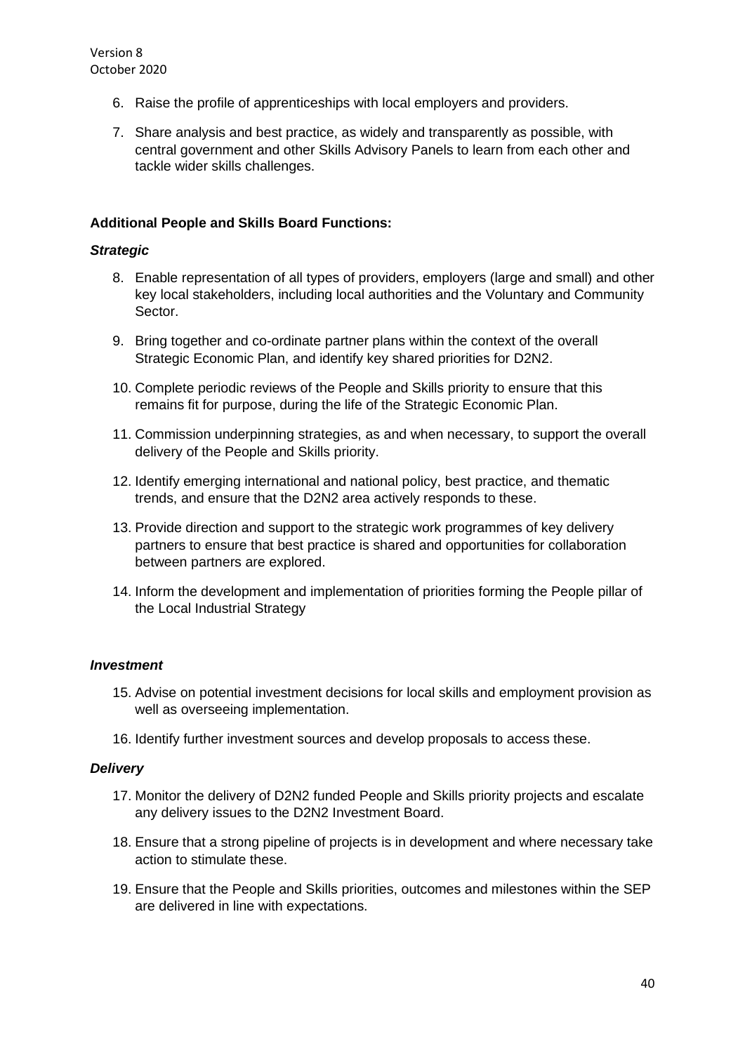6. Raise the profile of apprenticeships with local employers and providers.

7. Share analysis and best practice, as widely and transparently as possible, with central government and other Skills Advisory Panels to learn from each other and tackle wider skills challenges.

**Additional People and Skills Board Functions:**

***Strategic***

8. Enable representation of all types of providers, employers (large and small) and other key local stakeholders, including local authorities and the Voluntary and Community Sector.

9. Bring together and co-ordinate partner plans within the context of the overall Strategic Economic Plan, and identify key shared priorities for D2N2.

10. Complete periodic reviews of the People and Skills priority to ensure that this remains fit for purpose, during the life of the Strategic Economic Plan.

11. Commission underpinning strategies, as and when necessary, to support the overall delivery of the People and Skills priority.

12. Identify emerging international and national policy, best practice, and thematic trends, and ensure that the D2N2 area actively responds to these.

13. Provide direction and support to the strategic work programmes of key delivery partners to ensure that best practice is shared and opportunities for collaboration between partners are explored.

14. Inform the development and implementation of priorities forming the People pillar of the Local Industrial Strategy

***Investment***

15. Advise on potential investment decisions for local skills and employment provision as well as overseeing implementation.

16. Identify further investment sources and develop proposals to access these.

***Delivery***

17. Monitor the delivery of D2N2 funded People and Skills priority projects and escalate any delivery issues to the D2N2 Investment Board.

18. Ensure that a strong pipeline of projects is in development and where necessary take action to stimulate these.

19. Ensure that the People and Skills priorities, outcomes and milestones within the SEP are delivered in line with expectations.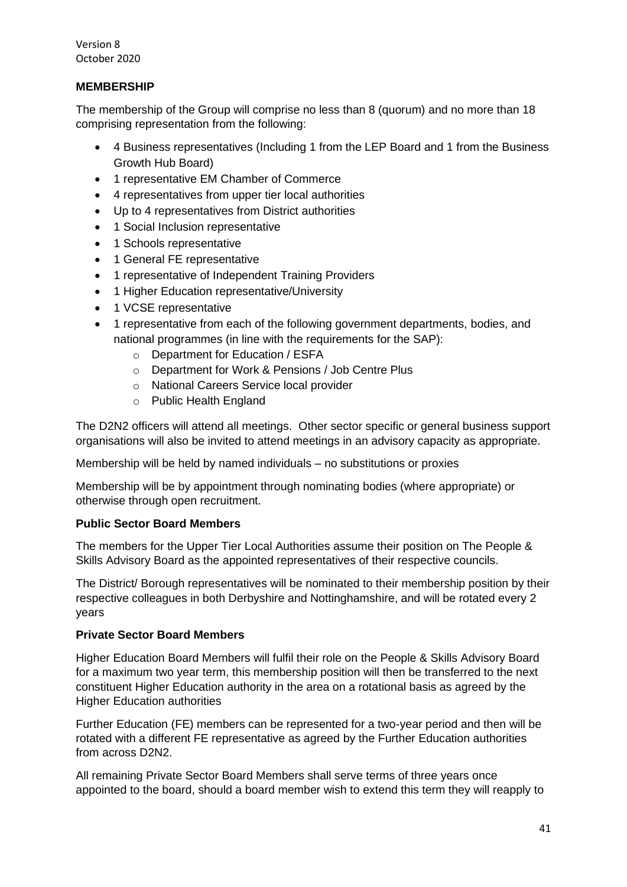### MEMBERSHIP

The membership of the Group will comprise no less than 8 (quorum) and no more than 18 comprising representation from the following:

- 4 Business representatives (Including 1 from the LEP Board and 1 from the Business Growth Hub Board)
- 1 representative EM Chamber of Commerce
- 4 representatives from upper tier local authorities
- Up to 4 representatives from District authorities
- 1 Social Inclusion representative
- 1 Schools representative
- 1 General FE representative
- 1 representative of Independent Training Providers
- 1 Higher Education representative/University
- 1 VCSE representative
- 1 representative from each of the following government departments, bodies, and national programmes (in line with the requirements for the SAP):
    - Department for Education / ESFA
    - Department for Work & Pensions / Job Centre Plus
    - National Careers Service local provider
    - Public Health England

The D2N2 officers will attend all meetings. Other sector specific or general business support organisations will also be invited to attend meetings in an advisory capacity as appropriate.

Membership will be held by named individuals – no substitutions or proxies

Membership will be by appointment through nominating bodies (where appropriate) or otherwise through open recruitment.

**Public Sector Board Members**

The members for the Upper Tier Local Authorities assume their position on The People & Skills Advisory Board as the appointed representatives of their respective councils.

The District/ Borough representatives will be nominated to their membership position by their respective colleagues in both Derbyshire and Nottinghamshire, and will be rotated every 2 years

**Private Sector Board Members**

Higher Education Board Members will fulfil their role on the People & Skills Advisory Board for a maximum two year term, this membership position will then be transferred to the next constituent Higher Education authority in the area on a rotational basis as agreed by the Higher Education authorities

Further Education (FE) members can be represented for a two-year period and then will be rotated with a different FE representative as agreed by the Further Education authorities from across D2N2.

All remaining Private Sector Board Members shall serve terms of three years once appointed to the board, should a board member wish to extend this term they will reapply to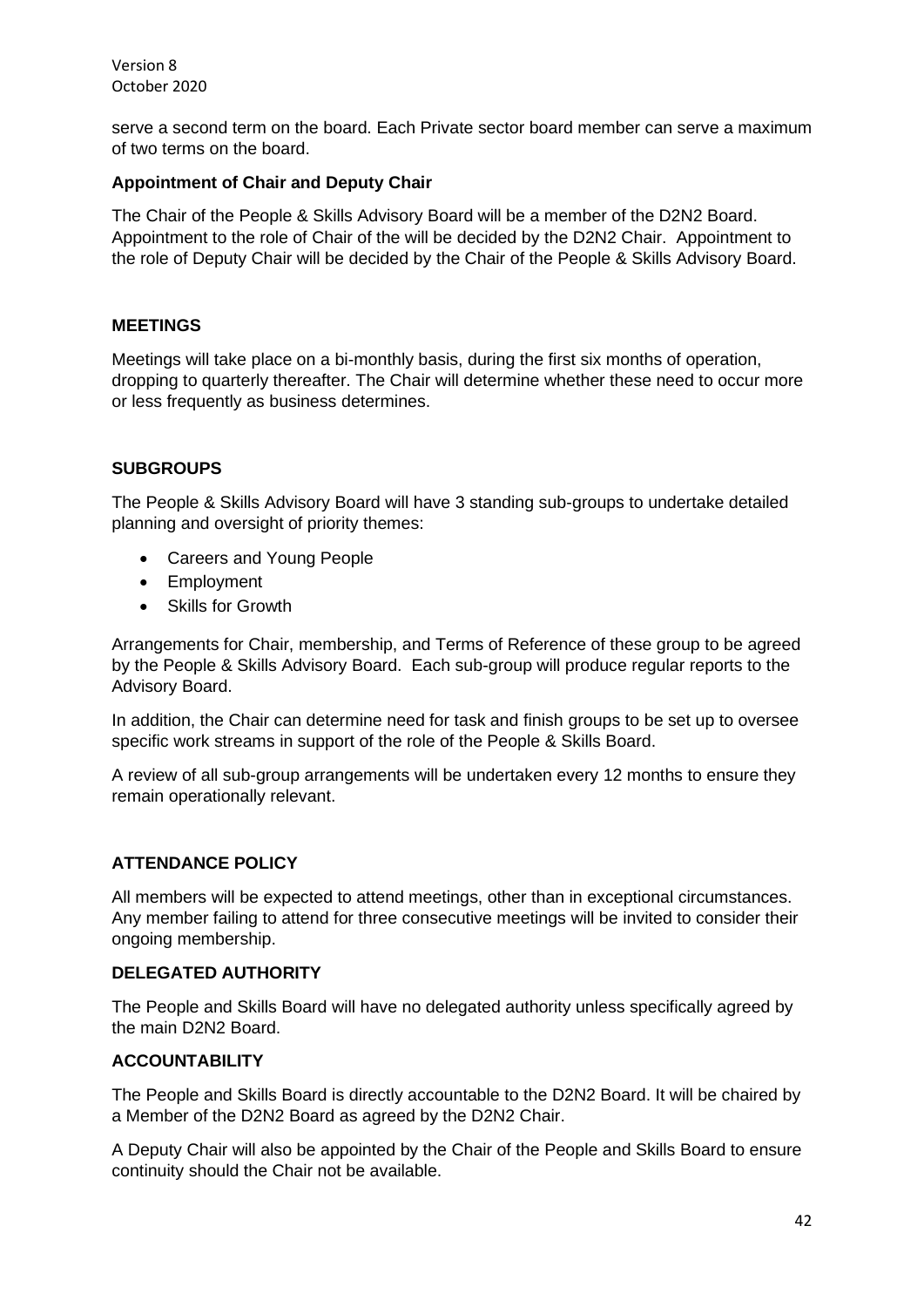serve a second term on the board. Each Private sector board member can serve a maximum of two terms on the board.

**Appointment of Chair and Deputy Chair**

The Chair of the People & Skills Advisory Board will be a member of the D2N2 Board. Appointment to the role of Chair of the will be decided by the D2N2 Chair. Appointment to the role of Deputy Chair will be decided by the Chair of the People & Skills Advisory Board.

**MEETINGS**

Meetings will take place on a bi-monthly basis, during the first six months of operation, dropping to quarterly thereafter. The Chair will determine whether these need to occur more or less frequently as business determines.

**SUBGROUPS**

The People & Skills Advisory Board will have 3 standing sub-groups to undertake detailed planning and oversight of priority themes:

- Careers and Young People
- Employment
- Skills for Growth

Arrangements for Chair, membership, and Terms of Reference of these group to be agreed by the People & Skills Advisory Board. Each sub-group will produce regular reports to the Advisory Board.

In addition, the Chair can determine need for task and finish groups to be set up to oversee specific work streams in support of the role of the People & Skills Board.

A review of all sub-group arrangements will be undertaken every 12 months to ensure they remain operationally relevant.

**ATTENDANCE POLICY**

All members will be expected to attend meetings, other than in exceptional circumstances. Any member failing to attend for three consecutive meetings will be invited to consider their ongoing membership.

**DELEGATED AUTHORITY**

The People and Skills Board will have no delegated authority unless specifically agreed by the main D2N2 Board.

**ACCOUNTABILITY**

The People and Skills Board is directly accountable to the D2N2 Board. It will be chaired by a Member of the D2N2 Board as agreed by the D2N2 Chair.

A Deputy Chair will also be appointed by the Chair of the People and Skills Board to ensure continuity should the Chair not be available.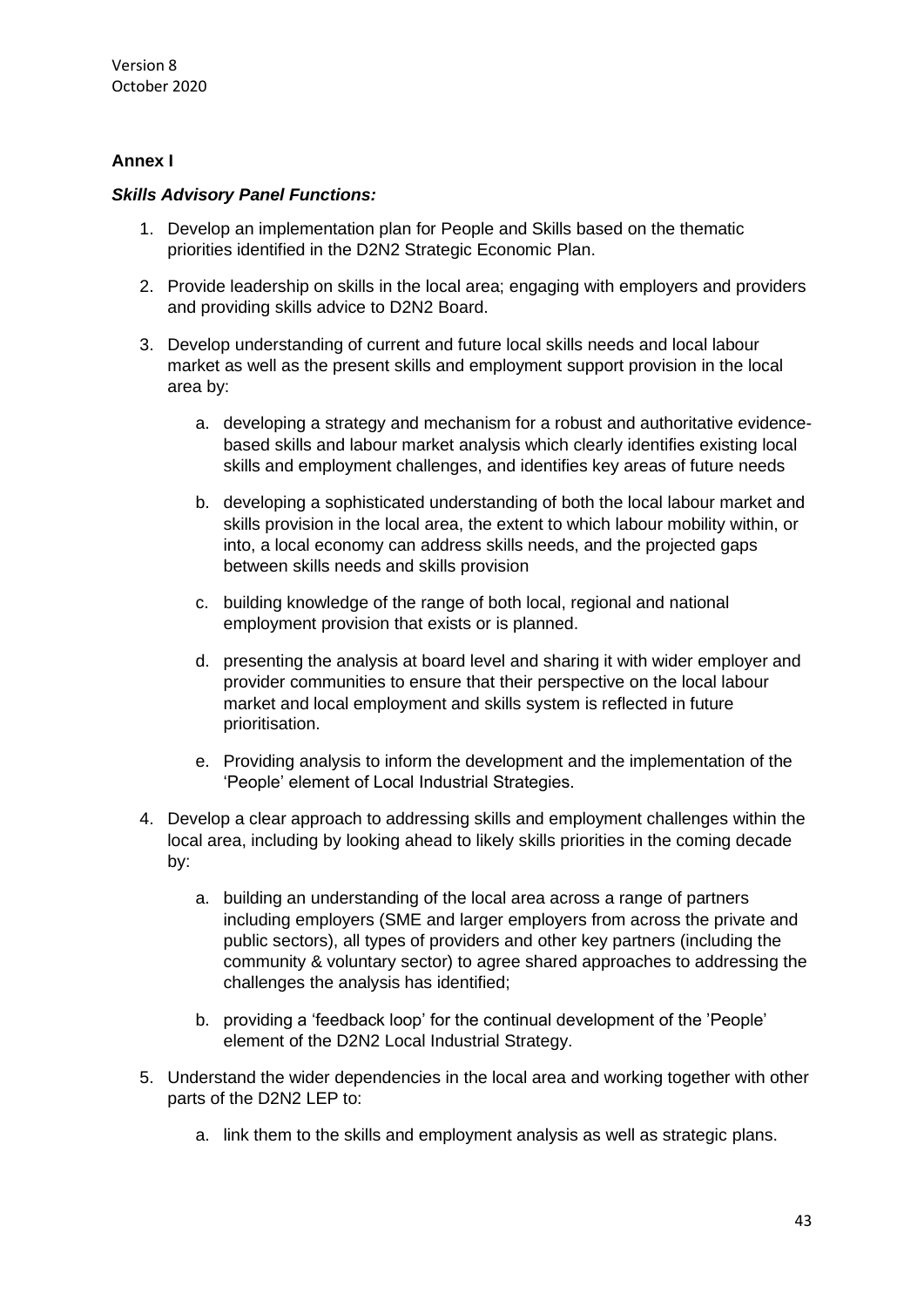**Annex I**

***Skills Advisory Panel Functions:***

1. Develop an implementation plan for People and Skills based on the thematic priorities identified in the D2N2 Strategic Economic Plan.

2. Provide leadership on skills in the local area; engaging with employers and providers and providing skills advice to D2N2 Board.

3. Develop understanding of current and future local skills needs and local labour market as well as the present skills and employment support provision in the local area by:

   a. developing a strategy and mechanism for a robust and authoritative evidence-based skills and labour market analysis which clearly identifies existing local skills and employment challenges, and identifies key areas of future needs

   b. developing a sophisticated understanding of both the local labour market and skills provision in the local area, the extent to which labour mobility within, or into, a local economy can address skills needs, and the projected gaps between skills needs and skills provision

   c. building knowledge of the range of both local, regional and national employment provision that exists or is planned.

   d. presenting the analysis at board level and sharing it with wider employer and provider communities to ensure that their perspective on the local labour market and local employment and skills system is reflected in future prioritisation.

   e. Providing analysis to inform the development and the implementation of the 'People' element of Local Industrial Strategies.

4. Develop a clear approach to addressing skills and employment challenges within the local area, including by looking ahead to likely skills priorities in the coming decade by:

   a. building an understanding of the local area across a range of partners including employers (SME and larger employers from across the private and public sectors), all types of providers and other key partners (including the community & voluntary sector) to agree shared approaches to addressing the challenges the analysis has identified;

   b. providing a 'feedback loop' for the continual development of the 'People' element of the D2N2 Local Industrial Strategy.

5. Understand the wider dependencies in the local area and working together with other parts of the D2N2 LEP to:

   a. link them to the skills and employment analysis as well as strategic plans.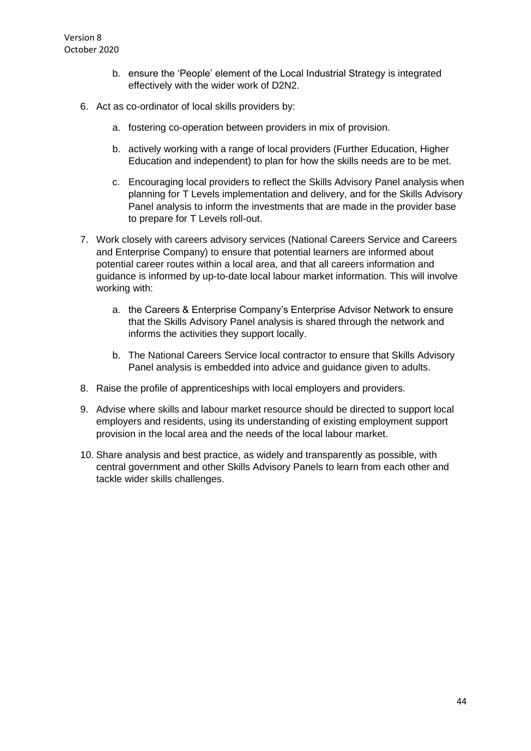b. ensure the 'People' element of the Local Industrial Strategy is integrated effectively with the wider work of D2N2.

6. Act as co-ordinator of local skills providers by:

   a. fostering co-operation between providers in mix of provision.

   b. actively working with a range of local providers (Further Education, Higher Education and independent) to plan for how the skills needs are to be met.

   c. Encouraging local providers to reflect the Skills Advisory Panel analysis when planning for T Levels implementation and delivery, and for the Skills Advisory Panel analysis to inform the investments that are made in the provider base to prepare for T Levels roll-out.

7. Work closely with careers advisory services (National Careers Service and Careers and Enterprise Company) to ensure that potential learners are informed about potential career routes within a local area, and that all careers information and guidance is informed by up-to-date local labour market information. This will involve working with:

   a. the Careers & Enterprise Company's Enterprise Advisor Network to ensure that the Skills Advisory Panel analysis is shared through the network and informs the activities they support locally.

   b. The National Careers Service local contractor to ensure that Skills Advisory Panel analysis is embedded into advice and guidance given to adults.

8. Raise the profile of apprenticeships with local employers and providers.

9. Advise where skills and labour market resource should be directed to support local employers and residents, using its understanding of existing employment support provision in the local area and the needs of the local labour market.

10. Share analysis and best practice, as widely and transparently as possible, with central government and other Skills Advisory Panels to learn from each other and tackle wider skills challenges.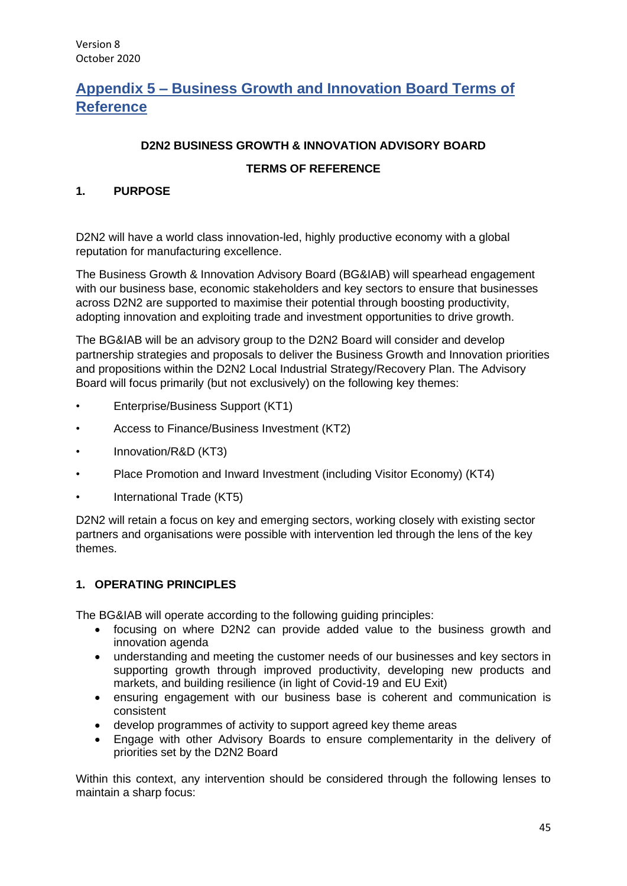Version 8
October 2020

# Appendix 5 – Business Growth and Innovation Board Terms of Reference

**D2N2 BUSINESS GROWTH & INNOVATION ADVISORY BOARD**

**TERMS OF REFERENCE**

## 1. PURPOSE

D2N2 will have a world class innovation-led, highly productive economy with a global reputation for manufacturing excellence.

The Business Growth & Innovation Advisory Board (BG&IAB) will spearhead engagement with our business base, economic stakeholders and key sectors to ensure that businesses across D2N2 are supported to maximise their potential through boosting productivity, adopting innovation and exploiting trade and investment opportunities to drive growth.

The BG&IAB will be an advisory group to the D2N2 Board will consider and develop partnership strategies and proposals to deliver the Business Growth and Innovation priorities and propositions within the D2N2 Local Industrial Strategy/Recovery Plan. The Advisory Board will focus primarily (but not exclusively) on the following key themes:

- Enterprise/Business Support (KT1)
- Access to Finance/Business Investment (KT2)
- Innovation/R&D (KT3)
- Place Promotion and Inward Investment (including Visitor Economy) (KT4)
- International Trade (KT5)

D2N2 will retain a focus on key and emerging sectors, working closely with existing sector partners and organisations were possible with intervention led through the lens of the key themes.

## 1. OPERATING PRINCIPLES

The BG&IAB will operate according to the following guiding principles:

- focusing on where D2N2 can provide added value to the business growth and innovation agenda
- understanding and meeting the customer needs of our businesses and key sectors in supporting growth through improved productivity, developing new products and markets, and building resilience (in light of Covid-19 and EU Exit)
- ensuring engagement with our business base is coherent and communication is consistent
- develop programmes of activity to support agreed key theme areas
- Engage with other Advisory Boards to ensure complementarity in the delivery of priorities set by the D2N2 Board

Within this context, any intervention should be considered through the following lenses to maintain a sharp focus: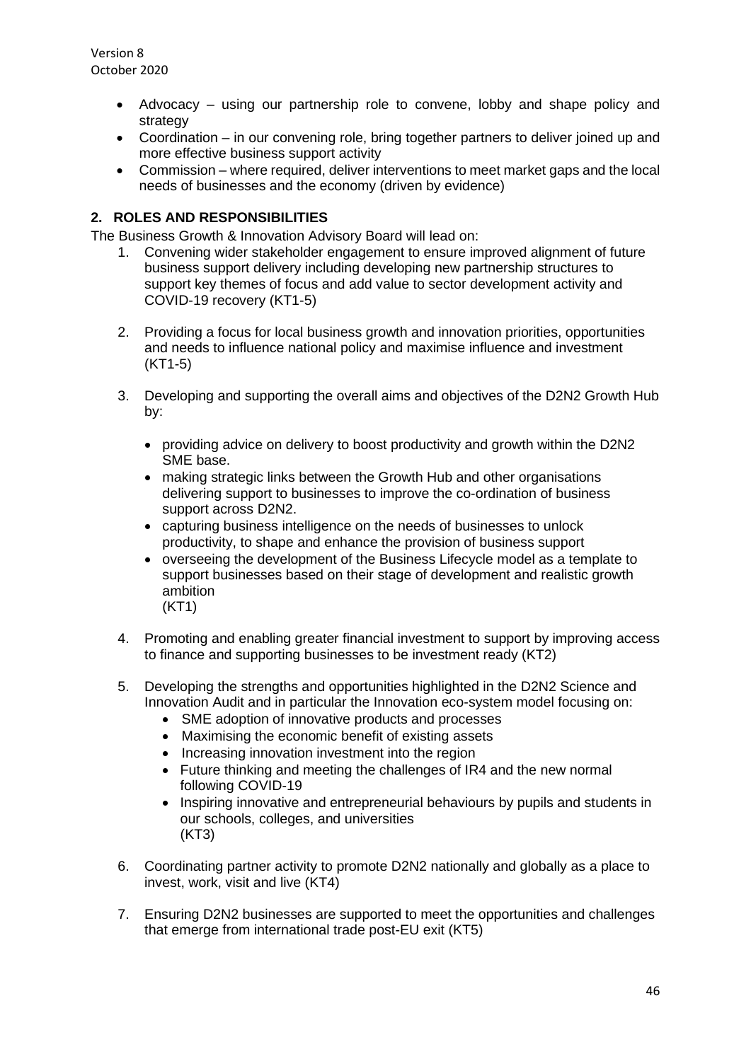- Advocacy – using our partnership role to convene, lobby and shape policy and strategy
- Coordination – in our convening role, bring together partners to deliver joined up and more effective business support activity
- Commission – where required, deliver interventions to meet market gaps and the local needs of businesses and the economy (driven by evidence)

## 2. ROLES AND RESPONSIBILITIES

The Business Growth & Innovation Advisory Board will lead on:

1. Convening wider stakeholder engagement to ensure improved alignment of future business support delivery including developing new partnership structures to support key themes of focus and add value to sector development activity and COVID-19 recovery (KT1-5)

2. Providing a focus for local business growth and innovation priorities, opportunities and needs to influence national policy and maximise influence and investment (KT1-5)

3. Developing and supporting the overall aims and objectives of the D2N2 Growth Hub by:

   - providing advice on delivery to boost productivity and growth within the D2N2 SME base.
   - making strategic links between the Growth Hub and other organisations delivering support to businesses to improve the co-ordination of business support across D2N2.
   - capturing business intelligence on the needs of businesses to unlock productivity, to shape and enhance the provision of business support
   - overseeing the development of the Business Lifecycle model as a template to support businesses based on their stage of development and realistic growth ambition
     (KT1)

4. Promoting and enabling greater financial investment to support by improving access to finance and supporting businesses to be investment ready (KT2)

5. Developing the strengths and opportunities highlighted in the D2N2 Science and Innovation Audit and in particular the Innovation eco-system model focusing on:
   - SME adoption of innovative products and processes
   - Maximising the economic benefit of existing assets
   - Increasing innovation investment into the region
   - Future thinking and meeting the challenges of IR4 and the new normal following COVID-19
   - Inspiring innovative and entrepreneurial behaviours by pupils and students in our schools, colleges, and universities
     (KT3)

6. Coordinating partner activity to promote D2N2 nationally and globally as a place to invest, work, visit and live (KT4)

7. Ensuring D2N2 businesses are supported to meet the opportunities and challenges that emerge from international trade post-EU exit (KT5)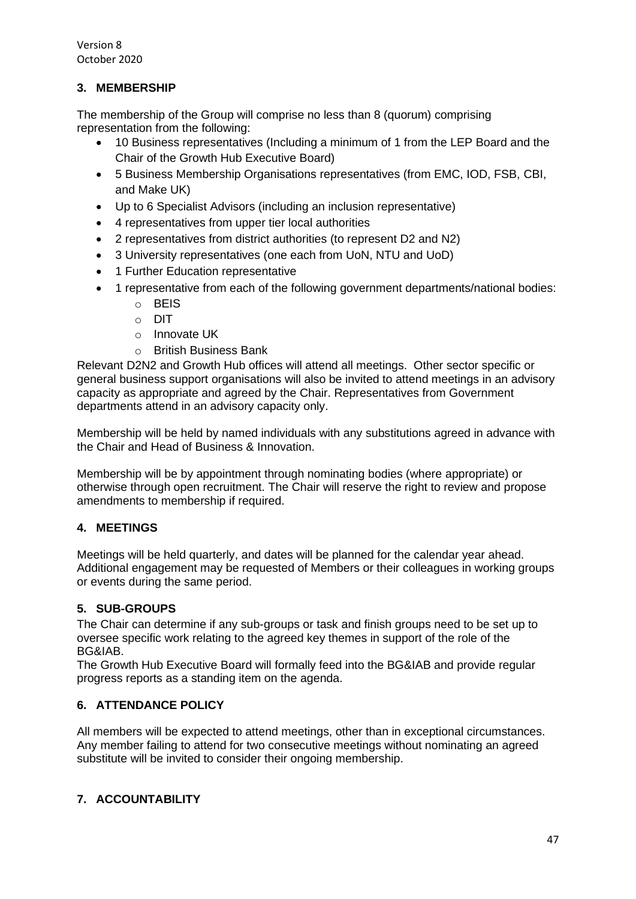## 3. MEMBERSHIP

The membership of the Group will comprise no less than 8 (quorum) comprising representation from the following:

- 10 Business representatives (Including a minimum of 1 from the LEP Board and the Chair of the Growth Hub Executive Board)
- 5 Business Membership Organisations representatives (from EMC, IOD, FSB, CBI, and Make UK)
- Up to 6 Specialist Advisors (including an inclusion representative)
- 4 representatives from upper tier local authorities
- 2 representatives from district authorities (to represent D2 and N2)
- 3 University representatives (one each from UoN, NTU and UoD)
- 1 Further Education representative
- 1 representative from each of the following government departments/national bodies:
  - BEIS
  - DIT
  - Innovate UK
  - British Business Bank

Relevant D2N2 and Growth Hub offices will attend all meetings. Other sector specific or general business support organisations will also be invited to attend meetings in an advisory capacity as appropriate and agreed by the Chair. Representatives from Government departments attend in an advisory capacity only.

Membership will be held by named individuals with any substitutions agreed in advance with the Chair and Head of Business & Innovation.

Membership will be by appointment through nominating bodies (where appropriate) or otherwise through open recruitment. The Chair will reserve the right to review and propose amendments to membership if required.

## 4. MEETINGS

Meetings will be held quarterly, and dates will be planned for the calendar year ahead. Additional engagement may be requested of Members or their colleagues in working groups or events during the same period.

## 5. SUB-GROUPS

The Chair can determine if any sub-groups or task and finish groups need to be set up to oversee specific work relating to the agreed key themes in support of the role of the BG&IAB.

The Growth Hub Executive Board will formally feed into the BG&IAB and provide regular progress reports as a standing item on the agenda.

## 6. ATTENDANCE POLICY

All members will be expected to attend meetings, other than in exceptional circumstances. Any member failing to attend for two consecutive meetings without nominating an agreed substitute will be invited to consider their ongoing membership.

## 7. ACCOUNTABILITY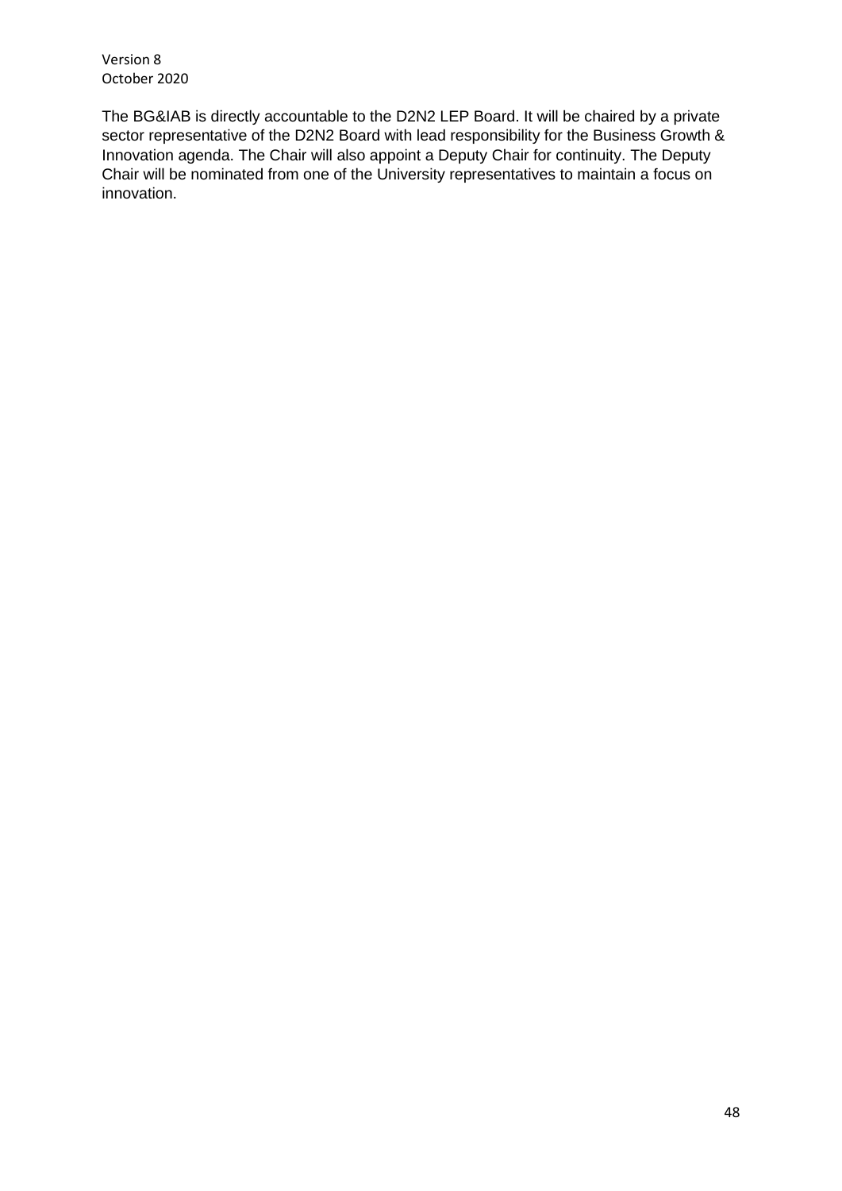The BG&IAB is directly accountable to the D2N2 LEP Board. It will be chaired by a private sector representative of the D2N2 Board with lead responsibility for the Business Growth & Innovation agenda. The Chair will also appoint a Deputy Chair for continuity. The Deputy Chair will be nominated from one of the University representatives to maintain a focus on innovation.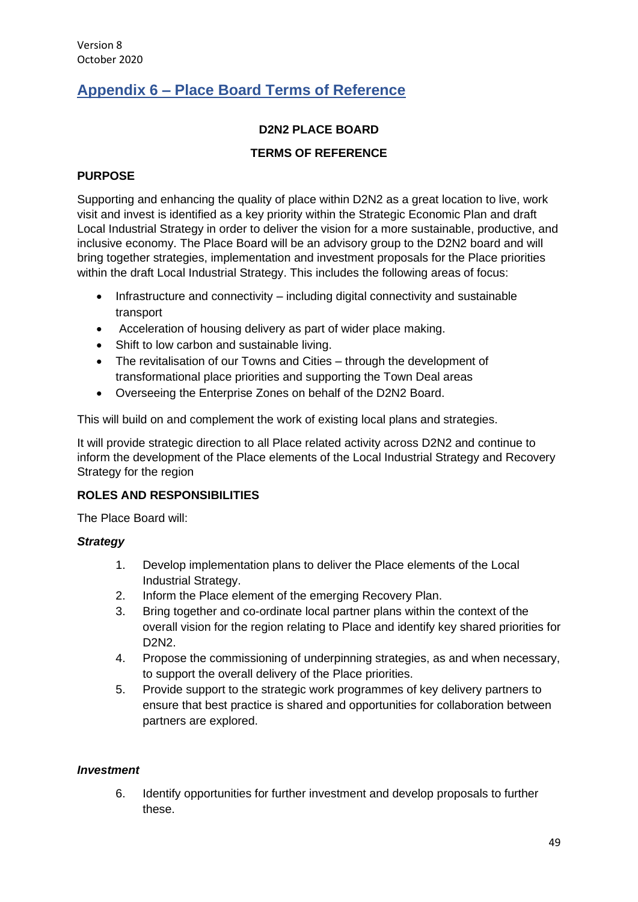Version 8
October 2020

## Appendix 6 – Place Board Terms of Reference

**D2N2 PLACE BOARD**

**TERMS OF REFERENCE**

**PURPOSE**

Supporting and enhancing the quality of place within D2N2 as a great location to live, work visit and invest is identified as a key priority within the Strategic Economic Plan and draft Local Industrial Strategy in order to deliver the vision for a more sustainable, productive, and inclusive economy. The Place Board will be an advisory group to the D2N2 board and will bring together strategies, implementation and investment proposals for the Place priorities within the draft Local Industrial Strategy. This includes the following areas of focus:

- Infrastructure and connectivity – including digital connectivity and sustainable transport
- Acceleration of housing delivery as part of wider place making.
- Shift to low carbon and sustainable living.
- The revitalisation of our Towns and Cities – through the development of transformational place priorities and supporting the Town Deal areas
- Overseeing the Enterprise Zones on behalf of the D2N2 Board.

This will build on and complement the work of existing local plans and strategies.

It will provide strategic direction to all Place related activity across D2N2 and continue to inform the development of the Place elements of the Local Industrial Strategy and Recovery Strategy for the region

**ROLES AND RESPONSIBILITIES**

The Place Board will:

***Strategy***

1. Develop implementation plans to deliver the Place elements of the Local Industrial Strategy.
2. Inform the Place element of the emerging Recovery Plan.
3. Bring together and co-ordinate local partner plans within the context of the overall vision for the region relating to Place and identify key shared priorities for D2N2.
4. Propose the commissioning of underpinning strategies, as and when necessary, to support the overall delivery of the Place priorities.
5. Provide support to the strategic work programmes of key delivery partners to ensure that best practice is shared and opportunities for collaboration between partners are explored.

***Investment***

6. Identify opportunities for further investment and develop proposals to further these.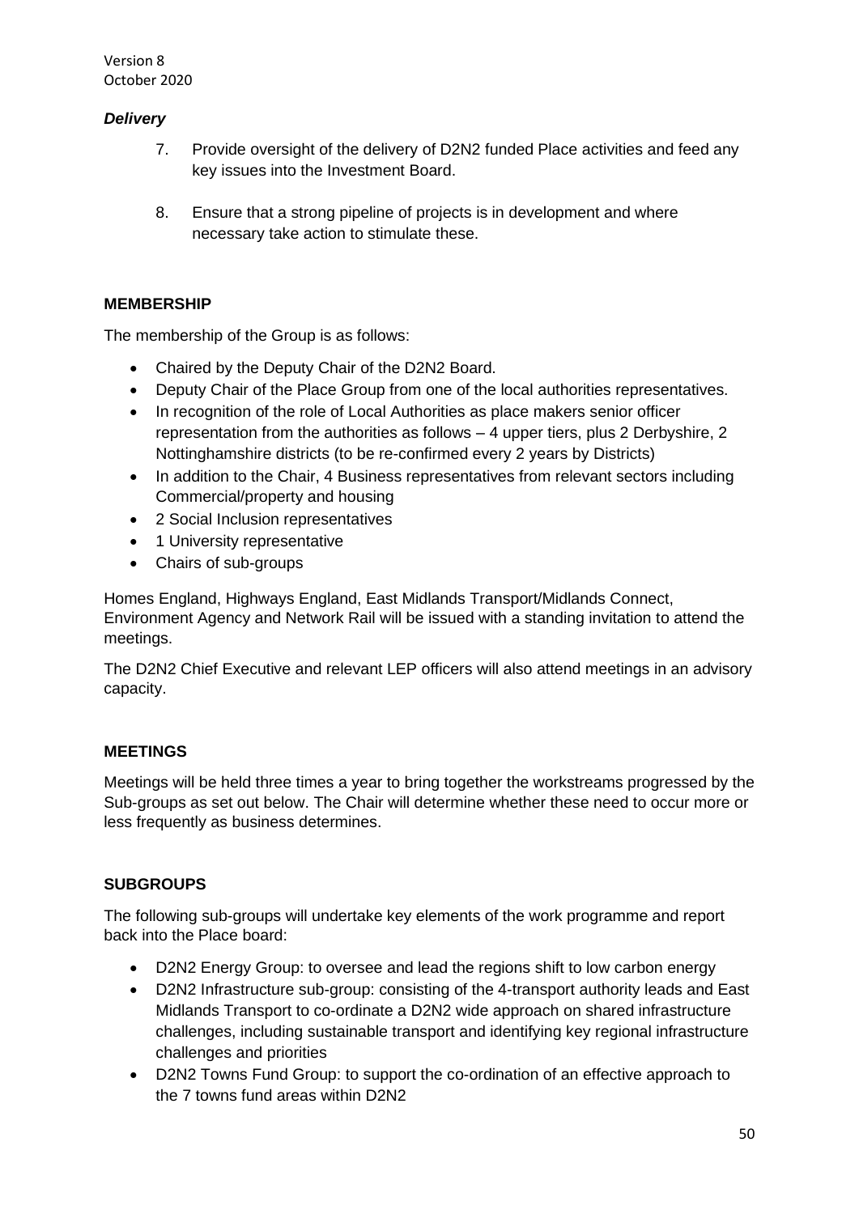***Delivery***

7. Provide oversight of the delivery of D2N2 funded Place activities and feed any key issues into the Investment Board.

8. Ensure that a strong pipeline of projects is in development and where necessary take action to stimulate these.

**MEMBERSHIP**

The membership of the Group is as follows:

- Chaired by the Deputy Chair of the D2N2 Board.
- Deputy Chair of the Place Group from one of the local authorities representatives.
- In recognition of the role of Local Authorities as place makers senior officer representation from the authorities as follows – 4 upper tiers, plus 2 Derbyshire, 2 Nottinghamshire districts (to be re-confirmed every 2 years by Districts)
- In addition to the Chair, 4 Business representatives from relevant sectors including Commercial/property and housing
- 2 Social Inclusion representatives
- 1 University representative
- Chairs of sub-groups

Homes England, Highways England, East Midlands Transport/Midlands Connect, Environment Agency and Network Rail will be issued with a standing invitation to attend the meetings.

The D2N2 Chief Executive and relevant LEP officers will also attend meetings in an advisory capacity.

**MEETINGS**

Meetings will be held three times a year to bring together the workstreams progressed by the Sub-groups as set out below. The Chair will determine whether these need to occur more or less frequently as business determines.

**SUBGROUPS**

The following sub-groups will undertake key elements of the work programme and report back into the Place board:

- D2N2 Energy Group: to oversee and lead the regions shift to low carbon energy
- D2N2 Infrastructure sub-group: consisting of the 4-transport authority leads and East Midlands Transport to co-ordinate a D2N2 wide approach on shared infrastructure challenges, including sustainable transport and identifying key regional infrastructure challenges and priorities
- D2N2 Towns Fund Group: to support the co-ordination of an effective approach to the 7 towns fund areas within D2N2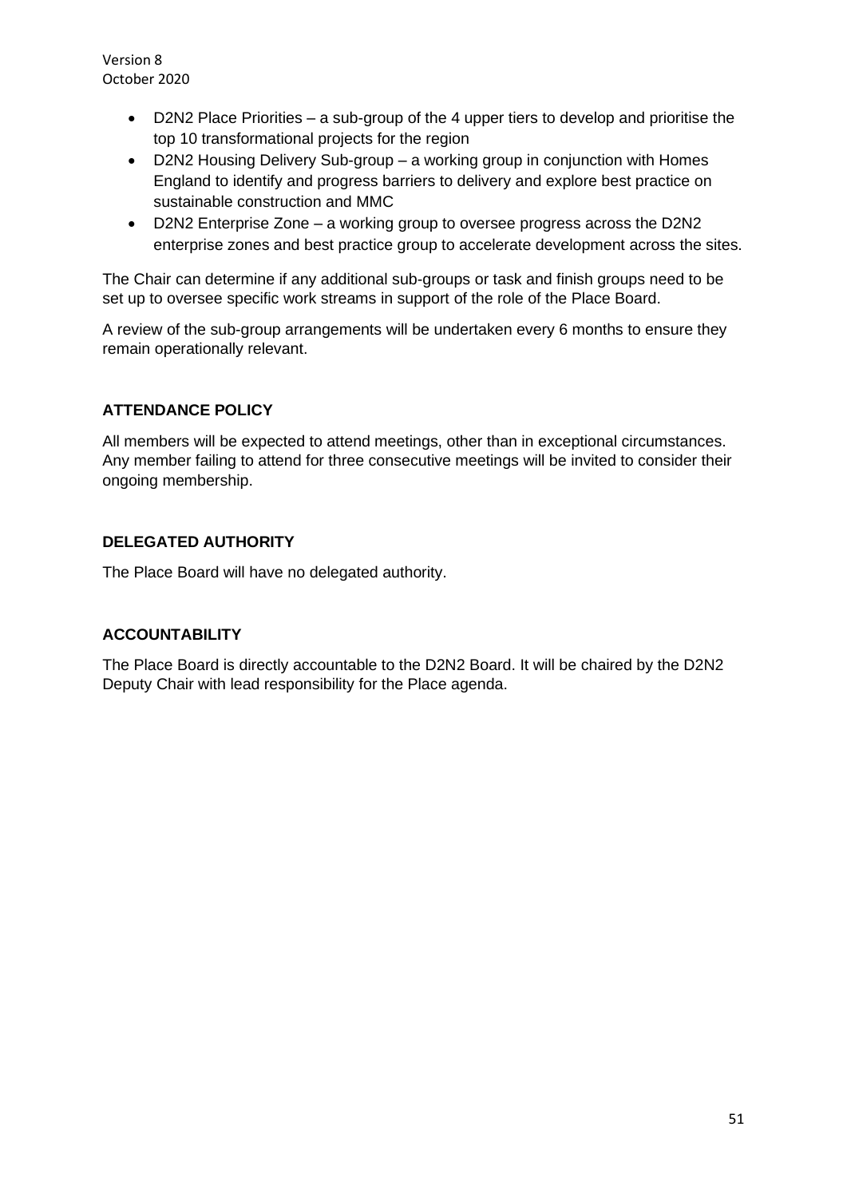- D2N2 Place Priorities – a sub-group of the 4 upper tiers to develop and prioritise the top 10 transformational projects for the region
- D2N2 Housing Delivery Sub-group – a working group in conjunction with Homes England to identify and progress barriers to delivery and explore best practice on sustainable construction and MMC
- D2N2 Enterprise Zone – a working group to oversee progress across the D2N2 enterprise zones and best practice group to accelerate development across the sites.

The Chair can determine if any additional sub-groups or task and finish groups need to be set up to oversee specific work streams in support of the role of the Place Board.

A review of the sub-group arrangements will be undertaken every 6 months to ensure they remain operationally relevant.

## ATTENDANCE POLICY

All members will be expected to attend meetings, other than in exceptional circumstances. Any member failing to attend for three consecutive meetings will be invited to consider their ongoing membership.

## DELEGATED AUTHORITY

The Place Board will have no delegated authority.

## ACCOUNTABILITY

The Place Board is directly accountable to the D2N2 Board. It will be chaired by the D2N2 Deputy Chair with lead responsibility for the Place agenda.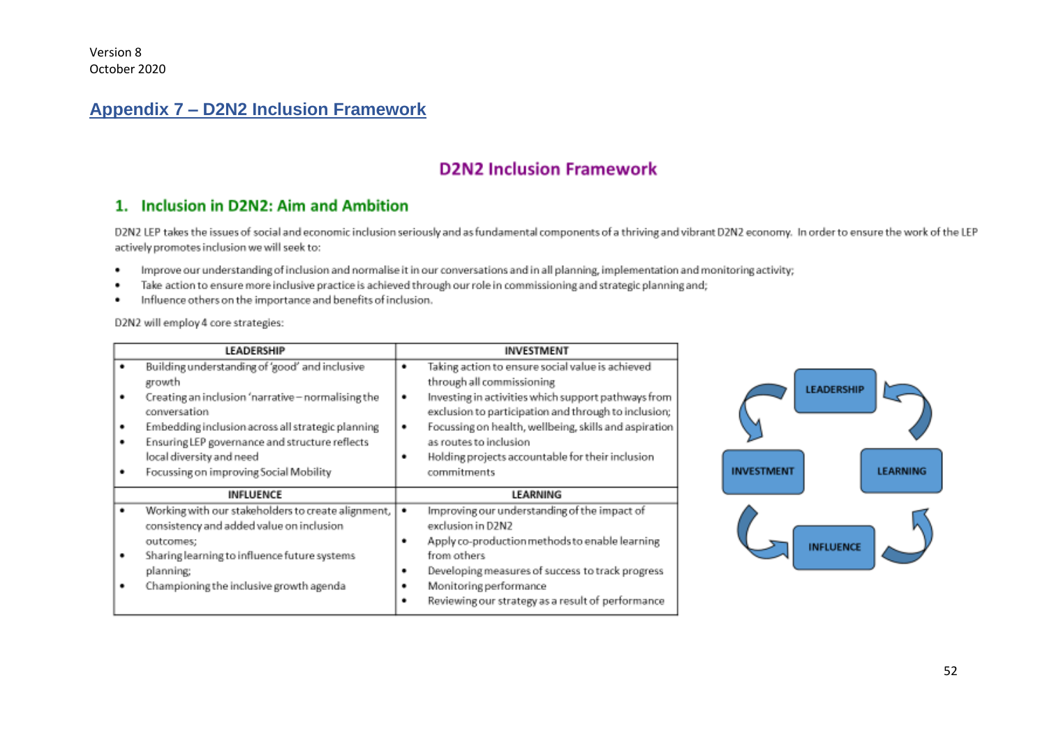Version 8
October 2020

## Appendix 7 – D2N2 Inclusion Framework

# D2N2 Inclusion Framework

## 1. Inclusion in D2N2: Aim and Ambition

D2N2 LEP takes the issues of social and economic inclusion seriously and as fundamental components of a thriving and vibrant D2N2 economy. In order to ensure the work of the LEP actively promotes inclusion we will seek to:

- Improve our understanding of inclusion and normalise it in our conversations and in all planning, implementation and monitoring activity;
- Take action to ensure more inclusive practice is achieved through our role in commissioning and strategic planning and;
- Influence others on the importance and benefits of inclusion.

D2N2 will employ 4 core strategies:

| LEADERSHIP | INVESTMENT |
|---|---|
| • Building understanding of 'good' and inclusive growth<br>• Creating an inclusion 'narrative – normalising the conversation<br>• Embedding inclusion across all strategic planning<br>• Ensuring LEP governance and structure reflects local diversity and need<br>• Focussing on improving Social Mobility | • Taking action to ensure social value is achieved through all commissioning<br>• Investing in activities which support pathways from exclusion to participation and through to inclusion;<br>• Focussing on health, wellbeing, skills and aspiration as routes to inclusion<br>• Holding projects accountable for their inclusion commitments |
| **INFLUENCE** | **LEARNING** |
| • Working with our stakeholders to create alignment, consistency and added value on inclusion outcomes;<br>• Sharing learning to influence future systems planning;<br>• Championing the inclusive growth agenda | • Improving our understanding of the impact of exclusion in D2N2<br>• Apply co-production methods to enable learning from others<br>• Developing measures of success to track progress<br>• Monitoring performance<br>• Reviewing our strategy as a result of performance |

LEADERSHIP → LEARNING → INFLUENCE → INVESTMENT → LEADERSHIP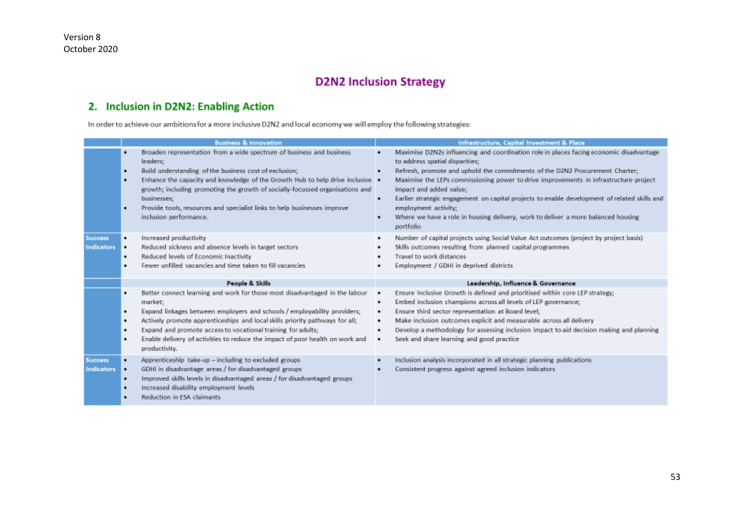Version 8
October 2020

# D2N2 Inclusion Strategy

## 2. Inclusion in D2N2: Enabling Action

In order to achieve our ambitions for a more inclusive D2N2 and local economy we will employ the following strategies:

| | Business & Innovation | Infrastructure, Capital Investment & Place |
|---|---|---|
| | • Broaden representation from a wide spectrum of business and business leaders;<br>• Build understanding of the business cost of exclusion;<br>• Enhance the capacity and knowledge of the Growth Hub to help drive inclusive growth; including promoting the growth of socially-focussed organisations and businesses;<br>• Provide tools, resources and specialist links to help businesses improve inclusion performance. | • Maximise D2N2s influencing and coordination role in places facing economic disadvantage to address spatial disparities;<br>• Refresh, promote and uphold the commitments of the D2N2 Procurement Charter;<br>• Maximise the LEPs commissioning power to drive improvements in infrastructure project impact and added value;<br>• Earlier strategic engagement on capital projects to enable development of related skills and employment activity;<br>• Where we have a role in housing delivery, work to deliver a more balanced housing portfolio |
| **Success Indicators** | • Increased productivity<br>• Reduced sickness and absence levels in target sectors<br>• Reduced levels of Economic Inactivity<br>• Fewer unfilled vacancies and time taken to fill vacancies | • Number of capital projects using Social Value Act outcomes (project by project basis)<br>• Skills outcomes resulting from planned capital programmes<br>• Travel to work distances<br>• Employment / GDHI in deprived districts |
| | **People & Skills** | **Leadership, Influence & Governance** |
| | • Better connect learning and work for those most disadvantaged in the labour market;<br>• Expand linkages between employers and schools / employability providers;<br>• Actively promote apprenticeships and local skills priority pathways for all;<br>• Expand and promote access to vocational training for adults;<br>• Enable delivery of activities to reduce the impact of poor health on work and productivity. | • Ensure Inclusive Growth is defined and prioritised within core LEP strategy;<br>• Embed inclusion champions across all levels of LEP governance;<br>• Ensure third sector representation at Board level;<br>• Make inclusion outcomes explicit and measurable across all delivery<br>• Develop a methodology for assessing inclusion impact to aid decision making and planning<br>• Seek and share learning and good practice |
| **Success Indicators** | • Apprenticeship take-up – including to excluded groups<br>• GDHI in disadvantage areas / for disadvantaged groups<br>• Improved skills levels in disadvantaged areas / for disadvantaged groups<br>• Increased disability employment levels<br>• Reduction in ESA claimants | • Inclusion analysis incorporated in all strategic planning publications<br>• Consistent progress against agreed inclusion indicators |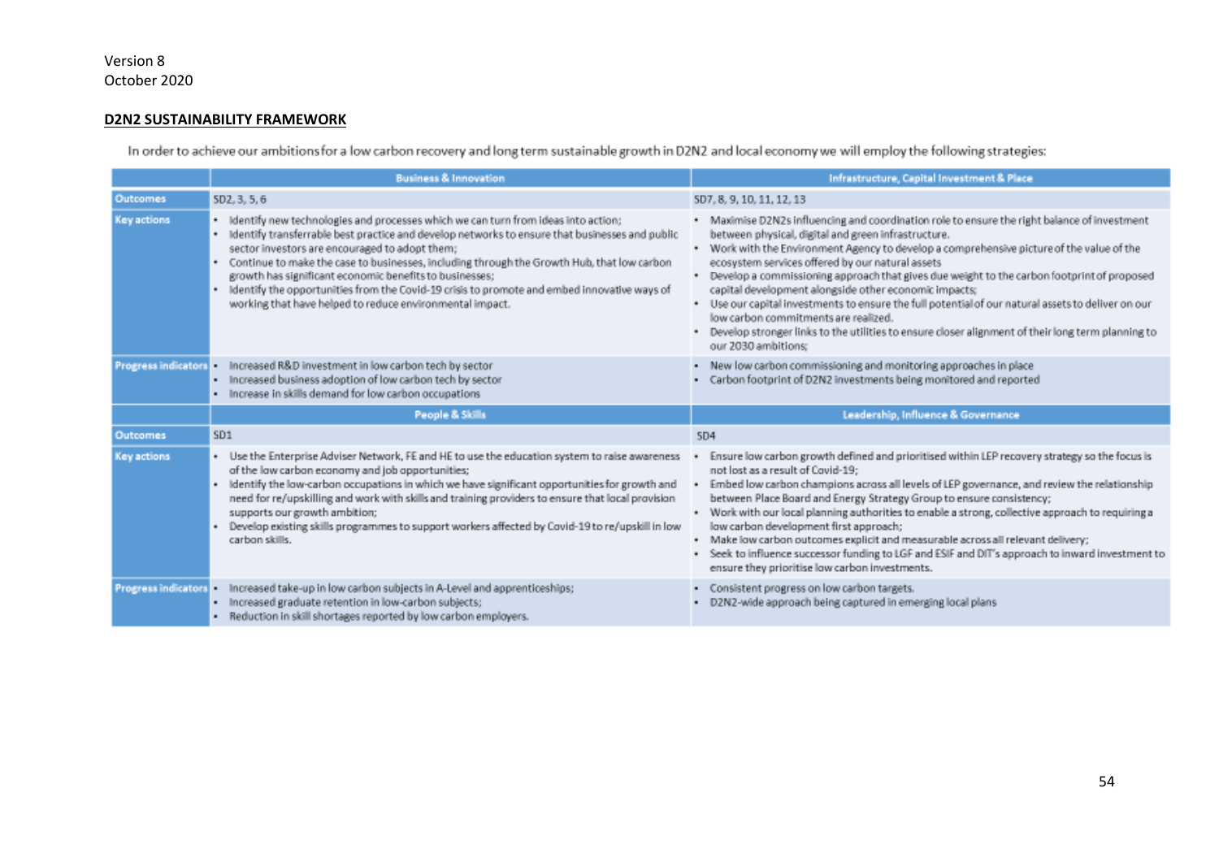Version 8
October 2020

**D2N2 SUSTAINABILITY FRAMEWORK**

In order to achieve our ambitions for a low carbon recovery and long term sustainable growth in D2N2 and local economy we will employ the following strategies:

| | Business & Innovation | Infrastructure, Capital Investment & Place |
|---|---|---|
| **Outcomes** | SD2, 3, 5, 6 | SD7, 8, 9, 10, 11, 12, 13 |
| **Key actions** | • Identify new technologies and processes which we can turn from ideas into action;<br>• Identify transferrable best practice and develop networks to ensure that businesses and public sector investors are encouraged to adopt them;<br>• Continue to make the case to businesses, including through the Growth Hub, that low carbon growth has significant economic benefits to businesses;<br>• Identify the opportunities from the Covid-19 crisis to promote and embed innovative ways of working that have helped to reduce environmental impact. | • Maximise D2N2s influencing and coordination role to ensure the right balance of investment between physical, digital and green infrastructure.<br>• Work with the Environment Agency to develop a comprehensive picture of the value of the ecosystem services offered by our natural assets<br>• Develop a commissioning approach that gives due weight to the carbon footprint of proposed capital development alongside other economic impacts;<br>• Use our capital investments to ensure the full potential of our natural assets to deliver on our low carbon commitments are realized.<br>• Develop stronger links to the utilities to ensure closer alignment of their long term planning to our 2030 ambitions; |
| **Progress indicators** | • Increased R&D investment in low carbon tech by sector<br>• Increased business adoption of low carbon tech by sector<br>• Increase in skills demand for low carbon occupations | • New low carbon commissioning and monitoring approaches in place<br>• Carbon footprint of D2N2 investments being monitored and reported |
| | **People & Skills** | **Leadership, Influence & Governance** |
| **Outcomes** | SD1 | SD4 |
| **Key actions** | • Use the Enterprise Adviser Network, FE and HE to use the education system to raise awareness of the low carbon economy and job opportunities;<br>• Identify the low-carbon occupations in which we have significant opportunities for growth and need for re/upskilling and work with skills and training providers to ensure that local provision supports our growth ambition;<br>• Develop existing skills programmes to support workers affected by Covid-19 to re/upskill in low carbon skills. | • Ensure low carbon growth defined and prioritised within LEP recovery strategy so the focus is not lost as a result of Covid-19;<br>• Embed low carbon champions across all levels of LEP governance, and review the relationship between Place Board and Energy Strategy Group to ensure consistency;<br>• Work with our local planning authorities to enable a strong, collective approach to requiring a low carbon development first approach;<br>• Make low carbon outcomes explicit and measurable across all relevant delivery;<br>• Seek to influence successor funding to LGF and ESIF and DIT's approach to inward investment to ensure they prioritise low carbon investments. |
| **Progress indicators** | • Increased take-up in low carbon subjects in A-Level and apprenticeships;<br>• Increased graduate retention in low-carbon subjects;<br>• Reduction in skill shortages reported by low carbon employers. | • Consistent progress on low carbon targets.<br>• D2N2-wide approach being captured in emerging local plans |